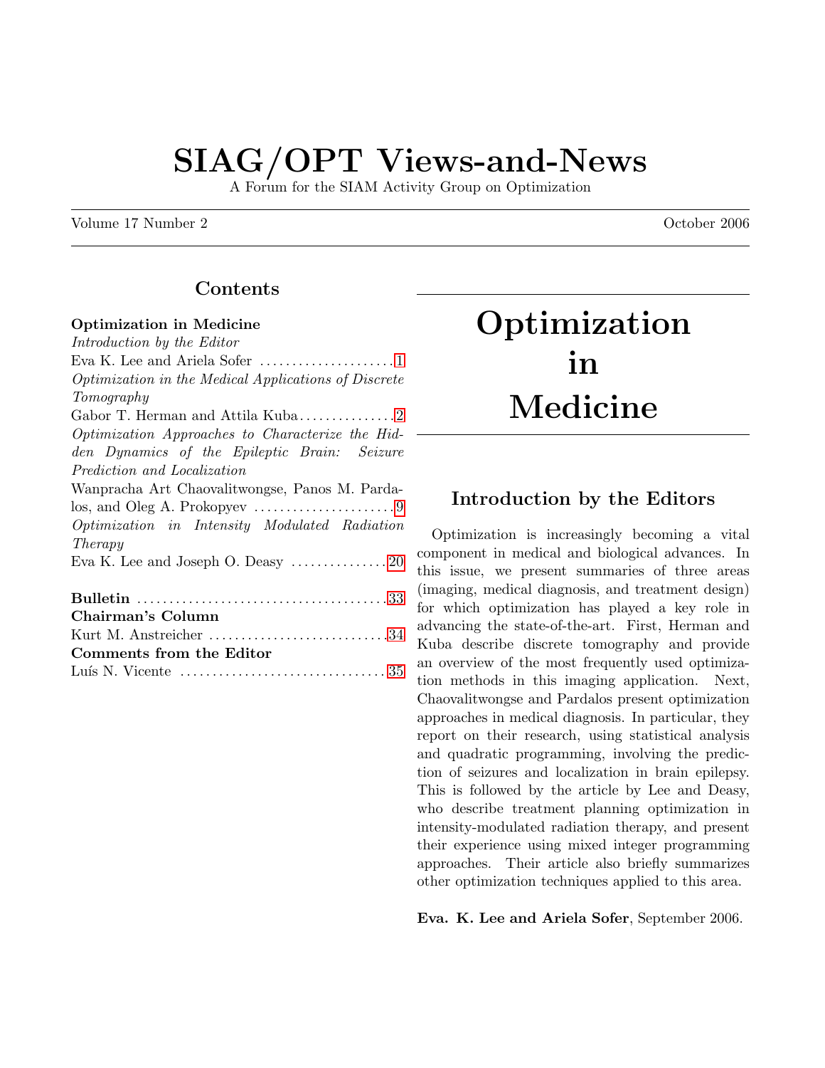# SIAG/OPT Views-and-News

A Forum for the SIAM Activity Group on Optimization

Volume 17 Number 2 October 2006

## Contents

**Optimization in Medicine**

*Introduction by the Editor*
Eva K. Lee and Ariela Sofer ..................... 1

*Optimization in the Medical Applications of Discrete Tomography*
Gabor T. Herman and Attila Kuba ............... 2

*Optimization Approaches to Characterize the Hidden Dynamics of the Epileptic Brain: Seizure Prediction and Localization*
Wanpracha Art Chaovalitwongse, Panos M. Pardalos, and Oleg A. Prokopyev ...................... 9

*Optimization in Intensity Modulated Radiation Therapy*
Eva K. Lee and Joseph O. Deasy ............... 20

**Bulletin** ....................................... 33

**Chairman's Column**
Kurt M. Anstreicher ............................ 34

**Comments from the Editor**
Luís N. Vicente ................................ 35

# Optimization in Medicine

## Introduction by the Editors

Optimization is increasingly becoming a vital component in medical and biological advances. In this issue, we present summaries of three areas (imaging, medical diagnosis, and treatment design) for which optimization has played a key role in advancing the state-of-the-art. First, Herman and Kuba describe discrete tomography and provide an overview of the most frequently used optimization methods in this imaging application. Next, Chaovalitwongse and Pardalos present optimization approaches in medical diagnosis. In particular, they report on their research, using statistical analysis and quadratic programming, involving the prediction of seizures and localization in brain epilepsy. This is followed by the article by Lee and Deasy, who describe treatment planning optimization in intensity-modulated radiation therapy, and present their experience using mixed integer programming approaches. Their article also briefly summarizes other optimization techniques applied to this area.

**Eva. K. Lee and Ariela Sofer**, September 2006.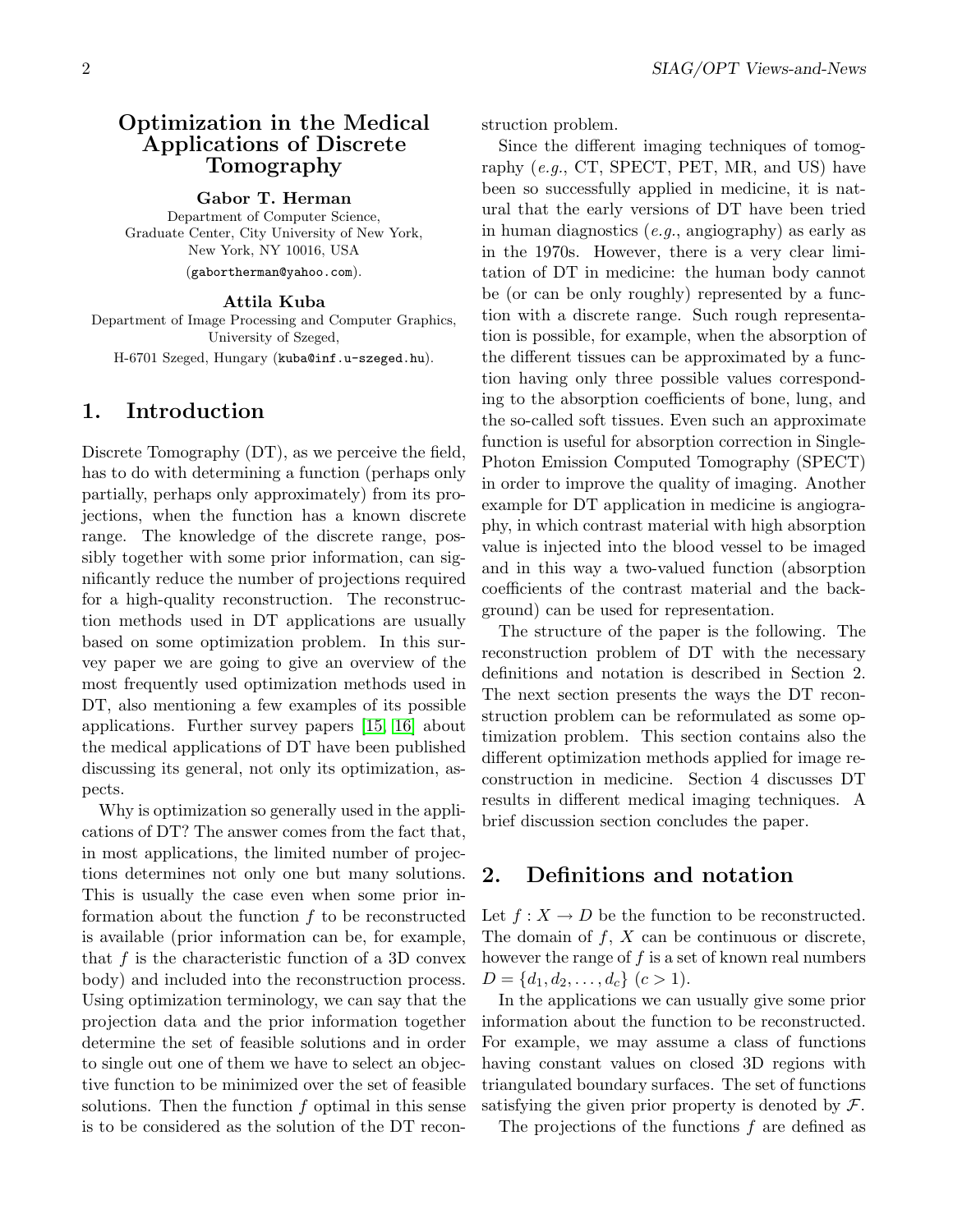# Optimization in the Medical Applications of Discrete Tomography

**Gabor T. Herman**
Department of Computer Science,
Graduate Center, City University of New York,
New York, NY 10016, USA
(gabortherman@yahoo.com).

**Attila Kuba**
Department of Image Processing and Computer Graphics,
University of Szeged,
H-6701 Szeged, Hungary (kuba@inf.u-szeged.hu).

## 1. Introduction

Discrete Tomography (DT), as we perceive the field, has to do with determining a function (perhaps only partially, perhaps only approximately) from its projections, when the function has a known discrete range. The knowledge of the discrete range, possibly together with some prior information, can significantly reduce the number of projections required for a high-quality reconstruction. The reconstruction methods used in DT applications are usually based on some optimization problem. In this survey paper we are going to give an overview of the most frequently used optimization methods used in DT, also mentioning a few examples of its possible applications. Further survey papers [15, 16] about the medical applications of DT have been published discussing its general, not only its optimization, aspects.

Why is optimization so generally used in the applications of DT? The answer comes from the fact that, in most applications, the limited number of projections determines not only one but many solutions. This is usually the case even when some prior information about the function $f$ to be reconstructed is available (prior information can be, for example, that $f$ is the characteristic function of a 3D convex body) and included into the reconstruction process. Using optimization terminology, we can say that the projection data and the prior information together determine the set of feasible solutions and in order to single out one of them we have to select an objective function to be minimized over the set of feasible solutions. Then the function $f$ optimal in this sense is to be considered as the solution of the DT reconstruction problem.

Since the different imaging techniques of tomography (*e.g.*, CT, SPECT, PET, MR, and US) have been so successfully applied in medicine, it is natural that the early versions of DT have been tried in human diagnostics (*e.g.*, angiography) as early as in the 1970s. However, there is a very clear limitation of DT in medicine: the human body cannot be (or can be only roughly) represented by a function with a discrete range. Such rough representation is possible, for example, when the absorption of the different tissues can be approximated by a function having only three possible values corresponding to the absorption coefficients of bone, lung, and the so-called soft tissues. Even such an approximate function is useful for absorption correction in Single-Photon Emission Computed Tomography (SPECT) in order to improve the quality of imaging. Another example for DT application in medicine is angiography, in which contrast material with high absorption value is injected into the blood vessel to be imaged and in this way a two-valued function (absorption coefficients of the contrast material and the background) can be used for representation.

The structure of the paper is the following. The reconstruction problem of DT with the necessary definitions and notation is described in Section 2. The next section presents the ways the DT reconstruction problem can be reformulated as some optimization problem. This section contains also the different optimization methods applied for image reconstruction in medicine. Section 4 discusses DT results in different medical imaging techniques. A brief discussion section concludes the paper.

## 2. Definitions and notation

Let $f : X \to D$ be the function to be reconstructed. The domain of $f$, $X$ can be continuous or discrete, however the range of $f$ is a set of known real numbers $D = \{d_1, d_2, \ldots, d_c\}$ $(c > 1)$.

In the applications we can usually give some prior information about the function to be reconstructed. For example, we may assume a class of functions having constant values on closed 3D regions with triangulated boundary surfaces. The set of functions satisfying the given prior property is denoted by $\mathcal{F}$.

The projections of the functions $f$ are defined as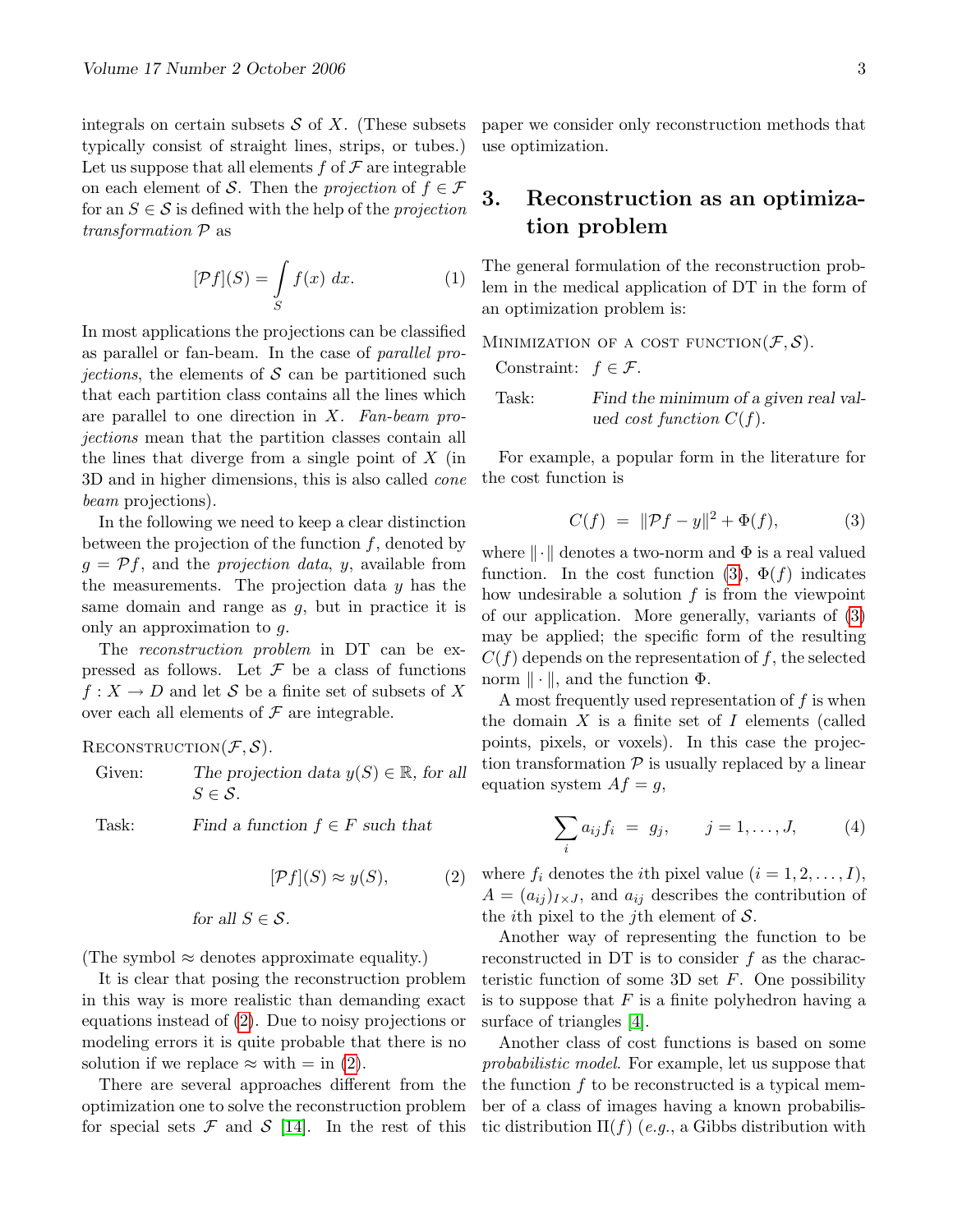integrals on certain subsets $\mathcal{S}$ of $X$. (These subsets typically consist of straight lines, strips, or tubes.) Let us suppose that all elements $f$ of $\mathcal{F}$ are integrable on each element of $\mathcal{S}$. Then the *projection* of $f \in \mathcal{F}$ for an $S \in \mathcal{S}$ is defined with the help of the *projection transformation* $\mathcal{P}$ as

$$[\mathcal{P}f](S) = \int_S f(x)\ dx. \tag{1}$$

In most applications the projections can be classified as parallel or fan-beam. In the case of *parallel projections*, the elements of $\mathcal{S}$ can be partitioned such that each partition class contains all the lines which are parallel to one direction in $X$. *Fan-beam projections* mean that the partition classes contain all the lines that diverge from a single point of $X$ (in 3D and in higher dimensions, this is also called *cone beam* projections).

In the following we need to keep a clear distinction between the projection of the function $f$, denoted by $g = \mathcal{P}f$, and the *projection data*, $y$, available from the measurements. The projection data $y$ has the same domain and range as $g$, but in practice it is only an approximation to $g$.

The *reconstruction problem* in DT can be expressed as follows. Let $\mathcal{F}$ be a class of functions $f : X \to D$ and let $\mathcal{S}$ be a finite set of subsets of $X$ over each all elements of $\mathcal{F}$ are integrable.

Reconstruction$(\mathcal{F}, \mathcal{S})$.

Given: *The projection data $y(S) \in \mathbb{R}$, for all $S \in \mathcal{S}$.*

Task: *Find a function $f \in F$ such that*

$$[\mathcal{P}f](S) \approx y(S), \tag{2}$$

*for all $S \in \mathcal{S}$.*

(The symbol $\approx$ denotes approximate equality.)

It is clear that posing the reconstruction problem in this way is more realistic than demanding exact equations instead of (2). Due to noisy projections or modeling errors it is quite probable that there is no solution if we replace $\approx$ with $=$ in (2).

There are several approaches different from the optimization one to solve the reconstruction problem for special sets $\mathcal{F}$ and $\mathcal{S}$ [14]. In the rest of this paper we consider only reconstruction methods that use optimization.

## 3. Reconstruction as an optimization problem

The general formulation of the reconstruction problem in the medical application of DT in the form of an optimization problem is:

Minimization of a cost function$(\mathcal{F}, \mathcal{S})$.

Constraint: $f \in \mathcal{F}$.

Task: *Find the minimum of a given real valued cost function $C(f)$.*

For example, a popular form in the literature for the cost function is

$$C(f) \ = \ \|\mathcal{P}f - y\|^2 + \Phi(f), \tag{3}$$

where $\|\cdot\|$ denotes a two-norm and $\Phi$ is a real valued function. In the cost function (3), $\Phi(f)$ indicates how undesirable a solution $f$ is from the viewpoint of our application. More generally, variants of (3) may be applied; the specific form of the resulting $C(f)$ depends on the representation of $f$, the selected norm $\|\cdot\|$, and the function $\Phi$.

A most frequently used representation of $f$ is when the domain $X$ is a finite set of $I$ elements (called points, pixels, or voxels). In this case the projection transformation $\mathcal{P}$ is usually replaced by a linear equation system $Af = g$,

$$\sum_i a_{ij} f_i \ = \ g_j, \qquad j = 1, \ldots, J, \tag{4}$$

where $f_i$ denotes the $i$th pixel value ($i = 1, 2, \ldots, I$), $A = (a_{ij})_{I \times J}$, and $a_{ij}$ describes the contribution of the $i$th pixel to the $j$th element of $\mathcal{S}$.

Another way of representing the function to be reconstructed in DT is to consider $f$ as the characteristic function of some 3D set $F$. One possibility is to suppose that $F$ is a finite polyhedron having a surface of triangles [4].

Another class of cost functions is based on some *probabilistic model*. For example, let us suppose that the function $f$ to be reconstructed is a typical member of a class of images having a known probabilistic distribution $\Pi(f)$ (*e.g.*, a Gibbs distribution with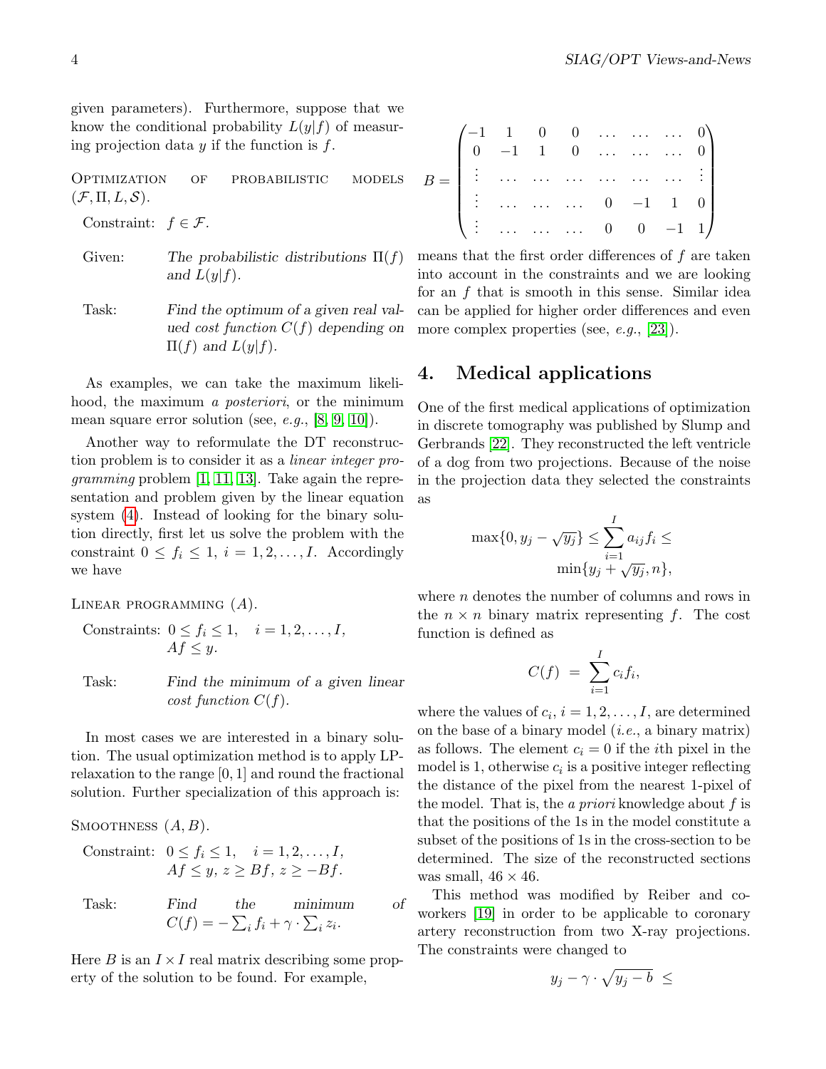given parameters). Furthermore, suppose that we know the conditional probability $L(y|f)$ of measuring projection data $y$ if the function is $f$.

Optimization of probabilistic models $(\mathcal{F}, \Pi, L, \mathcal{S})$.

Constraint: $f \in \mathcal{F}$.

Given: *The probabilistic distributions* $\Pi(f)$ *and* $L(y|f)$.

Task: *Find the optimum of a given real valued cost function* $C(f)$ *depending on* $\Pi(f)$ *and* $L(y|f)$.

As examples, we can take the maximum likelihood, the maximum *a posteriori*, or the minimum mean square error solution (see, *e.g.*, [8, 9, 10]).

Another way to reformulate the DT reconstruction problem is to consider it as a *linear integer programming* problem [1, 11, 13]. Take again the representation and problem given by the linear equation system (4). Instead of looking for the binary solution directly, first let us solve the problem with the constraint $0 \leq f_i \leq 1$, $i = 1, 2, \ldots, I$. Accordingly we have

Linear programming $(A)$.

Constraints: $0 \leq f_i \leq 1, \quad i = 1, 2, \ldots, I,$
$Af \leq y.$

Task: *Find the minimum of a given linear cost function* $C(f)$.

In most cases we are interested in a binary solution. The usual optimization method is to apply LP-relaxation to the range $[0, 1]$ and round the fractional solution. Further specialization of this approach is:

Smoothness $(A, B)$.

Constraint: $0 \leq f_i \leq 1, \quad i = 1, 2, \ldots, I,$
$Af \leq y,\ z \geq Bf,\ z \geq -Bf.$

Task: *Find the minimum of* $C(f) = -\sum_i f_i + \gamma \cdot \sum_i z_i$.

Here $B$ is an $I \times I$ real matrix describing some property of the solution to be found. For example,

$$
B = \begin{pmatrix}
-1 & 1 & 0 & 0 & \ldots & \ldots & \ldots & 0 \\
0 & -1 & 1 & 0 & \ldots & \ldots & \ldots & 0 \\
\vdots & \ldots & \ldots & \ldots & \ldots & \ldots & \ldots & \vdots \\
\vdots & \ldots & \ldots & \ldots & 0 & -1 & 1 & 0 \\
\vdots & \ldots & \ldots & \ldots & 0 & 0 & -1 & 1
\end{pmatrix}
$$

means that the first order differences of $f$ are taken into account in the constraints and we are looking for an $f$ that is smooth in this sense. Similar idea can be applied for higher order differences and even more complex properties (see, *e.g.*, [23]).

## 4. Medical applications

One of the first medical applications of optimization in discrete tomography was published by Slump and Gerbrands [22]. They reconstructed the left ventricle of a dog from two projections. Because of the noise in the projection data they selected the constraints as

$$
\max\{0, y_j - \sqrt{y_j}\} \leq \sum_{i=1}^{I} a_{ij} f_i \leq \min\{y_j + \sqrt{y_j}, n\},
$$

where $n$ denotes the number of columns and rows in the $n \times n$ binary matrix representing $f$. The cost function is defined as

$$
C(f) \ = \ \sum_{i=1}^{I} c_i f_i,
$$

where the values of $c_i$, $i = 1, 2, \ldots, I$, are determined on the base of a binary model (*i.e.*, a binary matrix) as follows. The element $c_i = 0$ if the $i$th pixel in the model is 1, otherwise $c_i$ is a positive integer reflecting the distance of the pixel from the nearest 1-pixel of the model. That is, the *a priori* knowledge about $f$ is that the positions of the 1s in the model constitute a subset of the positions of 1s in the cross-section to be determined. The size of the reconstructed sections was small, $46 \times 46$.

This method was modified by Reiber and co-workers [19] in order to be applicable to coronary artery reconstruction from two X-ray projections. The constraints were changed to

$$
y_j - \gamma \cdot \sqrt{y_j - b} \ \leq
$$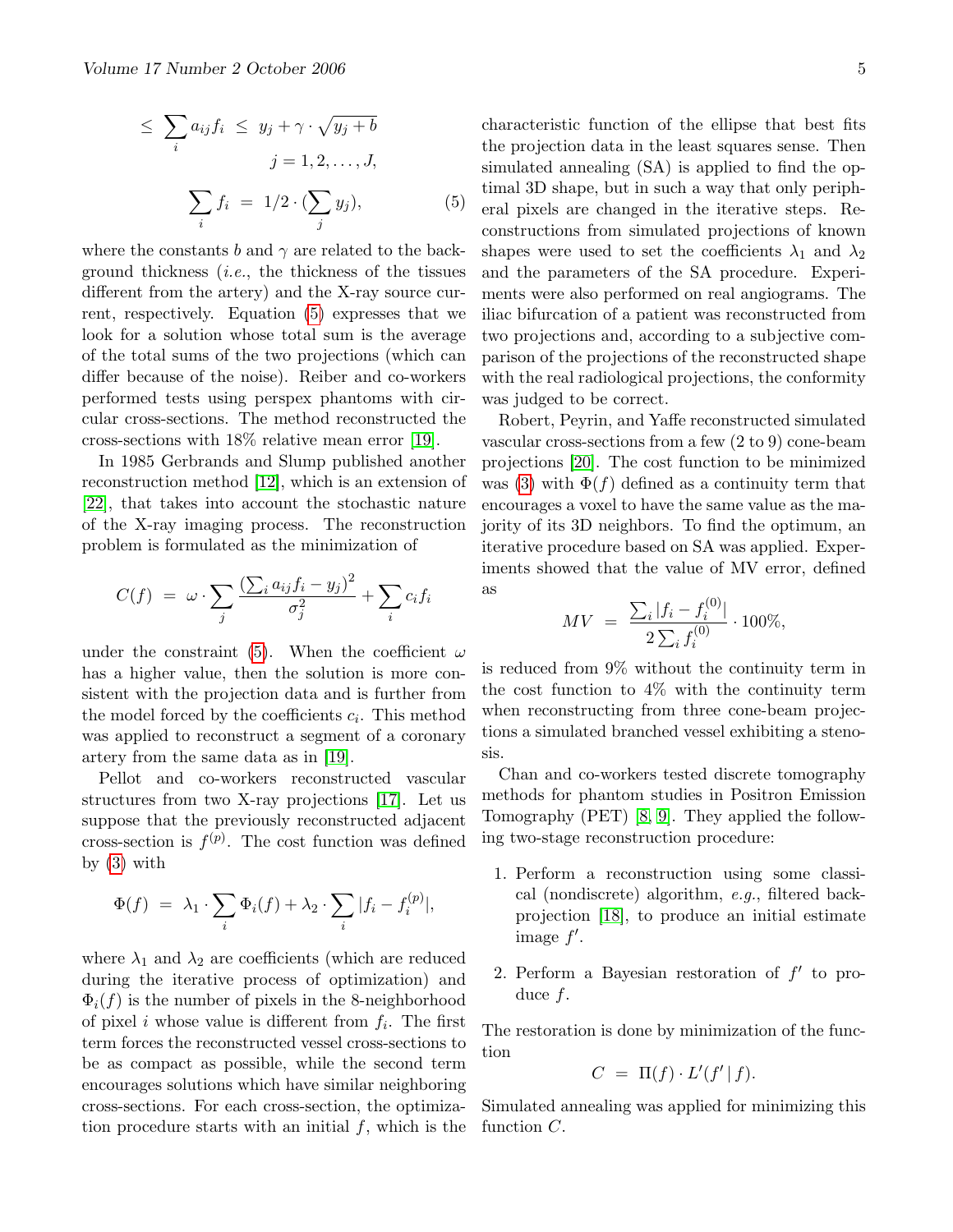$$\leq \sum_i a_{ij} f_i \leq y_j + \gamma \cdot \sqrt{y_j + b}$$
$$j = 1, 2, \ldots, J,$$
$$\sum_i f_i = 1/2 \cdot (\sum_j y_j), \tag{5}$$

where the constants $b$ and $\gamma$ are related to the background thickness (*i.e.*, the thickness of the tissues different from the artery) and the X-ray source current, respectively. Equation (5) expresses that we look for a solution whose total sum is the average of the total sums of the two projections (which can differ because of the noise). Reiber and co-workers performed tests using perspex phantoms with circular cross-sections. The method reconstructed the cross-sections with 18% relative mean error [19].

In 1985 Gerbrands and Slump published another reconstruction method [12], which is an extension of [22], that takes into account the stochastic nature of the X-ray imaging process. The reconstruction problem is formulated as the minimization of

$$C(f) = \omega \cdot \sum_j \frac{(\sum_i a_{ij} f_i - y_j)^2}{\sigma_j^2} + \sum_i c_i f_i$$

under the constraint (5). When the coefficient $\omega$ has a higher value, then the solution is more consistent with the projection data and is further from the model forced by the coefficients $c_i$. This method was applied to reconstruct a segment of a coronary artery from the same data as in [19].

Pellot and co-workers reconstructed vascular structures from two X-ray projections [17]. Let us suppose that the previously reconstructed adjacent cross-section is $f^{(p)}$. The cost function was defined by (3) with

$$\Phi(f) = \lambda_1 \cdot \sum_i \Phi_i(f) + \lambda_2 \cdot \sum_i |f_i - f_i^{(p)}|,$$

where $\lambda_1$ and $\lambda_2$ are coefficients (which are reduced during the iterative process of optimization) and $\Phi_i(f)$ is the number of pixels in the 8-neighborhood of pixel $i$ whose value is different from $f_i$. The first term forces the reconstructed vessel cross-sections to be as compact as possible, while the second term encourages solutions which have similar neighboring cross-sections. For each cross-section, the optimization procedure starts with an initial $f$, which is the characteristic function of the ellipse that best fits the projection data in the least squares sense. Then simulated annealing (SA) is applied to find the optimal 3D shape, but in such a way that only peripheral pixels are changed in the iterative steps. Reconstructions from simulated projections of known shapes were used to set the coefficients $\lambda_1$ and $\lambda_2$ and the parameters of the SA procedure. Experiments were also performed on real angiograms. The iliac bifurcation of a patient was reconstructed from two projections and, according to a subjective comparison of the projections of the reconstructed shape with the real radiological projections, the conformity was judged to be correct.

Robert, Peyrin, and Yaffe reconstructed simulated vascular cross-sections from a few (2 to 9) cone-beam projections [20]. The cost function to be minimized was (3) with $\Phi(f)$ defined as a continuity term that encourages a voxel to have the same value as the majority of its 3D neighbors. To find the optimum, an iterative procedure based on SA was applied. Experiments showed that the value of MV error, defined as

$$MV = \frac{\sum_i |f_i - f_i^{(0)}|}{2 \sum_i f_i^{(0)}} \cdot 100\%,$$

is reduced from 9% without the continuity term in the cost function to 4% with the continuity term when reconstructing from three cone-beam projections a simulated branched vessel exhibiting a stenosis.

Chan and co-workers tested discrete tomography methods for phantom studies in Positron Emission Tomography (PET) [8, 9]. They applied the following two-stage reconstruction procedure:

1. Perform a reconstruction using some classical (nondiscrete) algorithm, *e.g.*, filtered backprojection [18], to produce an initial estimate image $f'$.

2. Perform a Bayesian restoration of $f'$ to produce $f$.

The restoration is done by minimization of the function

$$C = \Pi(f) \cdot L'(f' \,|\, f).$$

Simulated annealing was applied for minimizing this function $C$.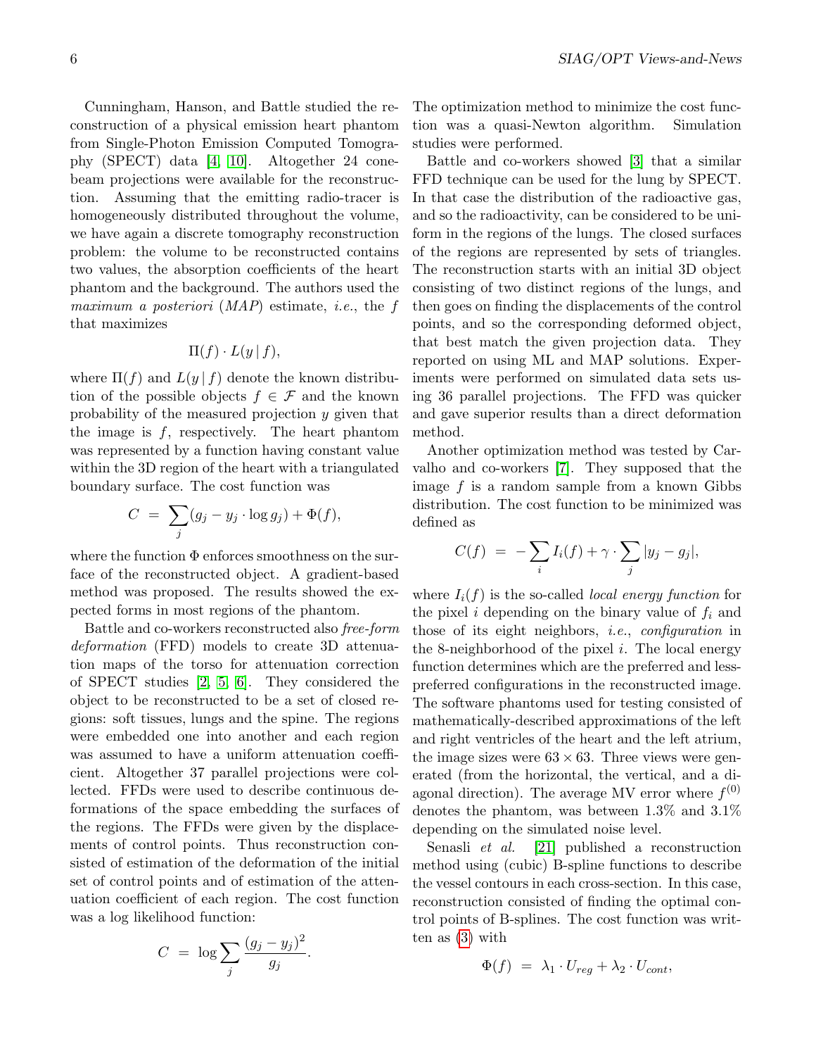Cunningham, Hanson, and Battle studied the reconstruction of a physical emission heart phantom from Single-Photon Emission Computed Tomography (SPECT) data [4, 10]. Altogether 24 cone-beam projections were available for the reconstruction. Assuming that the emitting radio-tracer is homogeneously distributed throughout the volume, we have again a discrete tomography reconstruction problem: the volume to be reconstructed contains two values, the absorption coefficients of the heart phantom and the background. The authors used the *maximum a posteriori* (*MAP*) estimate, *i.e.*, the $f$ that maximizes

$$\Pi(f) \cdot L(y \,|\, f),$$

where $\Pi(f)$ and $L(y \,|\, f)$ denote the known distribution of the possible objects $f \in \mathcal{F}$ and the known probability of the measured projection $y$ given that the image is $f$, respectively. The heart phantom was represented by a function having constant value within the 3D region of the heart with a triangulated boundary surface. The cost function was

$$C \;=\; \sum_j (g_j - y_j \cdot \log g_j) + \Phi(f),$$

where the function $\Phi$ enforces smoothness on the surface of the reconstructed object. A gradient-based method was proposed. The results showed the expected forms in most regions of the phantom.

Battle and co-workers reconstructed also *free-form deformation* (FFD) models to create 3D attenuation maps of the torso for attenuation correction of SPECT studies [2, 5, 6]. They considered the object to be reconstructed to be a set of closed regions: soft tissues, lungs and the spine. The regions were embedded one into another and each region was assumed to have a uniform attenuation coefficient. Altogether 37 parallel projections were collected. FFDs were used to describe continuous deformations of the space embedding the surfaces of the regions. The FFDs were given by the displacements of control points. Thus reconstruction consisted of estimation of the deformation of the initial set of control points and of estimation of the attenuation coefficient of each region. The cost function was a log likelihood function:

$$C \;=\; \log \sum_j \frac{(g_j - y_j)^2}{g_j}.$$

The optimization method to minimize the cost function was a quasi-Newton algorithm. Simulation studies were performed.

Battle and co-workers showed [3] that a similar FFD technique can be used for the lung by SPECT. In that case the distribution of the radioactive gas, and so the radioactivity, can be considered to be uniform in the regions of the lungs. The closed surfaces of the regions are represented by sets of triangles. The reconstruction starts with an initial 3D object consisting of two distinct regions of the lungs, and then goes on finding the displacements of the control points, and so the corresponding deformed object, that best match the given projection data. They reported on using ML and MAP solutions. Experiments were performed on simulated data sets using 36 parallel projections. The FFD was quicker and gave superior results than a direct deformation method.

Another optimization method was tested by Carvalho and co-workers [7]. They supposed that the image $f$ is a random sample from a known Gibbs distribution. The cost function to be minimized was defined as

$$C(f) \;=\; -\sum_i I_i(f) + \gamma \cdot \sum_j |y_j - g_j|,$$

where $I_i(f)$ is the so-called *local energy function* for the pixel $i$ depending on the binary value of $f_i$ and those of its eight neighbors, *i.e.*, *configuration* in the 8-neighborhood of the pixel $i$. The local energy function determines which are the preferred and less-preferred configurations in the reconstructed image. The software phantoms used for testing consisted of mathematically-described approximations of the left and right ventricles of the heart and the left atrium, the image sizes were $63 \times 63$. Three views were generated (from the horizontal, the vertical, and a diagonal direction). The average MV error where $f^{(0)}$ denotes the phantom, was between 1.3% and 3.1% depending on the simulated noise level.

Senasli *et al.* [21] published a reconstruction method using (cubic) B-spline functions to describe the vessel contours in each cross-section. In this case, reconstruction consisted of finding the optimal control points of B-splines. The cost function was written as (3) with

$$\Phi(f) \;=\; \lambda_1 \cdot U_{reg} + \lambda_2 \cdot U_{cont},$$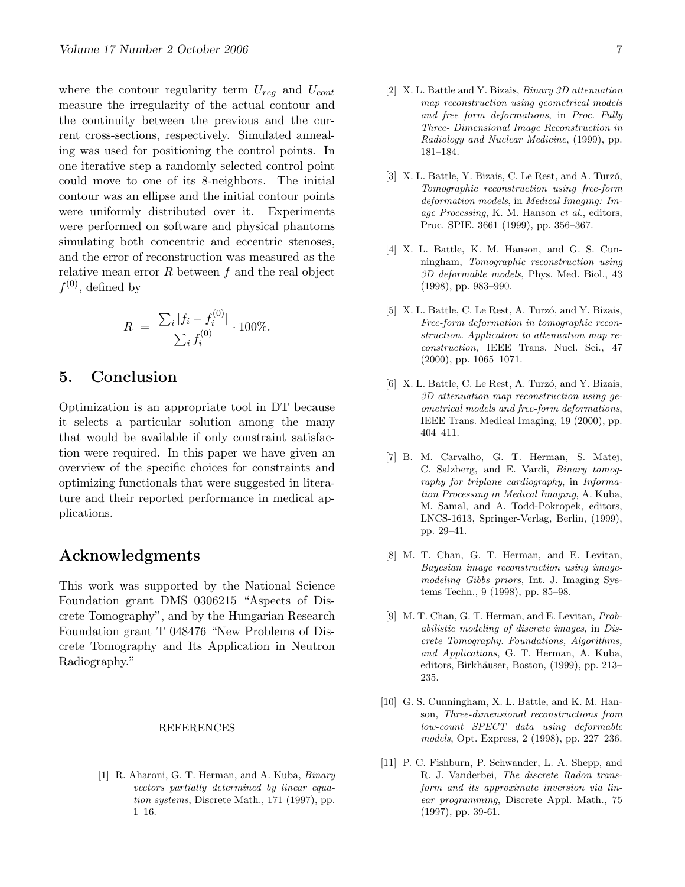where the contour regularity term $U_{reg}$ and $U_{cont}$ measure the irregularity of the actual contour and the continuity between the previous and the current cross-sections, respectively. Simulated annealing was used for positioning the control points. In one iterative step a randomly selected control point could move to one of its 8-neighbors. The initial contour was an ellipse and the initial contour points were uniformly distributed over it. Experiments were performed on software and physical phantoms simulating both concentric and eccentric stenoses, and the error of reconstruction was measured as the relative mean error $\overline{R}$ between $f$ and the real object $f^{(0)}$, defined by

$$\overline{R} \;=\; \frac{\sum_i |f_i - f_i^{(0)}|}{\sum_i f_i^{(0)}} \cdot 100\%.$$

## 5. Conclusion

Optimization is an appropriate tool in DT because it selects a particular solution among the many that would be available if only constraint satisfaction were required. In this paper we have given an overview of the specific choices for constraints and optimizing functionals that were suggested in literature and their reported performance in medical applications.

## Acknowledgments

This work was supported by the National Science Foundation grant DMS 0306215 "Aspects of Discrete Tomography", and by the Hungarian Research Foundation grant T 048476 "New Problems of Discrete Tomography and Its Application in Neutron Radiography."

REFERENCES

[1] R. Aharoni, G. T. Herman, and A. Kuba, *Binary vectors partially determined by linear equation systems*, Discrete Math., 171 (1997), pp. 1–16.

[2] X. L. Battle and Y. Bizais, *Binary 3D attenuation map reconstruction using geometrical models and free form deformations*, in *Proc. Fully Three- Dimensional Image Reconstruction in Radiology and Nuclear Medicine*, (1999), pp. 181–184.

[3] X. L. Battle, Y. Bizais, C. Le Rest, and A. Turzó, *Tomographic reconstruction using free-form deformation models*, in *Medical Imaging: Image Processing*, K. M. Hanson *et al.*, editors, Proc. SPIE. 3661 (1999), pp. 356–367.

[4] X. L. Battle, K. M. Hanson, and G. S. Cunningham, *Tomographic reconstruction using 3D deformable models*, Phys. Med. Biol., 43 (1998), pp. 983–990.

[5] X. L. Battle, C. Le Rest, A. Turzó, and Y. Bizais, *Free-form deformation in tomographic reconstruction. Application to attenuation map reconstruction*, IEEE Trans. Nucl. Sci., 47 (2000), pp. 1065–1071.

[6] X. L. Battle, C. Le Rest, A. Turzó, and Y. Bizais, *3D attenuation map reconstruction using geometrical models and free-form deformations*, IEEE Trans. Medical Imaging, 19 (2000), pp. 404–411.

[7] B. M. Carvalho, G. T. Herman, S. Matej, C. Salzberg, and E. Vardi, *Binary tomography for triplane cardiography*, in *Information Processing in Medical Imaging*, A. Kuba, M. Samal, and A. Todd-Pokropek, editors, LNCS-1613, Springer-Verlag, Berlin, (1999), pp. 29–41.

[8] M. T. Chan, G. T. Herman, and E. Levitan, *Bayesian image reconstruction using image-modeling Gibbs priors*, Int. J. Imaging Systems Techn., 9 (1998), pp. 85–98.

[9] M. T. Chan, G. T. Herman, and E. Levitan, *Probabilistic modeling of discrete images*, in *Discrete Tomography. Foundations, Algorithms, and Applications*, G. T. Herman, A. Kuba, editors, Birkhäuser, Boston, (1999), pp. 213–235.

[10] G. S. Cunningham, X. L. Battle, and K. M. Hanson, *Three-dimensional reconstructions from low-count SPECT data using deformable models*, Opt. Express, 2 (1998), pp. 227–236.

[11] P. C. Fishburn, P. Schwander, L. A. Shepp, and R. J. Vanderbei, *The discrete Radon transform and its approximate inversion via linear programming*, Discrete Appl. Math., 75 (1997), pp. 39-61.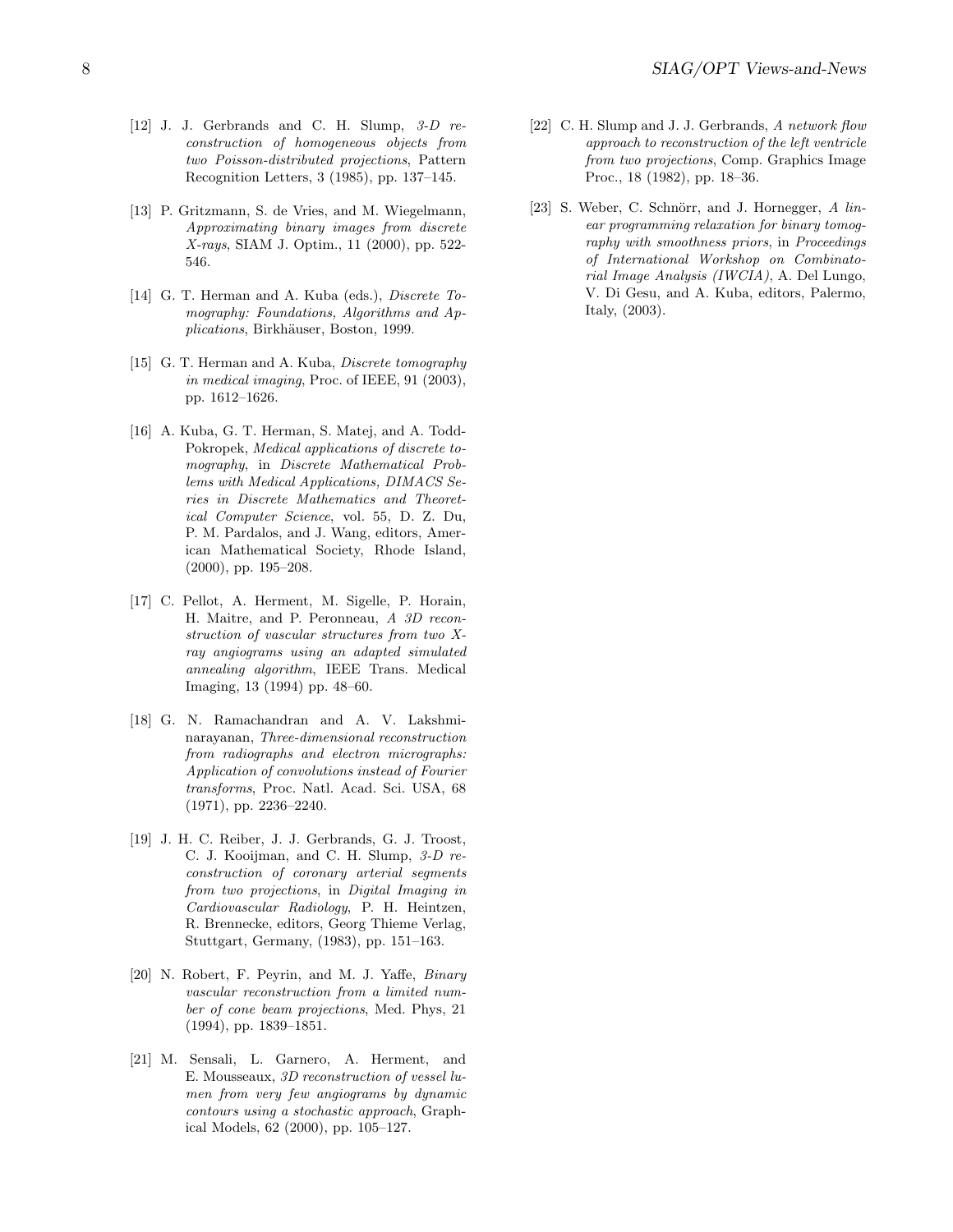[12] J. J. Gerbrands and C. H. Slump, *3-D reconstruction of homogeneous objects from two Poisson-distributed projections*, Pattern Recognition Letters, 3 (1985), pp. 137–145.

[13] P. Gritzmann, S. de Vries, and M. Wiegelmann, *Approximating binary images from discrete X-rays*, SIAM J. Optim., 11 (2000), pp. 522-546.

[14] G. T. Herman and A. Kuba (eds.), *Discrete Tomography: Foundations, Algorithms and Applications*, Birkhäuser, Boston, 1999.

[15] G. T. Herman and A. Kuba, *Discrete tomography in medical imaging*, Proc. of IEEE, 91 (2003), pp. 1612–1626.

[16] A. Kuba, G. T. Herman, S. Matej, and A. Todd-Pokropek, *Medical applications of discrete tomography*, in *Discrete Mathematical Problems with Medical Applications, DIMACS Series in Discrete Mathematics and Theoretical Computer Science*, vol. 55, D. Z. Du, P. M. Pardalos, and J. Wang, editors, American Mathematical Society, Rhode Island, (2000), pp. 195–208.

[17] C. Pellot, A. Herment, M. Sigelle, P. Horain, H. Maitre, and P. Peronneau, *A 3D reconstruction of vascular structures from two X-ray angiograms using an adapted simulated annealing algorithm*, IEEE Trans. Medical Imaging, 13 (1994) pp. 48–60.

[18] G. N. Ramachandran and A. V. Lakshminarayanan, *Three-dimensional reconstruction from radiographs and electron micrographs: Application of convolutions instead of Fourier transforms*, Proc. Natl. Acad. Sci. USA, 68 (1971), pp. 2236–2240.

[19] J. H. C. Reiber, J. J. Gerbrands, G. J. Troost, C. J. Kooijman, and C. H. Slump, *3-D reconstruction of coronary arterial segments from two projections*, in *Digital Imaging in Cardiovascular Radiology*, P. H. Heintzen, R. Brennecke, editors, Georg Thieme Verlag, Stuttgart, Germany, (1983), pp. 151–163.

[20] N. Robert, F. Peyrin, and M. J. Yaffe, *Binary vascular reconstruction from a limited number of cone beam projections*, Med. Phys, 21 (1994), pp. 1839–1851.

[21] M. Sensali, L. Garnero, A. Herment, and E. Mousseaux, *3D reconstruction of vessel lumen from very few angiograms by dynamic contours using a stochastic approach*, Graphical Models, 62 (2000), pp. 105–127.

[22] C. H. Slump and J. J. Gerbrands, *A network flow approach to reconstruction of the left ventricle from two projections*, Comp. Graphics Image Proc., 18 (1982), pp. 18–36.

[23] S. Weber, C. Schnörr, and J. Hornegger, *A linear programming relaxation for binary tomography with smoothness priors*, in *Proceedings of International Workshop on Combinatorial Image Analysis (IWCIA)*, A. Del Lungo, V. Di Gesu, and A. Kuba, editors, Palermo, Italy, (2003).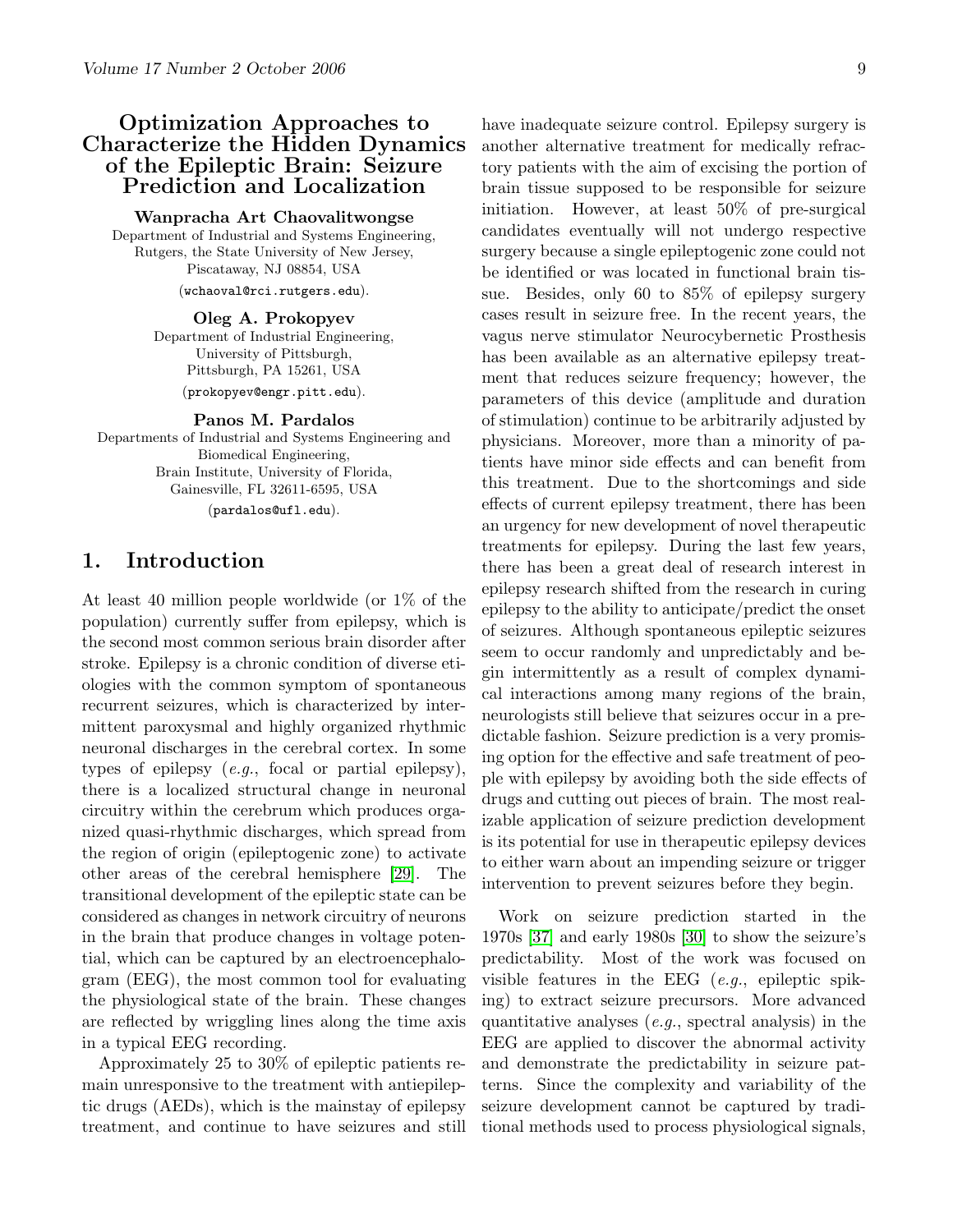# Optimization Approaches to Characterize the Hidden Dynamics of the Epileptic Brain: Seizure Prediction and Localization

**Wanpracha Art Chaovalitwongse**
Department of Industrial and Systems Engineering,
Rutgers, the State University of New Jersey,
Piscataway, NJ 08854, USA
(wchaoval@rci.rutgers.edu).

**Oleg A. Prokopyev**
Department of Industrial Engineering,
University of Pittsburgh,
Pittsburgh, PA 15261, USA
(prokopyev@engr.pitt.edu).

**Panos M. Pardalos**
Departments of Industrial and Systems Engineering and Biomedical Engineering,
Brain Institute, University of Florida,
Gainesville, FL 32611-6595, USA
(pardalos@ufl.edu).

## 1. Introduction

At least 40 million people worldwide (or 1% of the population) currently suffer from epilepsy, which is the second most common serious brain disorder after stroke. Epilepsy is a chronic condition of diverse etiologies with the common symptom of spontaneous recurrent seizures, which is characterized by intermittent paroxysmal and highly organized rhythmic neuronal discharges in the cerebral cortex. In some types of epilepsy (*e.g.*, focal or partial epilepsy), there is a localized structural change in neuronal circuitry within the cerebrum which produces organized quasi-rhythmic discharges, which spread from the region of origin (epileptogenic zone) to activate other areas of the cerebral hemisphere [29]. The transitional development of the epileptic state can be considered as changes in network circuitry of neurons in the brain that produce changes in voltage potential, which can be captured by an electroencephalogram (EEG), the most common tool for evaluating the physiological state of the brain. These changes are reflected by wriggling lines along the time axis in a typical EEG recording.

Approximately 25 to 30% of epileptic patients remain unresponsive to the treatment with antiepileptic drugs (AEDs), which is the mainstay of epilepsy treatment, and continue to have seizures and still have inadequate seizure control. Epilepsy surgery is another alternative treatment for medically refractory patients with the aim of excising the portion of brain tissue supposed to be responsible for seizure initiation. However, at least 50% of pre-surgical candidates eventually will not undergo respective surgery because a single epileptogenic zone could not be identified or was located in functional brain tissue. Besides, only 60 to 85% of epilepsy surgery cases result in seizure free. In the recent years, the vagus nerve stimulator Neurocybernetic Prosthesis has been available as an alternative epilepsy treatment that reduces seizure frequency; however, the parameters of this device (amplitude and duration of stimulation) continue to be arbitrarily adjusted by physicians. Moreover, more than a minority of patients have minor side effects and can benefit from this treatment. Due to the shortcomings and side effects of current epilepsy treatment, there has been an urgency for new development of novel therapeutic treatments for epilepsy. During the last few years, there has been a great deal of research interest in epilepsy research shifted from the research in curing epilepsy to the ability to anticipate/predict the onset of seizures. Although spontaneous epileptic seizures seem to occur randomly and unpredictably and begin intermittently as a result of complex dynamical interactions among many regions of the brain, neurologists still believe that seizures occur in a predictable fashion. Seizure prediction is a very promising option for the effective and safe treatment of people with epilepsy by avoiding both the side effects of drugs and cutting out pieces of brain. The most realizable application of seizure prediction development is its potential for use in therapeutic epilepsy devices to either warn about an impending seizure or trigger intervention to prevent seizures before they begin.

Work on seizure prediction started in the 1970s [37] and early 1980s [30] to show the seizure's predictability. Most of the work was focused on visible features in the EEG (*e.g.*, epileptic spiking) to extract seizure precursors. More advanced quantitative analyses (*e.g.*, spectral analysis) in the EEG are applied to discover the abnormal activity and demonstrate the predictability in seizure patterns. Since the complexity and variability of the seizure development cannot be captured by traditional methods used to process physiological signals,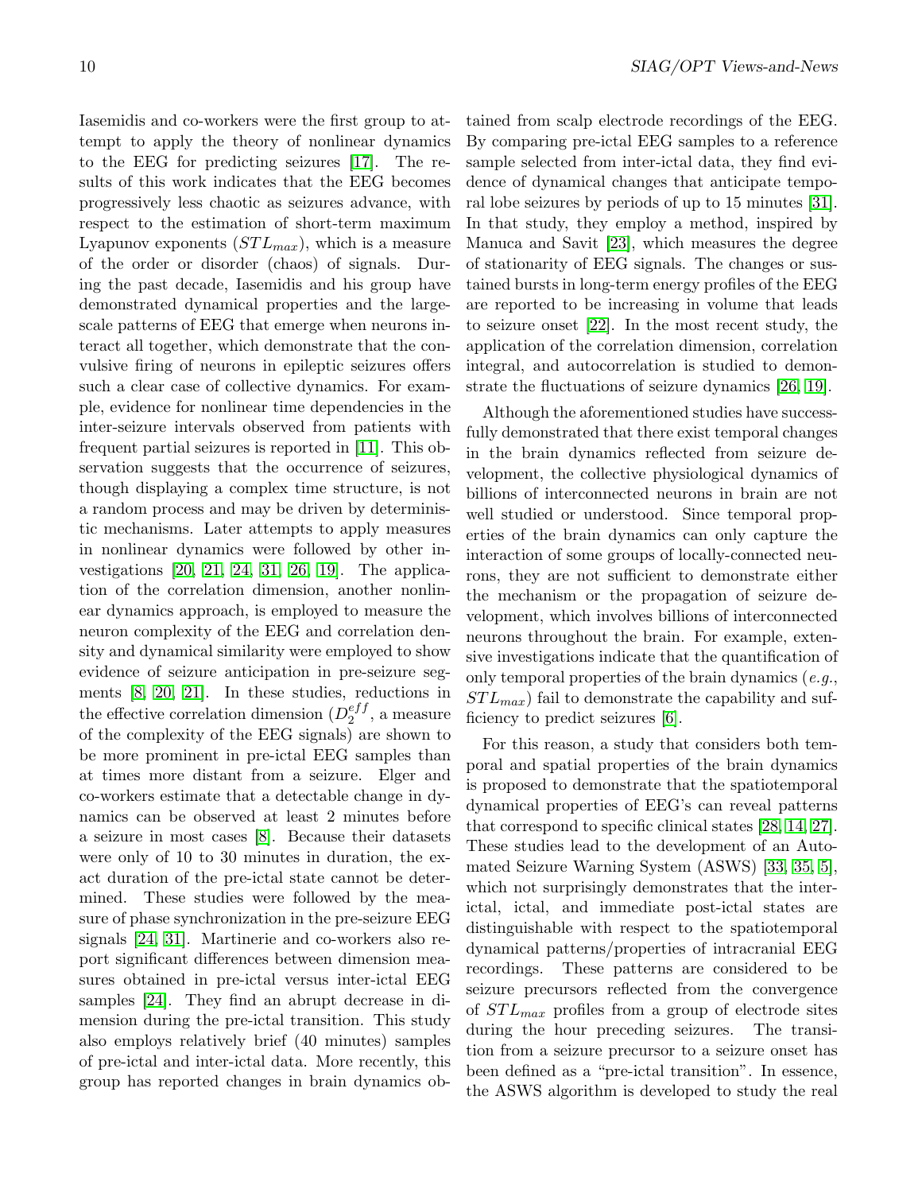Iasemidis and co-workers were the first group to attempt to apply the theory of nonlinear dynamics to the EEG for predicting seizures [17]. The results of this work indicates that the EEG becomes progressively less chaotic as seizures advance, with respect to the estimation of short-term maximum Lyapunov exponents ($STL_{max}$), which is a measure of the order or disorder (chaos) of signals. During the past decade, Iasemidis and his group have demonstrated dynamical properties and the large-scale patterns of EEG that emerge when neurons interact all together, which demonstrate that the convulsive firing of neurons in epileptic seizures offers such a clear case of collective dynamics. For example, evidence for nonlinear time dependencies in the inter-seizure intervals observed from patients with frequent partial seizures is reported in [11]. This observation suggests that the occurrence of seizures, though displaying a complex time structure, is not a random process and may be driven by deterministic mechanisms. Later attempts to apply measures in nonlinear dynamics were followed by other investigations [20, 21, 24, 31, 26, 19]. The application of the correlation dimension, another nonlinear dynamics approach, is employed to measure the neuron complexity of the EEG and correlation density and dynamical similarity were employed to show evidence of seizure anticipation in pre-seizure segments [8, 20, 21]. In these studies, reductions in the effective correlation dimension ($D_2^{eff}$, a measure of the complexity of the EEG signals) are shown to be more prominent in pre-ictal EEG samples than at times more distant from a seizure. Elger and co-workers estimate that a detectable change in dynamics can be observed at least 2 minutes before a seizure in most cases [8]. Because their datasets were only of 10 to 30 minutes in duration, the exact duration of the pre-ictal state cannot be determined. These studies were followed by the measure of phase synchronization in the pre-seizure EEG signals [24, 31]. Martinerie and co-workers also report significant differences between dimension measures obtained in pre-ictal versus inter-ictal EEG samples [24]. They find an abrupt decrease in dimension during the pre-ictal transition. This study also employs relatively brief (40 minutes) samples of pre-ictal and inter-ictal data. More recently, this group has reported changes in brain dynamics obtained from scalp electrode recordings of the EEG. By comparing pre-ictal EEG samples to a reference sample selected from inter-ictal data, they find evidence of dynamical changes that anticipate temporal lobe seizures by periods of up to 15 minutes [31]. In that study, they employ a method, inspired by Manuca and Savit [23], which measures the degree of stationarity of EEG signals. The changes or sustained bursts in long-term energy profiles of the EEG are reported to be increasing in volume that leads to seizure onset [22]. In the most recent study, the application of the correlation dimension, correlation integral, and autocorrelation is studied to demonstrate the fluctuations of seizure dynamics [26, 19].

Although the aforementioned studies have successfully demonstrated that there exist temporal changes in the brain dynamics reflected from seizure development, the collective physiological dynamics of billions of interconnected neurons in brain are not well studied or understood. Since temporal properties of the brain dynamics can only capture the interaction of some groups of locally-connected neurons, they are not sufficient to demonstrate either the mechanism or the propagation of seizure development, which involves billions of interconnected neurons throughout the brain. For example, extensive investigations indicate that the quantification of only temporal properties of the brain dynamics (*e.g.*, $STL_{max}$) fail to demonstrate the capability and sufficiency to predict seizures [6].

For this reason, a study that considers both temporal and spatial properties of the brain dynamics is proposed to demonstrate that the spatiotemporal dynamical properties of EEG's can reveal patterns that correspond to specific clinical states [28, 14, 27]. These studies lead to the development of an Automated Seizure Warning System (ASWS) [33, 35, 5], which not surprisingly demonstrates that the inter-ictal, ictal, and immediate post-ictal states are distinguishable with respect to the spatiotemporal dynamical patterns/properties of intracranial EEG recordings. These patterns are considered to be seizure precursors reflected from the convergence of $STL_{max}$ profiles from a group of electrode sites during the hour preceding seizures. The transition from a seizure precursor to a seizure onset has been defined as a "pre-ictal transition". In essence, the ASWS algorithm is developed to study the real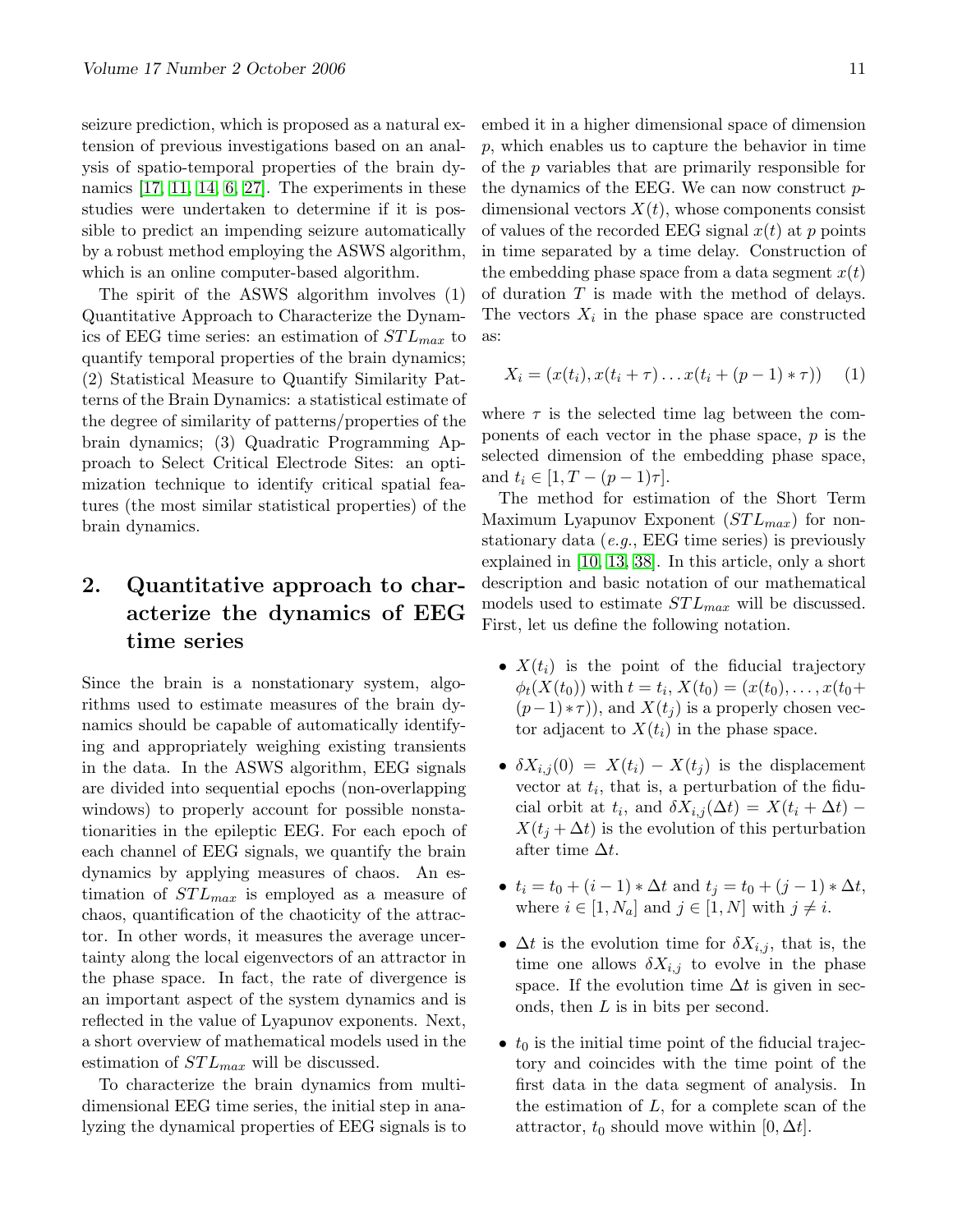seizure prediction, which is proposed as a natural extension of previous investigations based on an analysis of spatio-temporal properties of the brain dynamics [17, 11, 14, 6, 27]. The experiments in these studies were undertaken to determine if it is possible to predict an impending seizure automatically by a robust method employing the ASWS algorithm, which is an online computer-based algorithm.

The spirit of the ASWS algorithm involves (1) Quantitative Approach to Characterize the Dynamics of EEG time series: an estimation of $STL_{max}$ to quantify temporal properties of the brain dynamics; (2) Statistical Measure to Quantify Similarity Patterns of the Brain Dynamics: a statistical estimate of the degree of similarity of patterns/properties of the brain dynamics; (3) Quadratic Programming Approach to Select Critical Electrode Sites: an optimization technique to identify critical spatial features (the most similar statistical properties) of the brain dynamics.

## 2. Quantitative approach to characterize the dynamics of EEG time series

Since the brain is a nonstationary system, algorithms used to estimate measures of the brain dynamics should be capable of automatically identifying and appropriately weighing existing transients in the data. In the ASWS algorithm, EEG signals are divided into sequential epochs (non-overlapping windows) to properly account for possible nonstationarities in the epileptic EEG. For each epoch of each channel of EEG signals, we quantify the brain dynamics by applying measures of chaos. An estimation of $STL_{max}$ is employed as a measure of chaos, quantification of the chaoticity of the attractor. In other words, it measures the average uncertainty along the local eigenvectors of an attractor in the phase space. In fact, the rate of divergence is an important aspect of the system dynamics and is reflected in the value of Lyapunov exponents. Next, a short overview of mathematical models used in the estimation of $STL_{max}$ will be discussed.

To characterize the brain dynamics from multidimensional EEG time series, the initial step in analyzing the dynamical properties of EEG signals is to embed it in a higher dimensional space of dimension $p$, which enables us to capture the behavior in time of the $p$ variables that are primarily responsible for the dynamics of the EEG. We can now construct $p$-dimensional vectors $X(t)$, whose components consist of values of the recorded EEG signal $x(t)$ at $p$ points in time separated by a time delay. Construction of the embedding phase space from a data segment $x(t)$ of duration $T$ is made with the method of delays. The vectors $X_i$ in the phase space are constructed as:

$$X_i = (x(t_i), x(t_i + \tau) \dots x(t_i + (p-1) * \tau)) \quad (1)$$

where $\tau$ is the selected time lag between the components of each vector in the phase space, $p$ is the selected dimension of the embedding phase space, and $t_i \in [1, T - (p-1)\tau]$.

The method for estimation of the Short Term Maximum Lyapunov Exponent ($STL_{max}$) for nonstationary data (*e.g.*, EEG time series) is previously explained in [10, 13, 38]. In this article, only a short description and basic notation of our mathematical models used to estimate $STL_{max}$ will be discussed. First, let us define the following notation.

- $X(t_i)$ is the point of the fiducial trajectory $\phi_t(X(t_0))$ with $t = t_i$, $X(t_0) = (x(t_0), \dots, x(t_0 + (p-1) * \tau))$, and $X(t_j)$ is a properly chosen vector adjacent to $X(t_i)$ in the phase space.
- $\delta X_{i,j}(0) = X(t_i) - X(t_j)$ is the displacement vector at $t_i$, that is, a perturbation of the fiducial orbit at $t_i$, and $\delta X_{i,j}(\Delta t) = X(t_i + \Delta t) - X(t_j + \Delta t)$ is the evolution of this perturbation after time $\Delta t$.
- $t_i = t_0 + (i-1) * \Delta t$ and $t_j = t_0 + (j-1) * \Delta t$, where $i \in [1, N_a]$ and $j \in [1, N]$ with $j \neq i$.
- $\Delta t$ is the evolution time for $\delta X_{i,j}$, that is, the time one allows $\delta X_{i,j}$ to evolve in the phase space. If the evolution time $\Delta t$ is given in seconds, then $L$ is in bits per second.
- $t_0$ is the initial time point of the fiducial trajectory and coincides with the time point of the first data in the data segment of analysis. In the estimation of $L$, for a complete scan of the attractor, $t_0$ should move within $[0, \Delta t]$.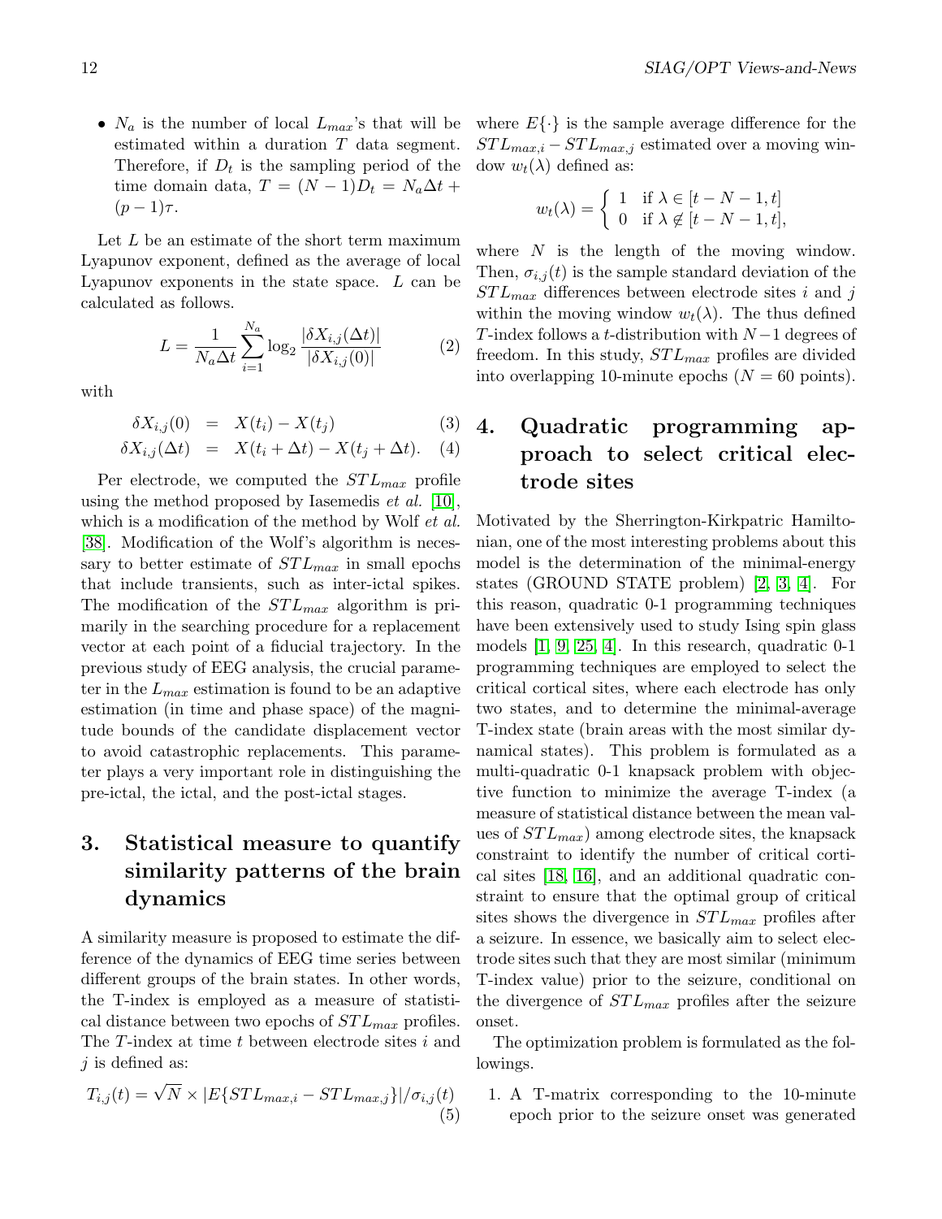- $N_a$ is the number of local $L_{max}$'s that will be estimated within a duration $T$ data segment. Therefore, if $D_t$ is the sampling period of the time domain data, $T = (N-1)D_t = N_a\Delta t + (p-1)\tau$.

Let $L$ be an estimate of the short term maximum Lyapunov exponent, defined as the average of local Lyapunov exponents in the state space. $L$ can be calculated as follows.

$$L = \frac{1}{N_a \Delta t} \sum_{i=1}^{N_a} \log_2 \frac{|\delta X_{i,j}(\Delta t)|}{|\delta X_{i,j}(0)|} \tag{2}$$

with

$$\delta X_{i,j}(0) = X(t_i) - X(t_j) \tag{3}$$

$$\delta X_{i,j}(\Delta t) = X(t_i + \Delta t) - X(t_j + \Delta t). \tag{4}$$

Per electrode, we computed the $STL_{max}$ profile using the method proposed by Iasemedis *et al.* [10], which is a modification of the method by Wolf *et al.* [38]. Modification of the Wolf's algorithm is necessary to better estimate of $STL_{max}$ in small epochs that include transients, such as inter-ictal spikes. The modification of the $STL_{max}$ algorithm is primarily in the searching procedure for a replacement vector at each point of a fiducial trajectory. In the previous study of EEG analysis, the crucial parameter in the $L_{max}$ estimation is found to be an adaptive estimation (in time and phase space) of the magnitude bounds of the candidate displacement vector to avoid catastrophic replacements. This parameter plays a very important role in distinguishing the pre-ictal, the ictal, and the post-ictal stages.

## 3. Statistical measure to quantify similarity patterns of the brain dynamics

A similarity measure is proposed to estimate the difference of the dynamics of EEG time series between different groups of the brain states. In other words, the T-index is employed as a measure of statistical distance between two epochs of $STL_{max}$ profiles. The $T$-index at time $t$ between electrode sites $i$ and $j$ is defined as:

$$T_{i,j}(t) = \sqrt{N} \times |E\{STL_{max,i} - STL_{max,j}\}|/\sigma_{i,j}(t) \tag{5}$$

where $E\{\cdot\}$ is the sample average difference for the $STL_{max,i} - STL_{max,j}$ estimated over a moving window $w_t(\lambda)$ defined as:

$$w_t(\lambda) = \begin{cases} 1 & \text{if } \lambda \in [t-N-1, t] \\ 0 & \text{if } \lambda \notin [t-N-1, t], \end{cases}$$

where $N$ is the length of the moving window. Then, $\sigma_{i,j}(t)$ is the sample standard deviation of the $STL_{max}$ differences between electrode sites $i$ and $j$ within the moving window $w_t(\lambda)$. The thus defined $T$-index follows a $t$-distribution with $N-1$ degrees of freedom. In this study, $STL_{max}$ profiles are divided into overlapping 10-minute epochs ($N = 60$ points).

## 4. Quadratic programming approach to select critical electrode sites

Motivated by the Sherrington-Kirkpatric Hamiltonian, one of the most interesting problems about this model is the determination of the minimal-energy states (GROUND STATE problem) [2, 3, 4]. For this reason, quadratic 0-1 programming techniques have been extensively used to study Ising spin glass models [1, 9, 25, 4]. In this research, quadratic 0-1 programming techniques are employed to select the critical cortical sites, where each electrode has only two states, and to determine the minimal-average T-index state (brain areas with the most similar dynamical states). This problem is formulated as a multi-quadratic 0-1 knapsack problem with objective function to minimize the average T-index (a measure of statistical distance between the mean values of $STL_{max}$) among electrode sites, the knapsack constraint to identify the number of critical cortical sites [18, 16], and an additional quadratic constraint to ensure that the optimal group of critical sites shows the divergence in $STL_{max}$ profiles after a seizure. In essence, we basically aim to select electrode sites such that they are most similar (minimum T-index value) prior to the seizure, conditional on the divergence of $STL_{max}$ profiles after the seizure onset.

The optimization problem is formulated as the followings.

1. A T-matrix corresponding to the 10-minute epoch prior to the seizure onset was generated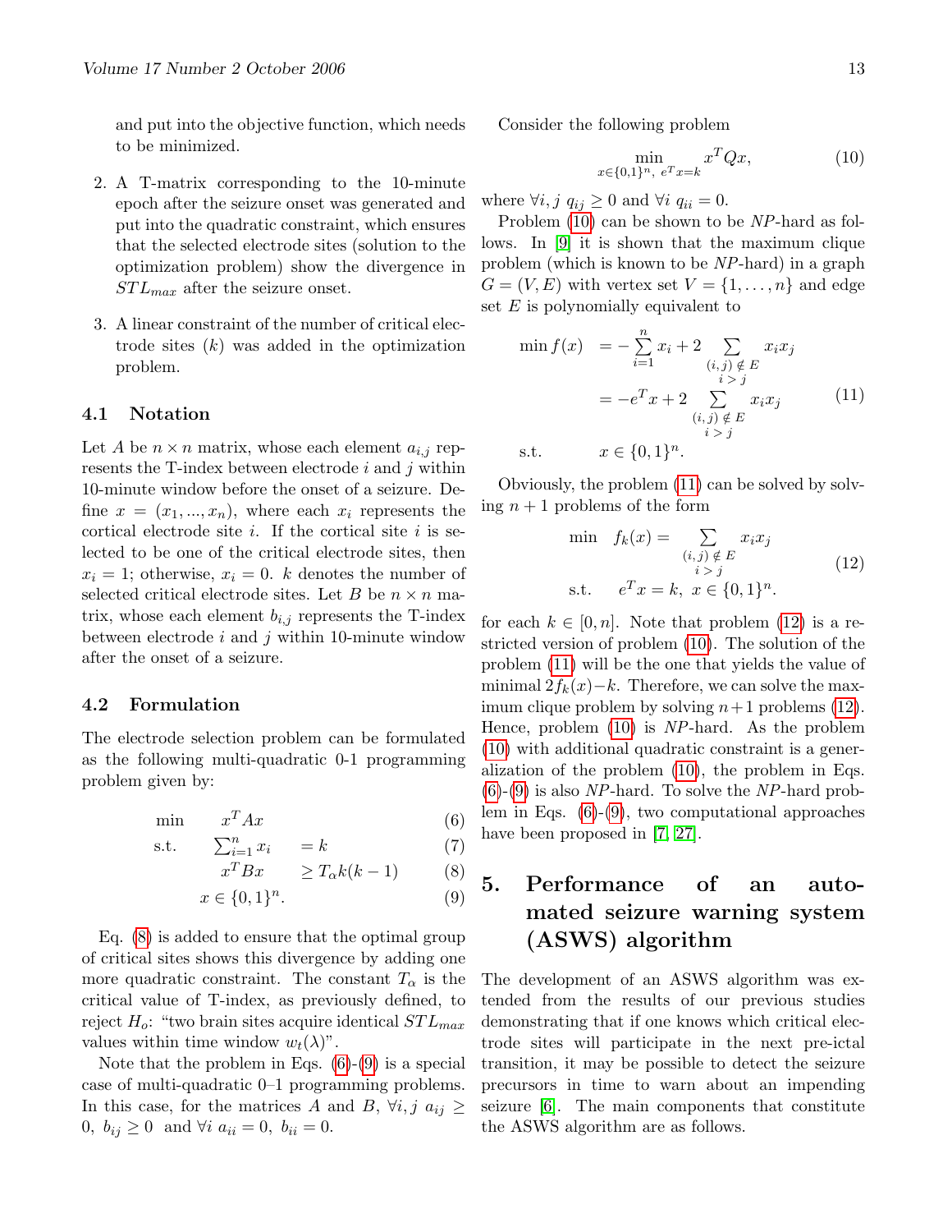and put into the objective function, which needs to be minimized.

2. A T-matrix corresponding to the 10-minute epoch after the seizure onset was generated and put into the quadratic constraint, which ensures that the selected electrode sites (solution to the optimization problem) show the divergence in $STL_{max}$ after the seizure onset.

3. A linear constraint of the number of critical electrode sites ($k$) was added in the optimization problem.

### 4.1 Notation

Let $A$ be $n \times n$ matrix, whose each element $a_{i,j}$ represents the T-index between electrode $i$ and $j$ within 10-minute window before the onset of a seizure. Define $x = (x_1, ..., x_n)$, where each $x_i$ represents the cortical electrode site $i$. If the cortical site $i$ is selected to be one of the critical electrode sites, then $x_i = 1$; otherwise, $x_i = 0$. $k$ denotes the number of selected critical electrode sites. Let $B$ be $n \times n$ matrix, whose each element $b_{i,j}$ represents the T-index between electrode $i$ and $j$ within 10-minute window after the onset of a seizure.

### 4.2 Formulation

The electrode selection problem can be formulated as the following multi-quadratic 0-1 programming problem given by:

$$
\begin{aligned}
\min \quad & x^T A x & (6)\\
\text{s.t.} \quad & \textstyle\sum_{i=1}^{n} x_i = k & (7)\\
& x^T B x \geq T_\alpha k(k-1) & (8)\\
& x \in \{0,1\}^n. & (9)
\end{aligned}
$$

Eq. (8) is added to ensure that the optimal group of critical sites shows this divergence by adding one more quadratic constraint. The constant $T_\alpha$ is the critical value of T-index, as previously defined, to reject $H_o$: "two brain sites acquire identical $STL_{max}$ values within time window $w_t(\lambda)$".

Note that the problem in Eqs. (6)-(9) is a special case of multi-quadratic 0–1 programming problems. In this case, for the matrices $A$ and $B$, $\forall i, j \; a_{ij} \geq 0, \; b_{ij} \geq 0$ and $\forall i \; a_{ii} = 0, \; b_{ii} = 0$.

Consider the following problem

$$
\min_{x \in \{0,1\}^n, \; e^T x = k} x^T Q x, \qquad (10)
$$

where $\forall i, j \; q_{ij} \geq 0$ and $\forall i \; q_{ii} = 0$.

Problem (10) can be shown to be *NP*-hard as follows. In [9] it is shown that the maximum clique problem (which is known to be *NP*-hard) in a graph $G = (V, E)$ with vertex set $V = \{1, \ldots, n\}$ and edge set $E$ is polynomially equivalent to

$$
\begin{aligned}
\min f(x) \quad & = -\sum_{i=1}^{n} x_i + 2 \sum_{\substack{(i,j) \notin E \\ i > j}} x_i x_j \\
& = -e^T x + 2 \sum_{\substack{(i,j) \notin E \\ i > j}} x_i x_j \qquad (11)\\
\text{s.t.} \quad & x \in \{0,1\}^n.
\end{aligned}
$$

Obviously, the problem (11) can be solved by solving $n+1$ problems of the form

$$
\begin{aligned}
\min \quad & f_k(x) = \sum_{\substack{(i,j) \notin E \\ i > j}} x_i x_j \\
\text{s.t.} \quad & e^T x = k, \; x \in \{0,1\}^n.
\end{aligned} \qquad (12)
$$

for each $k \in [0, n]$. Note that problem (12) is a restricted version of problem (10). The solution of the problem (11) will be the one that yields the value of minimal $2f_k(x) - k$. Therefore, we can solve the maximum clique problem by solving $n+1$ problems (12). Hence, problem (10) is *NP*-hard. As the problem (10) with additional quadratic constraint is a generalization of the problem (10), the problem in Eqs. (6)-(9) is also *NP*-hard. To solve the *NP*-hard problem in Eqs. (6)-(9), two computational approaches have been proposed in [7, 27].

## 5. Performance of an automated seizure warning system (ASWS) algorithm

The development of an ASWS algorithm was extended from the results of our previous studies demonstrating that if one knows which critical electrode sites will participate in the next pre-ictal transition, it may be possible to detect the seizure precursors in time to warn about an impending seizure [6]. The main components that constitute the ASWS algorithm are as follows.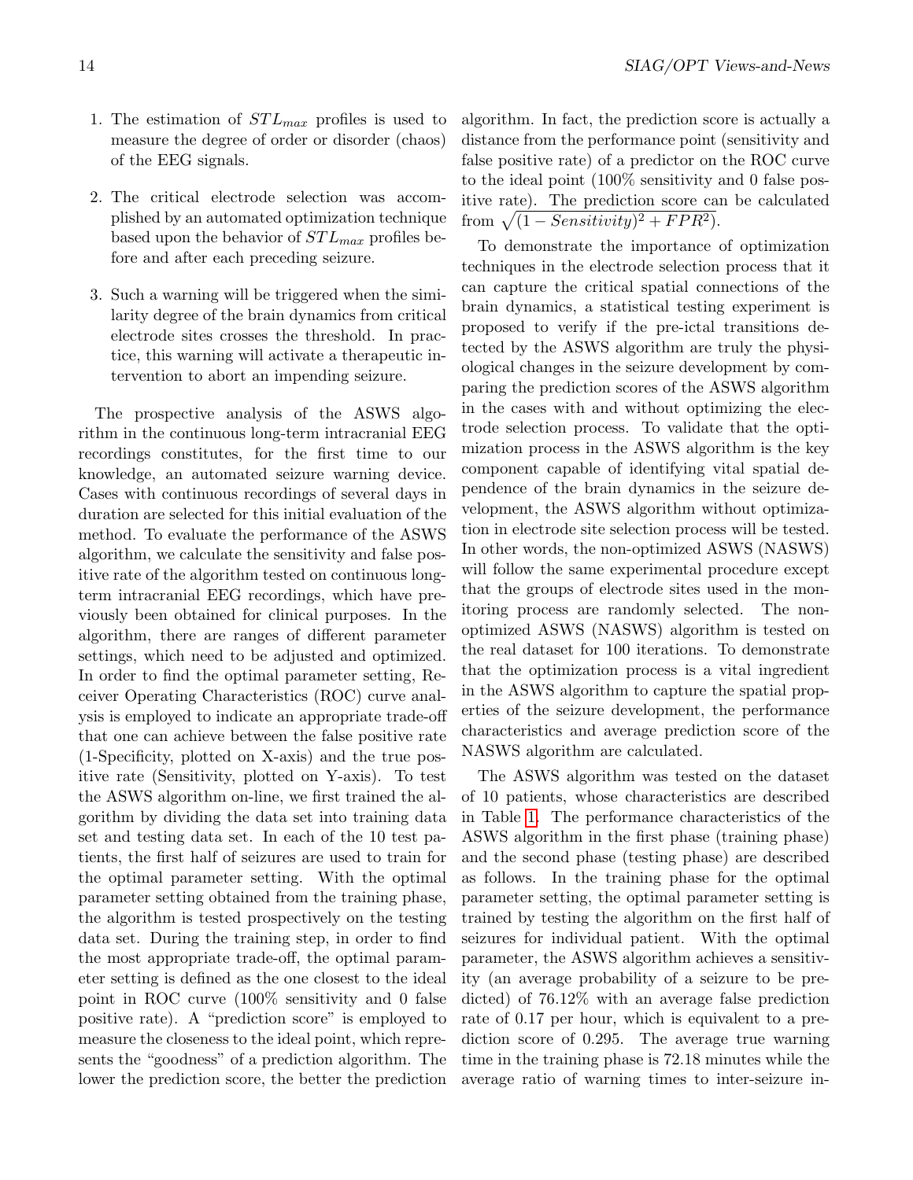1. The estimation of $STL_{max}$ profiles is used to measure the degree of order or disorder (chaos) of the EEG signals.

2. The critical electrode selection was accomplished by an automated optimization technique based upon the behavior of $STL_{max}$ profiles before and after each preceding seizure.

3. Such a warning will be triggered when the similarity degree of the brain dynamics from critical electrode sites crosses the threshold. In practice, this warning will activate a therapeutic intervention to abort an impending seizure.

The prospective analysis of the ASWS algorithm in the continuous long-term intracranial EEG recordings constitutes, for the first time to our knowledge, an automated seizure warning device. Cases with continuous recordings of several days in duration are selected for this initial evaluation of the method. To evaluate the performance of the ASWS algorithm, we calculate the sensitivity and false positive rate of the algorithm tested on continuous long-term intracranial EEG recordings, which have previously been obtained for clinical purposes. In the algorithm, there are ranges of different parameter settings, which need to be adjusted and optimized. In order to find the optimal parameter setting, Receiver Operating Characteristics (ROC) curve analysis is employed to indicate an appropriate trade-off that one can achieve between the false positive rate (1-Specificity, plotted on X-axis) and the true positive rate (Sensitivity, plotted on Y-axis). To test the ASWS algorithm on-line, we first trained the algorithm by dividing the data set into training data set and testing data set. In each of the 10 test patients, the first half of seizures are used to train for the optimal parameter setting. With the optimal parameter setting obtained from the training phase, the algorithm is tested prospectively on the testing data set. During the training step, in order to find the most appropriate trade-off, the optimal parameter setting is defined as the one closest to the ideal point in ROC curve (100% sensitivity and 0 false positive rate). A "prediction score" is employed to measure the closeness to the ideal point, which represents the "goodness" of a prediction algorithm. The lower the prediction score, the better the prediction algorithm. In fact, the prediction score is actually a distance from the performance point (sensitivity and false positive rate) of a predictor on the ROC curve to the ideal point (100% sensitivity and 0 false positive rate). The prediction score can be calculated from $\sqrt{(1 - Sensitivity)^2 + FPR^2}$.

To demonstrate the importance of optimization techniques in the electrode selection process that it can capture the critical spatial connections of the brain dynamics, a statistical testing experiment is proposed to verify if the pre-ictal transitions detected by the ASWS algorithm are truly the physiological changes in the seizure development by comparing the prediction scores of the ASWS algorithm in the cases with and without optimizing the electrode selection process. To validate that the optimization process in the ASWS algorithm is the key component capable of identifying vital spatial dependence of the brain dynamics in the seizure development, the ASWS algorithm without optimization in electrode site selection process will be tested. In other words, the non-optimized ASWS (NASWS) will follow the same experimental procedure except that the groups of electrode sites used in the monitoring process are randomly selected. The non-optimized ASWS (NASWS) algorithm is tested on the real dataset for 100 iterations. To demonstrate that the optimization process is a vital ingredient in the ASWS algorithm to capture the spatial properties of the seizure development, the performance characteristics and average prediction score of the NASWS algorithm are calculated.

The ASWS algorithm was tested on the dataset of 10 patients, whose characteristics are described in Table 1. The performance characteristics of the ASWS algorithm in the first phase (training phase) and the second phase (testing phase) are described as follows. In the training phase for the optimal parameter setting, the optimal parameter setting is trained by testing the algorithm on the first half of seizures for individual patient. With the optimal parameter, the ASWS algorithm achieves a sensitivity (an average probability of a seizure to be predicted) of 76.12% with an average false prediction rate of 0.17 per hour, which is equivalent to a prediction score of 0.295. The average true warning time in the training phase is 72.18 minutes while the average ratio of warning times to inter-seizure in-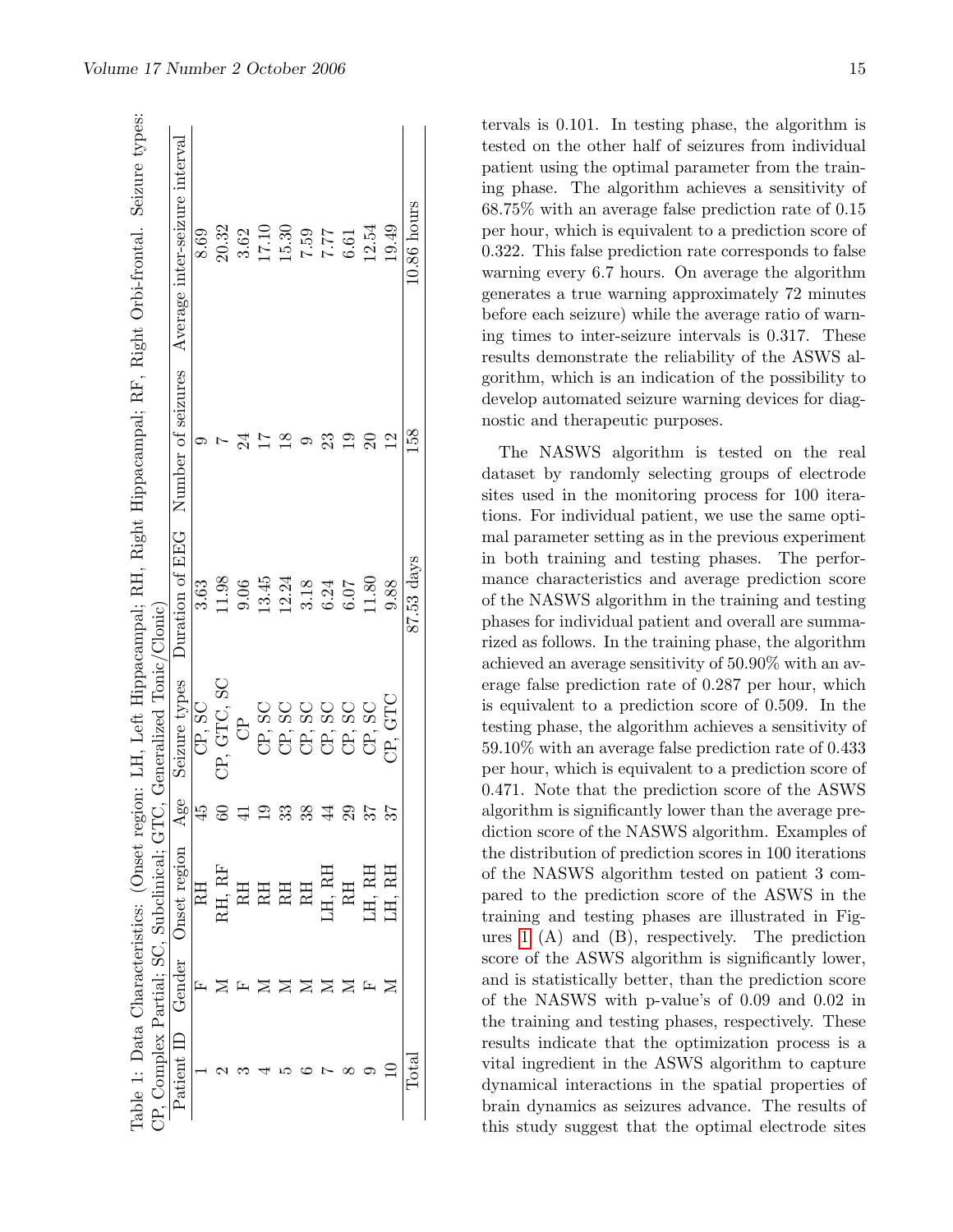Table 1: Data Characteristics: (Onset region: LH, Left Hippacampal; RH, Right Hippacampal; RF, Right Orbi-frontal. Seizure types: CP, Complex Partial; SC, Subclinical; GTC, Generalized Tonic/Clonic)

| Patient ID | Gender | Onset region | Age | Seizure types | Duration of EEG | Number of seizures | Average inter-seizure interval |
|---|---|---|---|---|---|---|---|
| 1 | F | RH | 45 | CP, SC | 3.63 | 9 | 8.69 |
| 2 | M | RH, RF | 60 | CP, GTC, SC | 11.98 | 7 | 20.32 |
| 3 | F | RH | 41 | CP | 9.06 | 24 | 3.62 |
| 4 | M | RH | 19 | CP, SC | 13.45 | 17 | 17.10 |
| 5 | M | RH | 33 | CP, SC | 12.24 | 18 | 15.30 |
| 6 | M | RH | 38 | CP, SC | 3.18 | 9 | 7.59 |
| 7 | M | LH, RH | 44 | CP, SC | 6.24 | 23 | 7.77 |
| 8 | M | RH | 29 | CP, SC | 6.07 | 19 | 6.61 |
| 9 | F | LH, RH | 37 | CP, SC | 11.80 | 20 | 12.54 |
| 10 | M | LH, RH | 37 | CP, GTC | 9.88 | 12 | 19.49 |
| Total | | | | | 87.53 days | 158 | 10.86 hours |

tervals is 0.101. In testing phase, the algorithm is tested on the other half of seizures from individual patient using the optimal parameter from the training phase. The algorithm achieves a sensitivity of 68.75% with an average false prediction rate of 0.15 per hour, which is equivalent to a prediction score of 0.322. This false prediction rate corresponds to false warning every 6.7 hours. On average the algorithm generates a true warning approximately 72 minutes before each seizure) while the average ratio of warning times to inter-seizure intervals is 0.317. These results demonstrate the reliability of the ASWS algorithm, which is an indication of the possibility to develop automated seizure warning devices for diagnostic and therapeutic purposes.

The NASWS algorithm is tested on the real dataset by randomly selecting groups of electrode sites used in the monitoring process for 100 iterations. For individual patient, we use the same optimal parameter setting as in the previous experiment in both training and testing phases. The performance characteristics and average prediction score of the NASWS algorithm in the training and testing phases for individual patient and overall are summarized as follows. In the training phase, the algorithm achieved an average sensitivity of 50.90% with an average false prediction rate of 0.287 per hour, which is equivalent to a prediction score of 0.509. In the testing phase, the algorithm achieves a sensitivity of 59.10% with an average false prediction rate of 0.433 per hour, which is equivalent to a prediction score of 0.471. Note that the prediction score of the ASWS algorithm is significantly lower than the average prediction score of the NASWS algorithm. Examples of the distribution of prediction scores in 100 iterations of the NASWS algorithm tested on patient 3 compared to the prediction score of the ASWS in the training and testing phases are illustrated in Figures 1 (A) and (B), respectively. The prediction score of the ASWS algorithm is significantly lower, and is statistically better, than the prediction score of the NASWS with p-value's of 0.09 and 0.02 in the training and testing phases, respectively. These results indicate that the optimization process is a vital ingredient in the ASWS algorithm to capture dynamical interactions in the spatial properties of brain dynamics as seizures advance. The results of this study suggest that the optimal electrode sites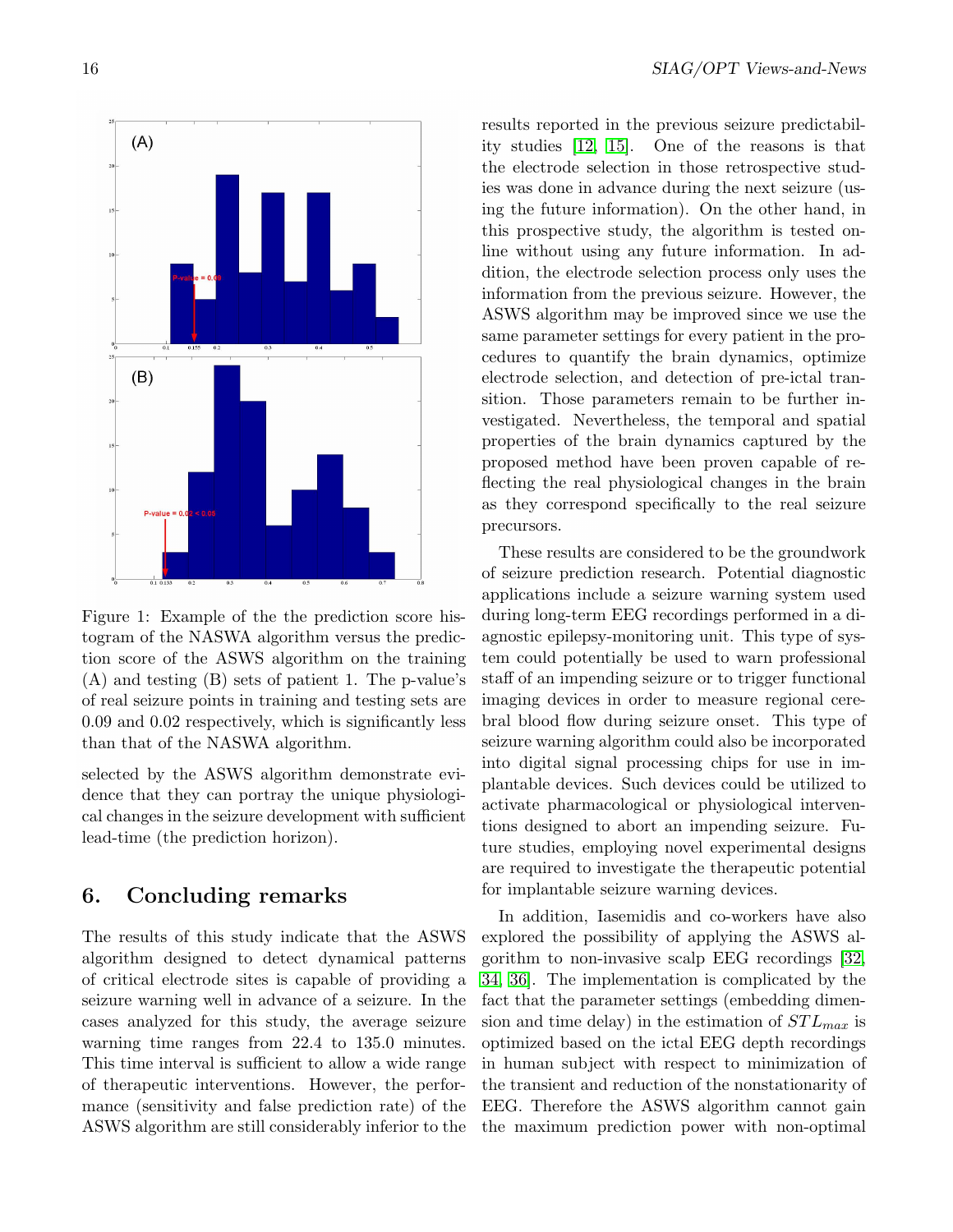Figure 1: Example of the the prediction score histogram of the NASWA algorithm versus the prediction score of the ASWS algorithm on the training (A) and testing (B) sets of patient 1. The p-value's of real seizure points in training and testing sets are 0.09 and 0.02 respectively, which is significantly less than that of the NASWA algorithm.

selected by the ASWS algorithm demonstrate evidence that they can portray the unique physiological changes in the seizure development with sufficient lead-time (the prediction horizon).

## 6. Concluding remarks

The results of this study indicate that the ASWS algorithm designed to detect dynamical patterns of critical electrode sites is capable of providing a seizure warning well in advance of a seizure. In the cases analyzed for this study, the average seizure warning time ranges from 22.4 to 135.0 minutes. This time interval is sufficient to allow a wide range of therapeutic interventions. However, the performance (sensitivity and false prediction rate) of the ASWS algorithm are still considerably inferior to the results reported in the previous seizure predictability studies [12, 15]. One of the reasons is that the electrode selection in those retrospective studies was done in advance during the next seizure (using the future information). On the other hand, in this prospective study, the algorithm is tested online without using any future information. In addition, the electrode selection process only uses the information from the previous seizure. However, the ASWS algorithm may be improved since we use the same parameter settings for every patient in the procedures to quantify the brain dynamics, optimize electrode selection, and detection of pre-ictal transition. Those parameters remain to be further investigated. Nevertheless, the temporal and spatial properties of the brain dynamics captured by the proposed method have been proven capable of reflecting the real physiological changes in the brain as they correspond specifically to the real seizure precursors.

These results are considered to be the groundwork of seizure prediction research. Potential diagnostic applications include a seizure warning system used during long-term EEG recordings performed in a diagnostic epilepsy-monitoring unit. This type of system could potentially be used to warn professional staff of an impending seizure or to trigger functional imaging devices in order to measure regional cerebral blood flow during seizure onset. This type of seizure warning algorithm could also be incorporated into digital signal processing chips for use in implantable devices. Such devices could be utilized to activate pharmacological or physiological interventions designed to abort an impending seizure. Future studies, employing novel experimental designs are required to investigate the therapeutic potential for implantable seizure warning devices.

In addition, Iasemidis and co-workers have also explored the possibility of applying the ASWS algorithm to non-invasive scalp EEG recordings [32, 34, 36]. The implementation is complicated by the fact that the parameter settings (embedding dimension and time delay) in the estimation of $STL_{max}$ is optimized based on the ictal EEG depth recordings in human subject with respect to minimization of the transient and reduction of the nonstationarity of EEG. Therefore the ASWS algorithm cannot gain the maximum prediction power with non-optimal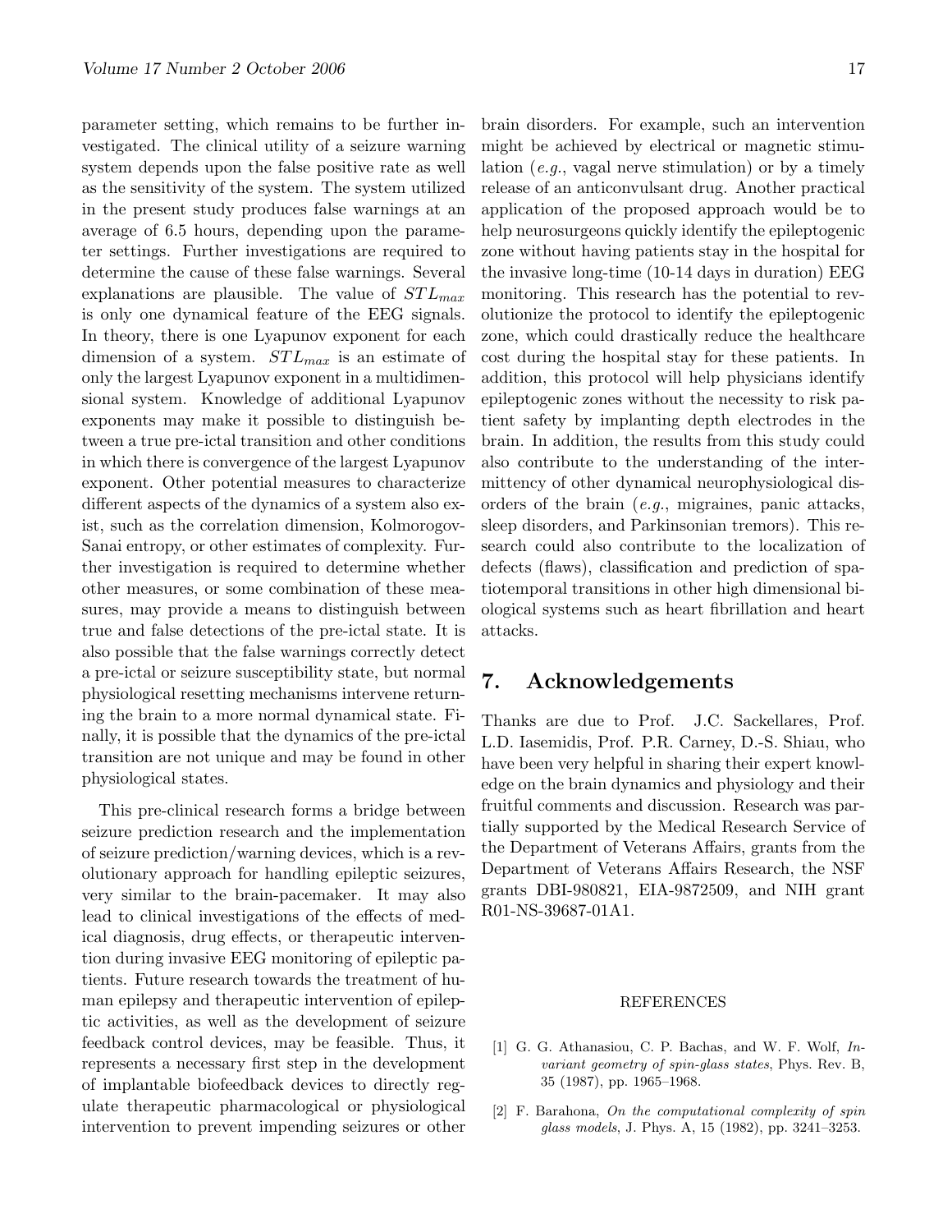parameter setting, which remains to be further investigated. The clinical utility of a seizure warning system depends upon the false positive rate as well as the sensitivity of the system. The system utilized in the present study produces false warnings at an average of 6.5 hours, depending upon the parameter settings. Further investigations are required to determine the cause of these false warnings. Several explanations are plausible. The value of $STL_{max}$ is only one dynamical feature of the EEG signals. In theory, there is one Lyapunov exponent for each dimension of a system. $STL_{max}$ is an estimate of only the largest Lyapunov exponent in a multidimensional system. Knowledge of additional Lyapunov exponents may make it possible to distinguish between a true pre-ictal transition and other conditions in which there is convergence of the largest Lyapunov exponent. Other potential measures to characterize different aspects of the dynamics of a system also exist, such as the correlation dimension, Kolmorogov-Sanai entropy, or other estimates of complexity. Further investigation is required to determine whether other measures, or some combination of these measures, may provide a means to distinguish between true and false detections of the pre-ictal state. It is also possible that the false warnings correctly detect a pre-ictal or seizure susceptibility state, but normal physiological resetting mechanisms intervene returning the brain to a more normal dynamical state. Finally, it is possible that the dynamics of the pre-ictal transition are not unique and may be found in other physiological states.

This pre-clinical research forms a bridge between seizure prediction research and the implementation of seizure prediction/warning devices, which is a revolutionary approach for handling epileptic seizures, very similar to the brain-pacemaker. It may also lead to clinical investigations of the effects of medical diagnosis, drug effects, or therapeutic intervention during invasive EEG monitoring of epileptic patients. Future research towards the treatment of human epilepsy and therapeutic intervention of epileptic activities, as well as the development of seizure feedback control devices, may be feasible. Thus, it represents a necessary first step in the development of implantable biofeedback devices to directly regulate therapeutic pharmacological or physiological intervention to prevent impending seizures or other brain disorders. For example, such an intervention might be achieved by electrical or magnetic stimulation (*e.g.*, vagal nerve stimulation) or by a timely release of an anticonvulsant drug. Another practical application of the proposed approach would be to help neurosurgeons quickly identify the epileptogenic zone without having patients stay in the hospital for the invasive long-time (10-14 days in duration) EEG monitoring. This research has the potential to revolutionize the protocol to identify the epileptogenic zone, which could drastically reduce the healthcare cost during the hospital stay for these patients. In addition, this protocol will help physicians identify epileptogenic zones without the necessity to risk patient safety by implanting depth electrodes in the brain. In addition, the results from this study could also contribute to the understanding of the intermittency of other dynamical neurophysiological disorders of the brain (*e.g.*, migraines, panic attacks, sleep disorders, and Parkinsonian tremors). This research could also contribute to the localization of defects (flaws), classification and prediction of spatiotemporal transitions in other high dimensional biological systems such as heart fibrillation and heart attacks.

## 7. Acknowledgements

Thanks are due to Prof. J.C. Sackellares, Prof. L.D. Iasemidis, Prof. P.R. Carney, D.-S. Shiau, who have been very helpful in sharing their expert knowledge on the brain dynamics and physiology and their fruitful comments and discussion. Research was partially supported by the Medical Research Service of the Department of Veterans Affairs, grants from the Department of Veterans Affairs Research, the NSF grants DBI-980821, EIA-9872509, and NIH grant R01-NS-39687-01A1.

REFERENCES

[1] G. G. Athanasiou, C. P. Bachas, and W. F. Wolf, *Invariant geometry of spin-glass states*, Phys. Rev. B, 35 (1987), pp. 1965–1968.

[2] F. Barahona, *On the computational complexity of spin glass models*, J. Phys. A, 15 (1982), pp. 3241–3253.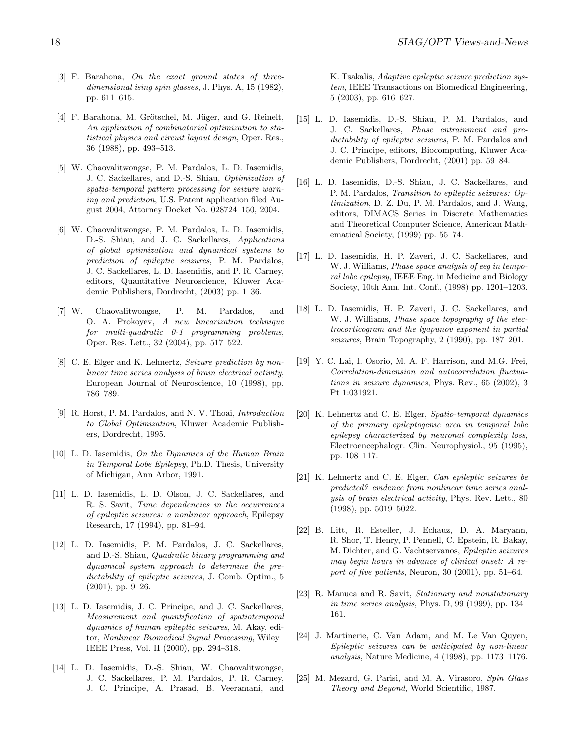[3] F. Barahona, *On the exact ground states of three-dimensional ising spin glasses*, J. Phys. A, 15 (1982), pp. 611–615.

[4] F. Barahona, M. Grötschel, M. Jüger, and G. Reinelt, *An application of combinatorial optimization to statistical physics and circuit layout design*, Oper. Res., 36 (1988), pp. 493–513.

[5] W. Chaovalitwongse, P. M. Pardalos, L. D. Iasemidis, J. C. Sackellares, and D.-S. Shiau, *Optimization of spatio-temporal pattern processing for seizure warning and prediction*, U.S. Patent application filed August 2004, Attorney Docket No. 028724–150, 2004.

[6] W. Chaovalitwongse, P. M. Pardalos, L. D. Iasemidis, D.-S. Shiau, and J. C. Sackellares, *Applications of global optimization and dynamical systems to prediction of epileptic seizures*, P. M. Pardalos, J. C. Sackellares, L. D. Iasemidis, and P. R. Carney, editors, Quantitative Neuroscience, Kluwer Academic Publishers, Dordrecht, (2003) pp. 1–36.

[7] W. Chaovalitwongse, P. M. Pardalos, and O. A. Prokoyev, *A new linearization technique for multi-quadratic 0-1 programming problems*, Oper. Res. Lett., 32 (2004), pp. 517–522.

[8] C. E. Elger and K. Lehnertz, *Seizure prediction by non-linear time series analysis of brain electrical activity*, European Journal of Neuroscience, 10 (1998), pp. 786–789.

[9] R. Horst, P. M. Pardalos, and N. V. Thoai, *Introduction to Global Optimization*, Kluwer Academic Publishers, Dordrecht, 1995.

[10] L. D. Iasemidis, *On the Dynamics of the Human Brain in Temporal Lobe Epilepsy*, Ph.D. Thesis, University of Michigan, Ann Arbor, 1991.

[11] L. D. Iasemidis, L. D. Olson, J. C. Sackellares, and R. S. Savit, *Time dependencies in the occurrences of epileptic seizures: a nonlinear approach*, Epilepsy Research, 17 (1994), pp. 81–94.

[12] L. D. Iasemidis, P. M. Pardalos, J. C. Sackellares, and D.-S. Shiau, *Quadratic binary programming and dynamical system approach to determine the predictability of epileptic seizures*, J. Comb. Optim., 5 (2001), pp. 9–26.

[13] L. D. Iasemidis, J. C. Principe, and J. C. Sackellares, *Measurement and quantification of spatiotemporal dynamics of human epileptic seizures*, M. Akay, editor, *Nonlinear Biomedical Signal Processing*, Wiley–IEEE Press, Vol. II (2000), pp. 294–318.

[14] L. D. Iasemidis, D.-S. Shiau, W. Chaovalitwongse, J. C. Sackellares, P. M. Pardalos, P. R. Carney, J. C. Principe, A. Prasad, B. Veeramani, and K. Tsakalis, *Adaptive epileptic seizure prediction system*, IEEE Transactions on Biomedical Engineering, 5 (2003), pp. 616–627.

[15] L. D. Iasemidis, D.-S. Shiau, P. M. Pardalos, and J. C. Sackellares, *Phase entrainment and predictability of epileptic seizures*, P. M. Pardalos and J. C. Principe, editors, Biocomputing, Kluwer Academic Publishers, Dordrecht, (2001) pp. 59–84.

[16] L. D. Iasemidis, D.-S. Shiau, J. C. Sackellares, and P. M. Pardalos, *Transition to epileptic seizures: Optimization*, D. Z. Du, P. M. Pardalos, and J. Wang, editors, DIMACS Series in Discrete Mathematics and Theoretical Computer Science, American Mathematical Society, (1999) pp. 55–74.

[17] L. D. Iasemidis, H. P. Zaveri, J. C. Sackellares, and W. J. Williams, *Phase space analysis of eeg in temporal lobe epilepsy*, IEEE Eng. in Medicine and Biology Society, 10th Ann. Int. Conf., (1998) pp. 1201–1203.

[18] L. D. Iasemidis, H. P. Zaveri, J. C. Sackellares, and W. J. Williams, *Phase space topography of the electrocorticogram and the lyapunov exponent in partial seizures*, Brain Topography, 2 (1990), pp. 187–201.

[19] Y. C. Lai, I. Osorio, M. A. F. Harrison, and M.G. Frei, *Correlation-dimension and autocorrelation fluctuations in seizure dynamics*, Phys. Rev., 65 (2002), 3 Pt 1:031921.

[20] K. Lehnertz and C. E. Elger, *Spatio-temporal dynamics of the primary epileptogenic area in temporal lobe epilepsy characterized by neuronal complexity loss*, Electroencephalogr. Clin. Neurophysiol., 95 (1995), pp. 108–117.

[21] K. Lehnertz and C. E. Elger, *Can epileptic seizures be predicted? evidence from nonlinear time series analysis of brain electrical activity*, Phys. Rev. Lett., 80 (1998), pp. 5019–5022.

[22] B. Litt, R. Esteller, J. Echauz, D. A. Maryann, R. Shor, T. Henry, P. Pennell, C. Epstein, R. Bakay, M. Dichter, and G. Vachtservanos, *Epileptic seizures may begin hours in advance of clinical onset: A report of five patients*, Neuron, 30 (2001), pp. 51–64.

[23] R. Manuca and R. Savit, *Stationary and nonstationary in time series analysis*, Phys. D, 99 (1999), pp. 134–161.

[24] J. Martinerie, C. Van Adam, and M. Le Van Quyen, *Epileptic seizures can be anticipated by non-linear analysis*, Nature Medicine, 4 (1998), pp. 1173–1176.

[25] M. Mezard, G. Parisi, and M. A. Virasoro, *Spin Glass Theory and Beyond*, World Scientific, 1987.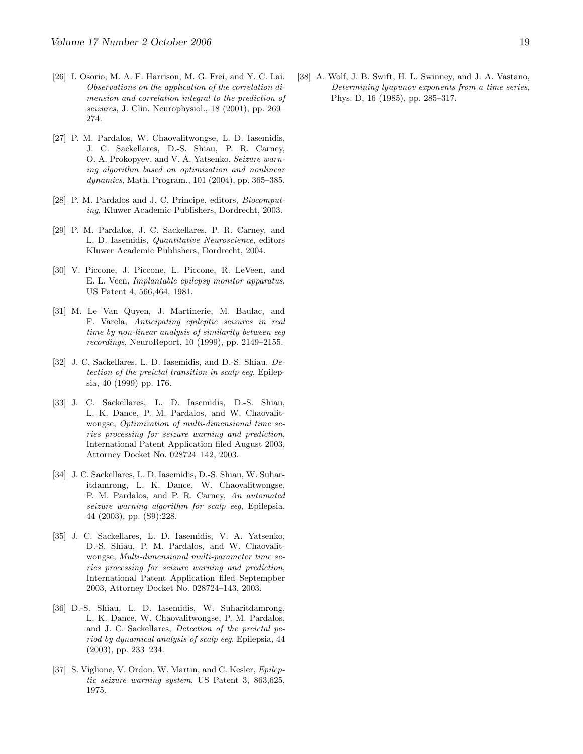[26] I. Osorio, M. A. F. Harrison, M. G. Frei, and Y. C. Lai. *Observations on the application of the correlation dimension and correlation integral to the prediction of seizures*, J. Clin. Neurophysiol., 18 (2001), pp. 269–274.

[27] P. M. Pardalos, W. Chaovalitwongse, L. D. Iasemidis, J. C. Sackellares, D.-S. Shiau, P. R. Carney, O. A. Prokopyev, and V. A. Yatsenko. *Seizure warning algorithm based on optimization and nonlinear dynamics*, Math. Program., 101 (2004), pp. 365–385.

[28] P. M. Pardalos and J. C. Principe, editors, *Biocomputing*, Kluwer Academic Publishers, Dordrecht, 2003.

[29] P. M. Pardalos, J. C. Sackellares, P. R. Carney, and L. D. Iasemidis, *Quantitative Neuroscience*, editors Kluwer Academic Publishers, Dordrecht, 2004.

[30] V. Piccone, J. Piccone, L. Piccone, R. LeVeen, and E. L. Veen, *Implantable epilepsy monitor apparatus*, US Patent 4, 566,464, 1981.

[31] M. Le Van Quyen, J. Martinerie, M. Baulac, and F. Varela, *Anticipating epileptic seizures in real time by non-linear analysis of similarity between eeg recordings*, NeuroReport, 10 (1999), pp. 2149–2155.

[32] J. C. Sackellares, L. D. Iasemidis, and D.-S. Shiau. *Detection of the preictal transition in scalp eeg*, Epilepsia, 40 (1999) pp. 176.

[33] J. C. Sackellares, L. D. Iasemidis, D.-S. Shiau, L. K. Dance, P. M. Pardalos, and W. Chaovalitwongse, *Optimization of multi-dimensional time series processing for seizure warning and prediction*, International Patent Application filed August 2003, Attorney Docket No. 028724–142, 2003.

[34] J. C. Sackellares, L. D. Iasemidis, D.-S. Shiau, W. Suharitdamrong, L. K. Dance, W. Chaovalitwongse, P. M. Pardalos, and P. R. Carney, *An automated seizure warning algorithm for scalp eeg*, Epilepsia, 44 (2003), pp. (S9):228.

[35] J. C. Sackellares, L. D. Iasemidis, V. A. Yatsenko, D.-S. Shiau, P. M. Pardalos, and W. Chaovalitwongse, *Multi-dimensional multi-parameter time series processing for seizure warning and prediction*, International Patent Application filed Septempber 2003, Attorney Docket No. 028724–143, 2003.

[36] D.-S. Shiau, L. D. Iasemidis, W. Suharitdamrong, L. K. Dance, W. Chaovalitwongse, P. M. Pardalos, and J. C. Sackellares, *Detection of the preictal period by dynamical analysis of scalp eeg*, Epilepsia, 44 (2003), pp. 233–234.

[37] S. Viglione, V. Ordon, W. Martin, and C. Kesler, *Epileptic seizure warning system*, US Patent 3, 863,625, 1975.

[38] A. Wolf, J. B. Swift, H. L. Swinney, and J. A. Vastano, *Determining lyapunov exponents from a time series*, Phys. D, 16 (1985), pp. 285–317.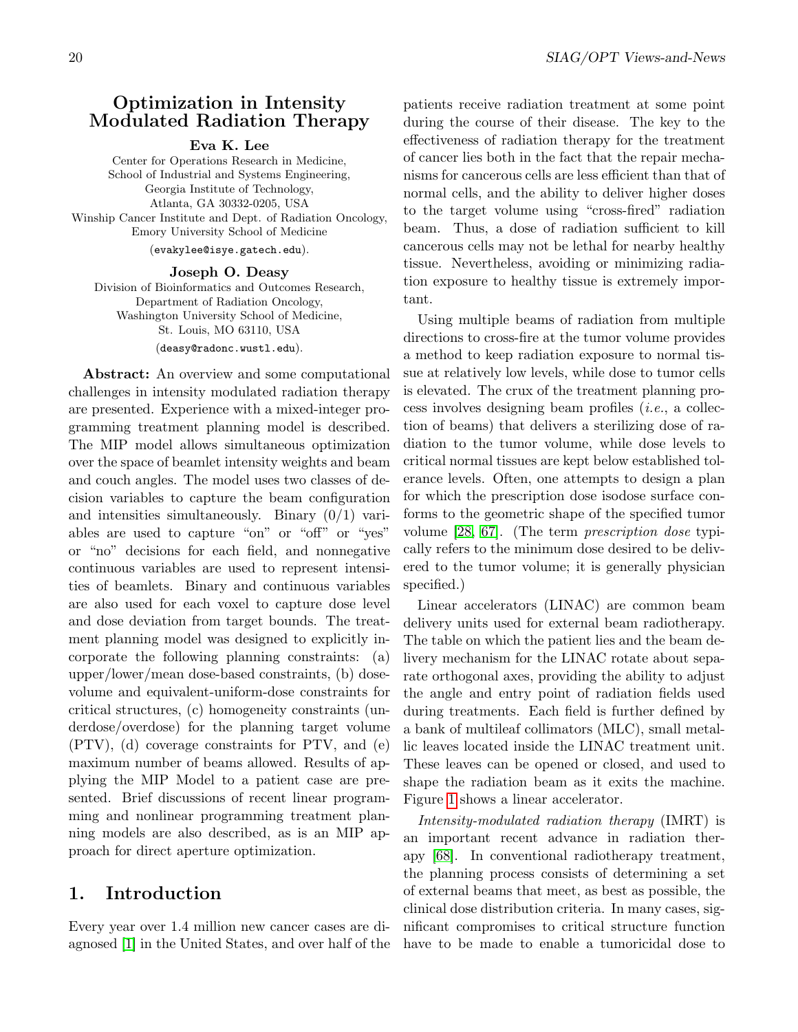# Optimization in Intensity Modulated Radiation Therapy

**Eva K. Lee**

Center for Operations Research in Medicine,
School of Industrial and Systems Engineering,
Georgia Institute of Technology,
Atlanta, GA 30332-0205, USA
Winship Cancer Institute and Dept. of Radiation Oncology,
Emory University School of Medicine
(evakylee@isye.gatech.edu).

**Joseph O. Deasy**

Division of Bioinformatics and Outcomes Research,
Department of Radiation Oncology,
Washington University School of Medicine,
St. Louis, MO 63110, USA
(deasy@radonc.wustl.edu).

**Abstract:** An overview and some computational challenges in intensity modulated radiation therapy are presented. Experience with a mixed-integer programming treatment planning model is described. The MIP model allows simultaneous optimization over the space of beamlet intensity weights and beam and couch angles. The model uses two classes of decision variables to capture the beam configuration and intensities simultaneously. Binary (0/1) variables are used to capture "on" or "off" or "yes" or "no" decisions for each field, and nonnegative continuous variables are used to represent intensities of beamlets. Binary and continuous variables are also used for each voxel to capture dose level and dose deviation from target bounds. The treatment planning model was designed to explicitly incorporate the following planning constraints: (a) upper/lower/mean dose-based constraints, (b) dose-volume and equivalent-uniform-dose constraints for critical structures, (c) homogeneity constraints (underdose/overdose) for the planning target volume (PTV), (d) coverage constraints for PTV, and (e) maximum number of beams allowed. Results of applying the MIP Model to a patient case are presented. Brief discussions of recent linear programming and nonlinear programming treatment planning models are also described, as is an MIP approach for direct aperture optimization.

## 1. Introduction

Every year over 1.4 million new cancer cases are diagnosed [1] in the United States, and over half of the patients receive radiation treatment at some point during the course of their disease. The key to the effectiveness of radiation therapy for the treatment of cancer lies both in the fact that the repair mechanisms for cancerous cells are less efficient than that of normal cells, and the ability to deliver higher doses to the target volume using "cross-fired" radiation beam. Thus, a dose of radiation sufficient to kill cancerous cells may not be lethal for nearby healthy tissue. Nevertheless, avoiding or minimizing radiation exposure to healthy tissue is extremely important.

Using multiple beams of radiation from multiple directions to cross-fire at the tumor volume provides a method to keep radiation exposure to normal tissue at relatively low levels, while dose to tumor cells is elevated. The crux of the treatment planning process involves designing beam profiles (*i.e.*, a collection of beams) that delivers a sterilizing dose of radiation to the tumor volume, while dose levels to critical normal tissues are kept below established tolerance levels. Often, one attempts to design a plan for which the prescription dose isodose surface conforms to the geometric shape of the specified tumor volume [28, 67]. (The term *prescription dose* typically refers to the minimum dose desired to be delivered to the tumor volume; it is generally physician specified.)

Linear accelerators (LINAC) are common beam delivery units used for external beam radiotherapy. The table on which the patient lies and the beam delivery mechanism for the LINAC rotate about separate orthogonal axes, providing the ability to adjust the angle and entry point of radiation fields used during treatments. Each field is further defined by a bank of multileaf collimators (MLC), small metallic leaves located inside the LINAC treatment unit. These leaves can be opened or closed, and used to shape the radiation beam as it exits the machine. Figure 1 shows a linear accelerator.

*Intensity-modulated radiation therapy* (IMRT) is an important recent advance in radiation therapy [68]. In conventional radiotherapy treatment, the planning process consists of determining a set of external beams that meet, as best as possible, the clinical dose distribution criteria. In many cases, significant compromises to critical structure function have to be made to enable a tumoricidal dose to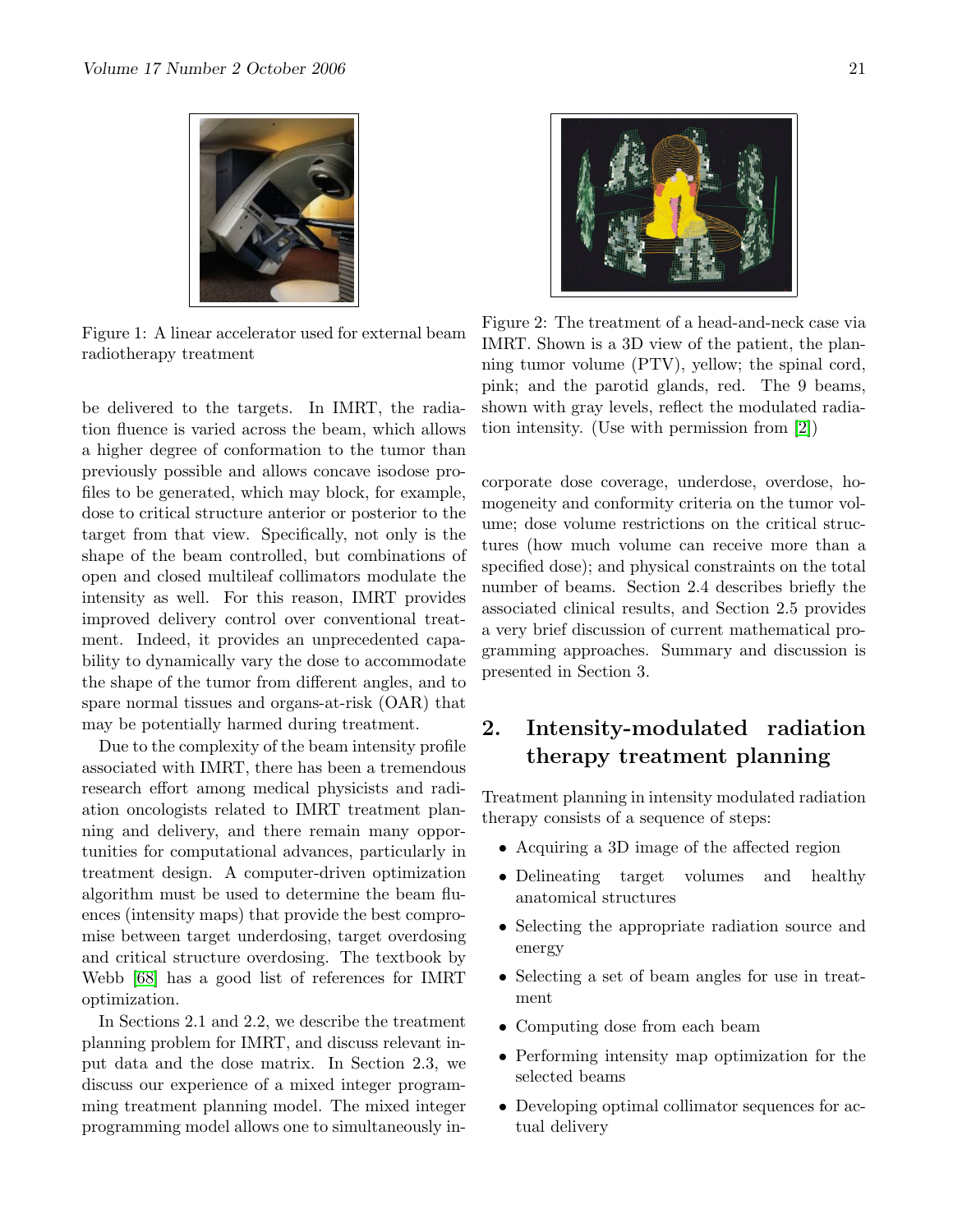Figure 1: A linear accelerator used for external beam radiotherapy treatment

be delivered to the targets. In IMRT, the radiation fluence is varied across the beam, which allows a higher degree of conformation to the tumor than previously possible and allows concave isodose profiles to be generated, which may block, for example, dose to critical structure anterior or posterior to the target from that view. Specifically, not only is the shape of the beam controlled, but combinations of open and closed multileaf collimators modulate the intensity as well. For this reason, IMRT provides improved delivery control over conventional treatment. Indeed, it provides an unprecedented capability to dynamically vary the dose to accommodate the shape of the tumor from different angles, and to spare normal tissues and organs-at-risk (OAR) that may be potentially harmed during treatment.

Due to the complexity of the beam intensity profile associated with IMRT, there has been a tremendous research effort among medical physicists and radiation oncologists related to IMRT treatment planning and delivery, and there remain many opportunities for computational advances, particularly in treatment design. A computer-driven optimization algorithm must be used to determine the beam fluences (intensity maps) that provide the best compromise between target underdosing, target overdosing and critical structure overdosing. The textbook by Webb [68] has a good list of references for IMRT optimization.

In Sections 2.1 and 2.2, we describe the treatment planning problem for IMRT, and discuss relevant input data and the dose matrix. In Section 2.3, we discuss our experience of a mixed integer programming treatment planning model. The mixed integer programming model allows one to simultaneously incorporate dose coverage, underdose, overdose, homogeneity and conformity criteria on the tumor volume; dose volume restrictions on the critical structures (how much volume can receive more than a specified dose); and physical constraints on the total number of beams. Section 2.4 describes briefly the associated clinical results, and Section 2.5 provides a very brief discussion of current mathematical programming approaches. Summary and discussion is presented in Section 3.

Figure 2: The treatment of a head-and-neck case via IMRT. Shown is a 3D view of the patient, the planning tumor volume (PTV), yellow; the spinal cord, pink; and the parotid glands, red. The 9 beams, shown with gray levels, reflect the modulated radiation intensity. (Use with permission from [2])

## 2. Intensity-modulated radiation therapy treatment planning

Treatment planning in intensity modulated radiation therapy consists of a sequence of steps:

- Acquiring a 3D image of the affected region
- Delineating target volumes and healthy anatomical structures
- Selecting the appropriate radiation source and energy
- Selecting a set of beam angles for use in treatment
- Computing dose from each beam
- Performing intensity map optimization for the selected beams
- Developing optimal collimator sequences for actual delivery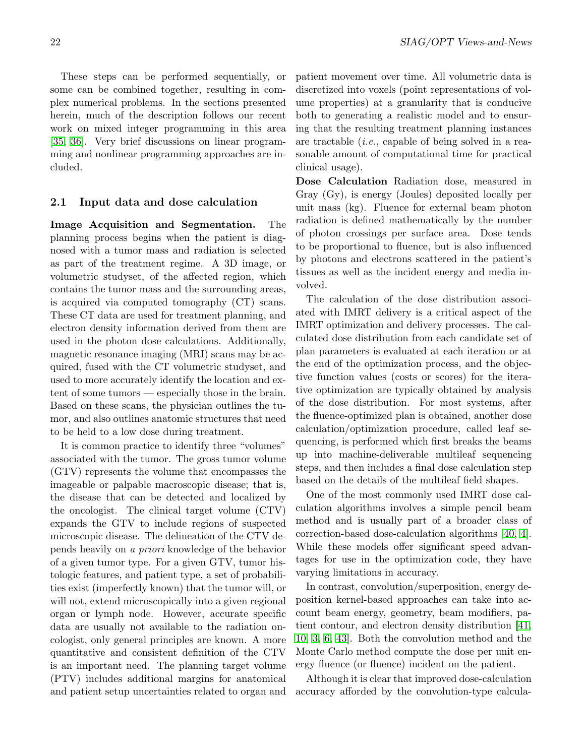These steps can be performed sequentially, or some can be combined together, resulting in complex numerical problems. In the sections presented herein, much of the description follows our recent work on mixed integer programming in this area [35, 36]. Very brief discussions on linear programming and nonlinear programming approaches are included.

## 2.1 Input data and dose calculation

**Image Acquisition and Segmentation.** The planning process begins when the patient is diagnosed with a tumor mass and radiation is selected as part of the treatment regime. A 3D image, or volumetric studyset, of the affected region, which contains the tumor mass and the surrounding areas, is acquired via computed tomography (CT) scans. These CT data are used for treatment planning, and electron density information derived from them are used in the photon dose calculations. Additionally, magnetic resonance imaging (MRI) scans may be acquired, fused with the CT volumetric studyset, and used to more accurately identify the location and extent of some tumors — especially those in the brain. Based on these scans, the physician outlines the tumor, and also outlines anatomic structures that need to be held to a low dose during treatment.

It is common practice to identify three "volumes" associated with the tumor. The gross tumor volume (GTV) represents the volume that encompasses the imageable or palpable macroscopic disease; that is, the disease that can be detected and localized by the oncologist. The clinical target volume (CTV) expands the GTV to include regions of suspected microscopic disease. The delineation of the CTV depends heavily on *a priori* knowledge of the behavior of a given tumor type. For a given GTV, tumor histologic features, and patient type, a set of probabilities exist (imperfectly known) that the tumor will, or will not, extend microscopically into a given regional organ or lymph node. However, accurate specific data are usually not available to the radiation oncologist, only general principles are known. A more quantitative and consistent definition of the CTV is an important need. The planning target volume (PTV) includes additional margins for anatomical and patient setup uncertainties related to organ and patient movement over time. All volumetric data is discretized into voxels (point representations of volume properties) at a granularity that is conducive both to generating a realistic model and to ensuring that the resulting treatment planning instances are tractable (*i.e.*, capable of being solved in a reasonable amount of computational time for practical clinical usage).

**Dose Calculation** Radiation dose, measured in Gray (Gy), is energy (Joules) deposited locally per unit mass (kg). Fluence for external beam photon radiation is defined mathematically by the number of photon crossings per surface area. Dose tends to be proportional to fluence, but is also influenced by photons and electrons scattered in the patient's tissues as well as the incident energy and media involved.

The calculation of the dose distribution associated with IMRT delivery is a critical aspect of the IMRT optimization and delivery processes. The calculated dose distribution from each candidate set of plan parameters is evaluated at each iteration or at the end of the optimization process, and the objective function values (costs or scores) for the iterative optimization are typically obtained by analysis of the dose distribution. For most systems, after the fluence-optimized plan is obtained, another dose calculation/optimization procedure, called leaf sequencing, is performed which first breaks the beams up into machine-deliverable multileaf sequencing steps, and then includes a final dose calculation step based on the details of the multileaf field shapes.

One of the most commonly used IMRT dose calculation algorithms involves a simple pencil beam method and is usually part of a broader class of correction-based dose-calculation algorithms [40, 4]. While these models offer significant speed advantages for use in the optimization code, they have varying limitations in accuracy.

In contrast, convolution/superposition, energy deposition kernel-based approaches can take into account beam energy, geometry, beam modifiers, patient contour, and electron density distribution [41, 10, 3, 6, 43]. Both the convolution method and the Monte Carlo method compute the dose per unit energy fluence (or fluence) incident on the patient.

Although it is clear that improved dose-calculation accuracy afforded by the convolution-type calcula-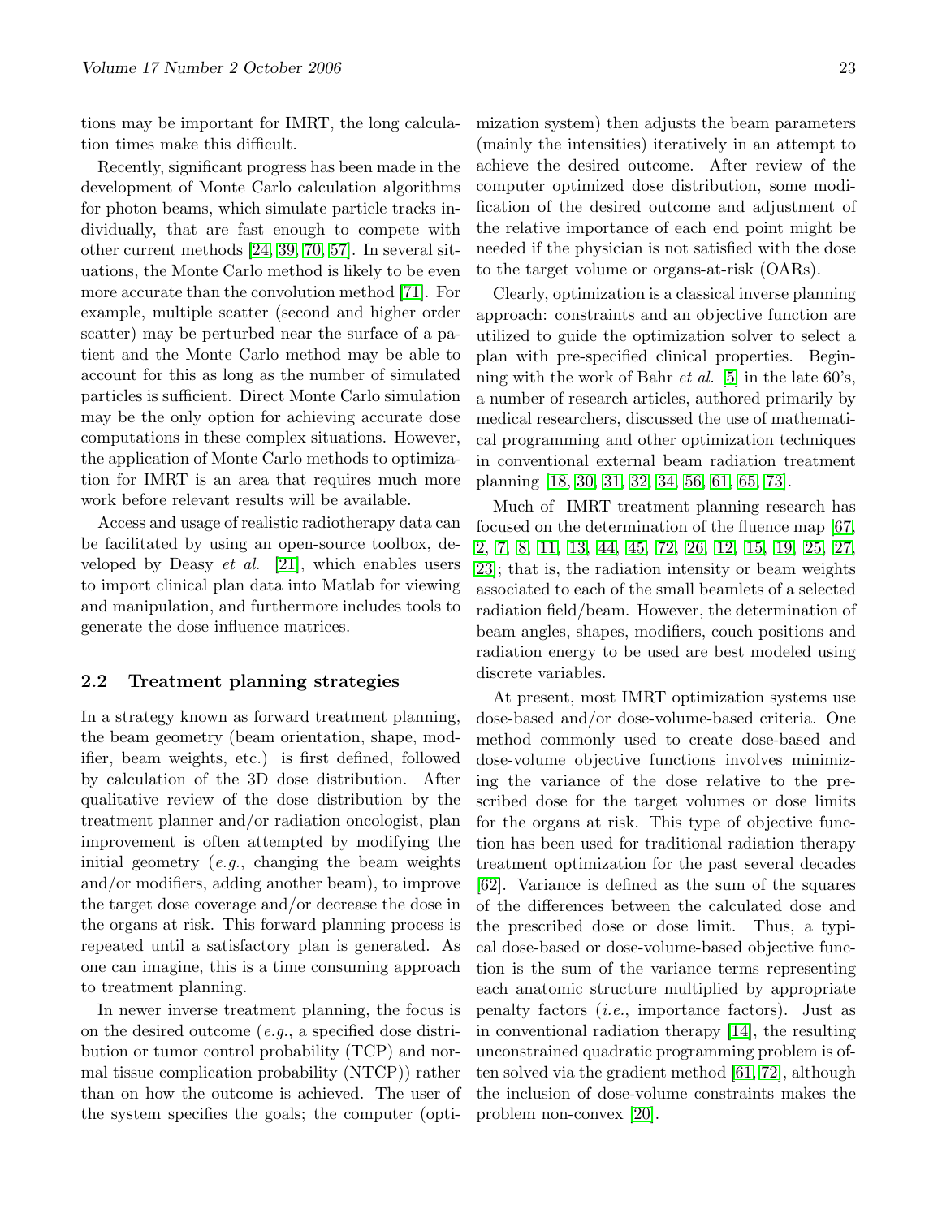tions may be important for IMRT, the long calculation times make this difficult.

Recently, significant progress has been made in the development of Monte Carlo calculation algorithms for photon beams, which simulate particle tracks individually, that are fast enough to compete with other current methods [24, 39, 70, 57]. In several situations, the Monte Carlo method is likely to be even more accurate than the convolution method [71]. For example, multiple scatter (second and higher order scatter) may be perturbed near the surface of a patient and the Monte Carlo method may be able to account for this as long as the number of simulated particles is sufficient. Direct Monte Carlo simulation may be the only option for achieving accurate dose computations in these complex situations. However, the application of Monte Carlo methods to optimization for IMRT is an area that requires much more work before relevant results will be available.

Access and usage of realistic radiotherapy data can be facilitated by using an open-source toolbox, developed by Deasy *et al.* [21], which enables users to import clinical plan data into Matlab for viewing and manipulation, and furthermore includes tools to generate the dose influence matrices.

### 2.2 Treatment planning strategies

In a strategy known as forward treatment planning, the beam geometry (beam orientation, shape, modifier, beam weights, etc.) is first defined, followed by calculation of the 3D dose distribution. After qualitative review of the dose distribution by the treatment planner and/or radiation oncologist, plan improvement is often attempted by modifying the initial geometry (*e.g.*, changing the beam weights and/or modifiers, adding another beam), to improve the target dose coverage and/or decrease the dose in the organs at risk. This forward planning process is repeated until a satisfactory plan is generated. As one can imagine, this is a time consuming approach to treatment planning.

In newer inverse treatment planning, the focus is on the desired outcome (*e.g.*, a specified dose distribution or tumor control probability (TCP) and normal tissue complication probability (NTCP)) rather than on how the outcome is achieved. The user of the system specifies the goals; the computer (optimization system) then adjusts the beam parameters (mainly the intensities) iteratively in an attempt to achieve the desired outcome. After review of the computer optimized dose distribution, some modification of the desired outcome and adjustment of the relative importance of each end point might be needed if the physician is not satisfied with the dose to the target volume or organs-at-risk (OARs).

Clearly, optimization is a classical inverse planning approach: constraints and an objective function are utilized to guide the optimization solver to select a plan with pre-specified clinical properties. Beginning with the work of Bahr *et al.* [5] in the late 60's, a number of research articles, authored primarily by medical researchers, discussed the use of mathematical programming and other optimization techniques in conventional external beam radiation treatment planning [18, 30, 31, 32, 34, 56, 61, 65, 73].

Much of IMRT treatment planning research has focused on the determination of the fluence map [67, 2, 7, 8, 11, 13, 44, 45, 72, 26, 12, 15, 19, 25, 27, 23]; that is, the radiation intensity or beam weights associated to each of the small beamlets of a selected radiation field/beam. However, the determination of beam angles, shapes, modifiers, couch positions and radiation energy to be used are best modeled using discrete variables.

At present, most IMRT optimization systems use dose-based and/or dose-volume-based criteria. One method commonly used to create dose-based and dose-volume objective functions involves minimizing the variance of the dose relative to the prescribed dose for the target volumes or dose limits for the organs at risk. This type of objective function has been used for traditional radiation therapy treatment optimization for the past several decades [62]. Variance is defined as the sum of the squares of the differences between the calculated dose and the prescribed dose or dose limit. Thus, a typical dose-based or dose-volume-based objective function is the sum of the variance terms representing each anatomic structure multiplied by appropriate penalty factors (*i.e.*, importance factors). Just as in conventional radiation therapy [14], the resulting unconstrained quadratic programming problem is often solved via the gradient method [61, 72], although the inclusion of dose-volume constraints makes the problem non-convex [20].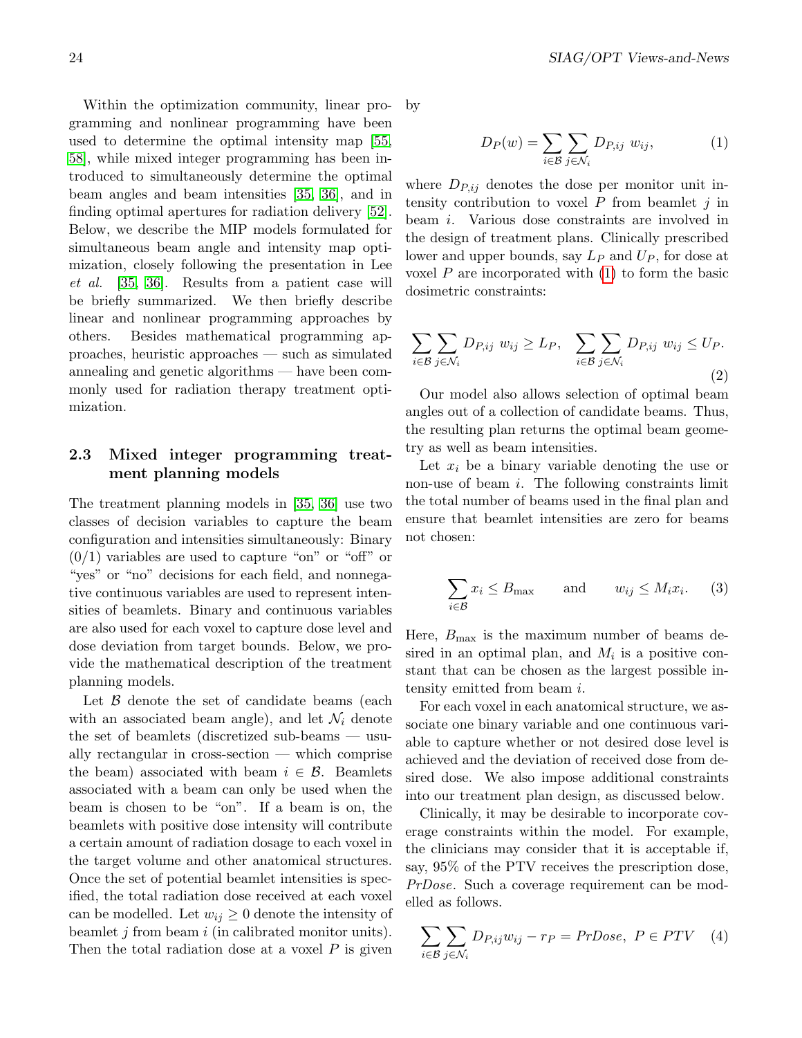Within the optimization community, linear programming and nonlinear programming have been used to determine the optimal intensity map [55, 58], while mixed integer programming has been introduced to simultaneously determine the optimal beam angles and beam intensities [35, 36], and in finding optimal apertures for radiation delivery [52]. Below, we describe the MIP models formulated for simultaneous beam angle and intensity map optimization, closely following the presentation in Lee *et al.* [35, 36]. Results from a patient case will be briefly summarized. We then briefly describe linear and nonlinear programming approaches by others. Besides mathematical programming approaches, heuristic approaches — such as simulated annealing and genetic algorithms — have been commonly used for radiation therapy treatment optimization.

### 2.3 Mixed integer programming treatment planning models

The treatment planning models in [35, 36] use two classes of decision variables to capture the beam configuration and intensities simultaneously: Binary (0/1) variables are used to capture "on" or "off" or "yes" or "no" decisions for each field, and nonnegative continuous variables are used to represent intensities of beamlets. Binary and continuous variables are also used for each voxel to capture dose level and dose deviation from target bounds. Below, we provide the mathematical description of the treatment planning models.

Let $\mathcal{B}$ denote the set of candidate beams (each with an associated beam angle), and let $\mathcal{N}_i$ denote the set of beamlets (discretized sub-beams — usually rectangular in cross-section — which comprise the beam) associated with beam $i \in \mathcal{B}$. Beamlets associated with a beam can only be used when the beam is chosen to be "on". If a beam is on, the beamlets with positive dose intensity will contribute a certain amount of radiation dosage to each voxel in the target volume and other anatomical structures. Once the set of potential beamlet intensities is specified, the total radiation dose received at each voxel can be modelled. Let $w_{ij} \geq 0$ denote the intensity of beamlet $j$ from beam $i$ (in calibrated monitor units). Then the total radiation dose at a voxel $P$ is given by

$$D_P(w) = \sum_{i \in \mathcal{B}} \sum_{j \in \mathcal{N}_i} D_{P,ij}\ w_{ij}, \qquad (1)$$

where $D_{P,ij}$ denotes the dose per monitor unit intensity contribution to voxel $P$ from beamlet $j$ in beam $i$. Various dose constraints are involved in the design of treatment plans. Clinically prescribed lower and upper bounds, say $L_P$ and $U_P$, for dose at voxel $P$ are incorporated with (1) to form the basic dosimetric constraints:

$$\sum_{i \in \mathcal{B}} \sum_{j \in \mathcal{N}_i} D_{P,ij}\ w_{ij} \geq L_P, \quad \sum_{i \in \mathcal{B}} \sum_{j \in \mathcal{N}_i} D_{P,ij}\ w_{ij} \leq U_P. \qquad (2)$$

Our model also allows selection of optimal beam angles out of a collection of candidate beams. Thus, the resulting plan returns the optimal beam geometry as well as beam intensities.

Let $x_i$ be a binary variable denoting the use or non-use of beam $i$. The following constraints limit the total number of beams used in the final plan and ensure that beamlet intensities are zero for beams not chosen:

$$\sum_{i \in \mathcal{B}} x_i \leq B_{\max} \qquad \text{and} \qquad w_{ij} \leq M_i x_i. \qquad (3)$$

Here, $B_{\max}$ is the maximum number of beams desired in an optimal plan, and $M_i$ is a positive constant that can be chosen as the largest possible intensity emitted from beam $i$.

For each voxel in each anatomical structure, we associate one binary variable and one continuous variable to capture whether or not desired dose level is achieved and the deviation of received dose from desired dose. We also impose additional constraints into our treatment plan design, as discussed below.

Clinically, it may be desirable to incorporate coverage constraints within the model. For example, the clinicians may consider that it is acceptable if, say, 95% of the PTV receives the prescription dose, *PrDose*. Such a coverage requirement can be modelled as follows.

$$\sum_{i \in \mathcal{B}} \sum_{j \in \mathcal{N}_i} D_{P,ij} w_{ij} - r_P = PrDose,\ P \in PTV \quad (4)$$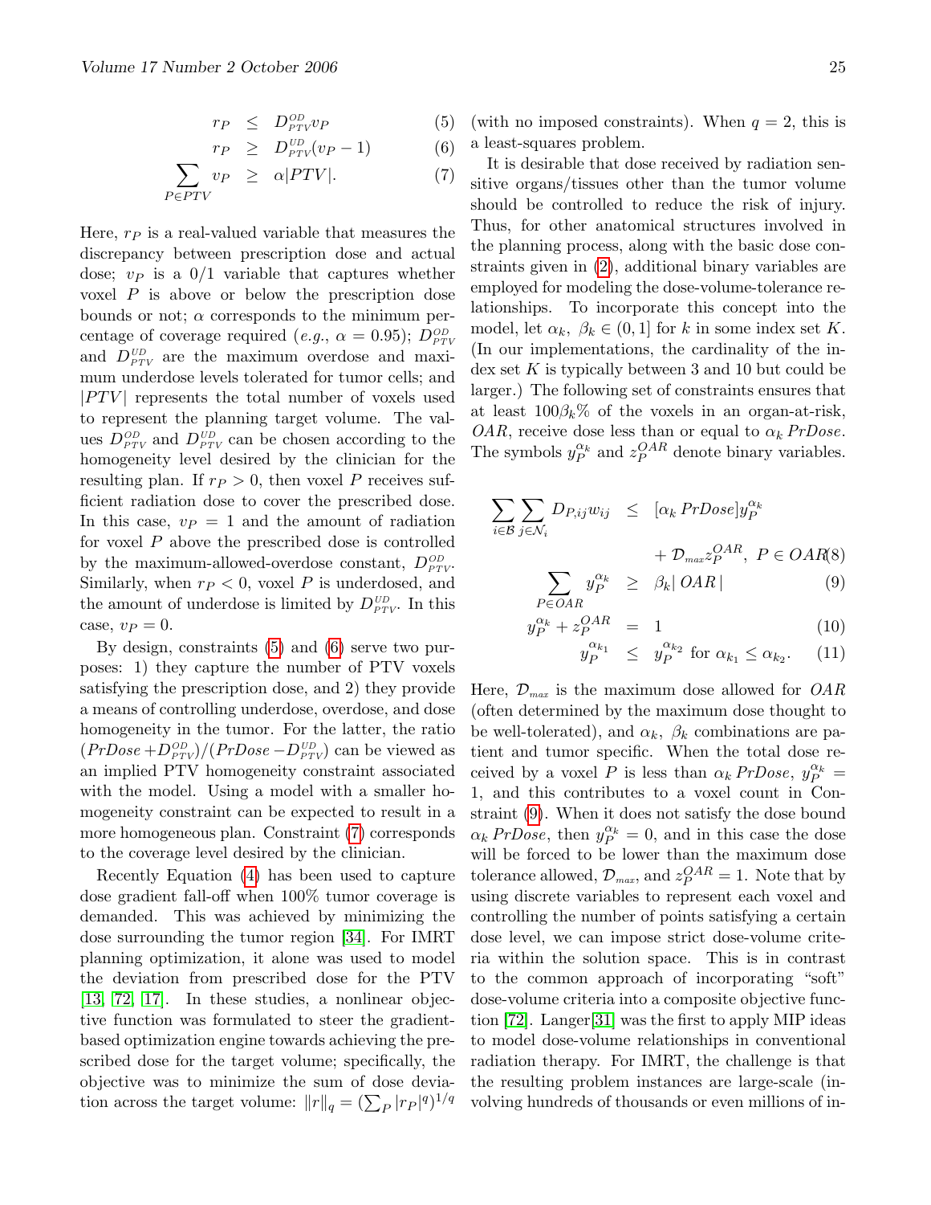$$
\begin{aligned}
r_P &\leq D^{OD}_{PTV} v_P & (5)\\
r_P &\geq D^{UD}_{PTV}(v_P - 1) & (6)\\
\sum_{P \in PTV} v_P &\geq \alpha |PTV|. & (7)
\end{aligned}
$$

Here, $r_P$ is a real-valued variable that measures the discrepancy between prescription dose and actual dose; $v_P$ is a 0/1 variable that captures whether voxel $P$ is above or below the prescription dose bounds or not; $\alpha$ corresponds to the minimum percentage of coverage required (*e.g.*, $\alpha = 0.95$); $D^{OD}_{PTV}$ and $D^{UD}_{PTV}$ are the maximum overdose and maximum underdose levels tolerated for tumor cells; and $|PTV|$ represents the total number of voxels used to represent the planning target volume. The values $D^{OD}_{PTV}$ and $D^{UD}_{PTV}$ can be chosen according to the homogeneity level desired by the clinician for the resulting plan. If $r_P > 0$, then voxel $P$ receives sufficient radiation dose to cover the prescribed dose. In this case, $v_P = 1$ and the amount of radiation for voxel $P$ above the prescribed dose is controlled by the maximum-allowed-overdose constant, $D^{OD}_{PTV}$. Similarly, when $r_P < 0$, voxel $P$ is underdosed, and the amount of underdose is limited by $D^{UD}_{PTV}$. In this case, $v_P = 0$.

By design, constraints (5) and (6) serve two purposes: 1) they capture the number of PTV voxels satisfying the prescription dose, and 2) they provide a means of controlling underdose, overdose, and dose homogeneity in the tumor. For the latter, the ratio $(PrDose + D^{OD}_{PTV})/(PrDose - D^{UD}_{PTV})$ can be viewed as an implied PTV homogeneity constraint associated with the model. Using a model with a smaller homogeneity constraint can be expected to result in a more homogeneous plan. Constraint (7) corresponds to the coverage level desired by the clinician.

Recently Equation (4) has been used to capture dose gradient fall-off when 100% tumor coverage is demanded. This was achieved by minimizing the dose surrounding the tumor region [34]. For IMRT planning optimization, it alone was used to model the deviation from prescribed dose for the PTV [13, 72, 17]. In these studies, a nonlinear objective function was formulated to steer the gradient-based optimization engine towards achieving the prescribed dose for the target volume; specifically, the objective was to minimize the sum of dose deviation across the target volume: $\|r\|_q = (\sum_P |r_P|^q)^{1/q}$ (with no imposed constraints). When $q = 2$, this is a least-squares problem.

It is desirable that dose received by radiation sensitive organs/tissues other than the tumor volume should be controlled to reduce the risk of injury. Thus, for other anatomical structures involved in the planning process, along with the basic dose constraints given in (2), additional binary variables are employed for modeling the dose-volume-tolerance relationships. To incorporate this concept into the model, let $\alpha_k,\ \beta_k \in (0, 1]$ for $k$ in some index set $K$. (In our implementations, the cardinality of the index set $K$ is typically between 3 and 10 but could be larger.) The following set of constraints ensures that at least $100\beta_k\%$ of the voxels in an organ-at-risk, $OAR$, receive dose less than or equal to $\alpha_k\, PrDose$. The symbols $y^{\alpha_k}_P$ and $z^{OAR}_P$ denote binary variables.

$$
\begin{aligned}
\sum_{i \in \mathcal{B}} \sum_{j \in \mathcal{N}_i} D_{P,ij} w_{ij} &\leq [\alpha_k\, PrDose] y^{\alpha_k}_P \\
&\quad + \mathcal{D}_{max} z^{OAR}_P,\ P \in OAR & (8)\\
\sum_{P \in OAR} y^{\alpha_k}_P &\geq \beta_k |\, OAR\,| & (9)\\
y^{\alpha_k}_P + z^{OAR}_P &= 1 & (10)\\
y^{\alpha_{k_1}}_P &\leq y^{\alpha_{k_2}}_P \text{ for } \alpha_{k_1} \leq \alpha_{k_2}. & (11)
\end{aligned}
$$

Here, $\mathcal{D}_{max}$ is the maximum dose allowed for $OAR$ (often determined by the maximum dose thought to be well-tolerated), and $\alpha_k,\ \beta_k$ combinations are patient and tumor specific. When the total dose received by a voxel $P$ is less than $\alpha_k\, PrDose$, $y^{\alpha_k}_P = 1$, and this contributes to a voxel count in Constraint (9). When it does not satisfy the dose bound $\alpha_k\, PrDose$, then $y^{\alpha_k}_P = 0$, and in this case the dose will be forced to be lower than the maximum dose tolerance allowed, $\mathcal{D}_{max}$, and $z^{OAR}_P = 1$. Note that by using discrete variables to represent each voxel and controlling the number of points satisfying a certain dose level, we can impose strict dose-volume criteria within the solution space. This is in contrast to the common approach of incorporating "soft" dose-volume criteria into a composite objective function [72]. Langer[31] was the first to apply MIP ideas to model dose-volume relationships in conventional radiation therapy. For IMRT, the challenge is that the resulting problem instances are large-scale (involving hundreds of thousands or even millions of in-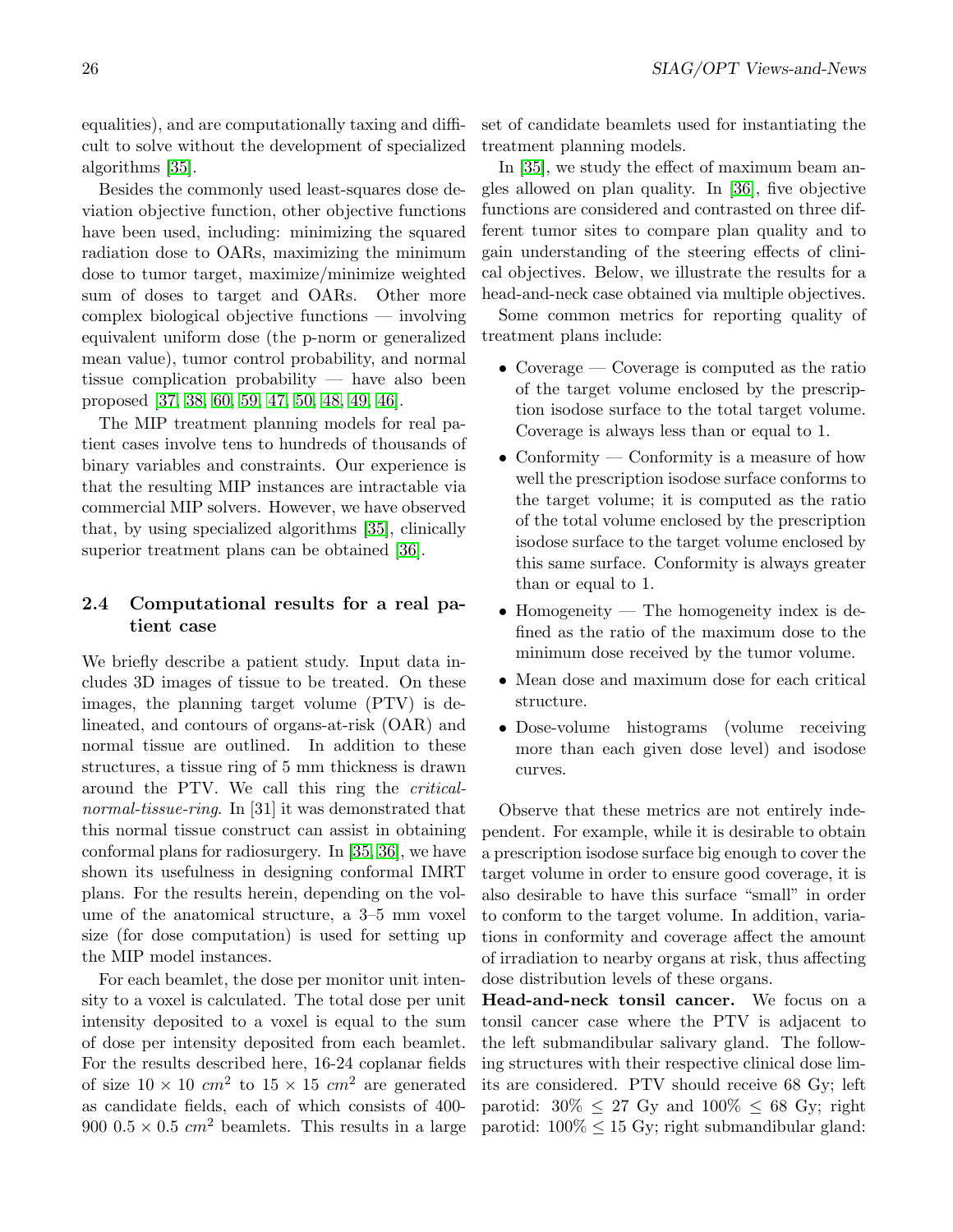equalities), and are computationally taxing and difficult to solve without the development of specialized algorithms [35].

Besides the commonly used least-squares dose deviation objective function, other objective functions have been used, including: minimizing the squared radiation dose to OARs, maximizing the minimum dose to tumor target, maximize/minimize weighted sum of doses to target and OARs. Other more complex biological objective functions — involving equivalent uniform dose (the p-norm or generalized mean value), tumor control probability, and normal tissue complication probability — have also been proposed [37, 38, 60, 59, 47, 50, 48, 49, 46].

The MIP treatment planning models for real patient cases involve tens to hundreds of thousands of binary variables and constraints. Our experience is that the resulting MIP instances are intractable via commercial MIP solvers. However, we have observed that, by using specialized algorithms [35], clinically superior treatment plans can be obtained [36].

### 2.4 Computational results for a real patient case

We briefly describe a patient study. Input data includes 3D images of tissue to be treated. On these images, the planning target volume (PTV) is delineated, and contours of organs-at-risk (OAR) and normal tissue are outlined. In addition to these structures, a tissue ring of 5 mm thickness is drawn around the PTV. We call this ring the *critical-normal-tissue-ring*. In [31] it was demonstrated that this normal tissue construct can assist in obtaining conformal plans for radiosurgery. In [35, 36], we have shown its usefulness in designing conformal IMRT plans. For the results herein, depending on the volume of the anatomical structure, a 3–5 mm voxel size (for dose computation) is used for setting up the MIP model instances.

For each beamlet, the dose per monitor unit intensity to a voxel is calculated. The total dose per unit intensity deposited to a voxel is equal to the sum of dose per intensity deposited from each beamlet. For the results described here, 16-24 coplanar fields of size $10 \times 10$ $cm^2$ to $15 \times 15$ $cm^2$ are generated as candidate fields, each of which consists of 400-900 $0.5 \times 0.5$ $cm^2$ beamlets. This results in a large set of candidate beamlets used for instantiating the treatment planning models.

In [35], we study the effect of maximum beam angles allowed on plan quality. In [36], five objective functions are considered and contrasted on three different tumor sites to compare plan quality and to gain understanding of the steering effects of clinical objectives. Below, we illustrate the results for a head-and-neck case obtained via multiple objectives.

Some common metrics for reporting quality of treatment plans include:

- Coverage — Coverage is computed as the ratio of the target volume enclosed by the prescription isodose surface to the total target volume. Coverage is always less than or equal to 1.
- Conformity — Conformity is a measure of how well the prescription isodose surface conforms to the target volume; it is computed as the ratio of the total volume enclosed by the prescription isodose surface to the target volume enclosed by this same surface. Conformity is always greater than or equal to 1.
- Homogeneity — The homogeneity index is defined as the ratio of the maximum dose to the minimum dose received by the tumor volume.
- Mean dose and maximum dose for each critical structure.
- Dose-volume histograms (volume receiving more than each given dose level) and isodose curves.

Observe that these metrics are not entirely independent. For example, while it is desirable to obtain a prescription isodose surface big enough to cover the target volume in order to ensure good coverage, it is also desirable to have this surface "small" in order to conform to the target volume. In addition, variations in conformity and coverage affect the amount of irradiation to nearby organs at risk, thus affecting dose distribution levels of these organs.

**Head-and-neck tonsil cancer.** We focus on a tonsil cancer case where the PTV is adjacent to the left submandibular salivary gland. The following structures with their respective clinical dose limits are considered. PTV should receive 68 Gy; left parotid: $30\% \leq 27$ Gy and $100\% \leq 68$ Gy; right parotid: $100\% \leq 15$ Gy; right submandibular gland: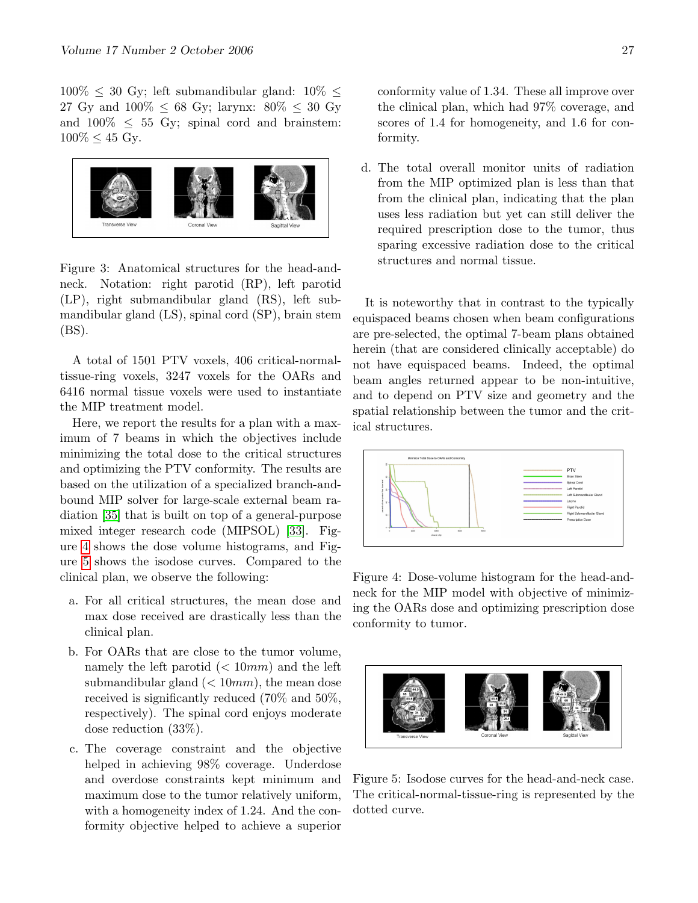100% $\leq$ 30 Gy; left submandibular gland: 10% $\leq$ 27 Gy and 100% $\leq$ 68 Gy; larynx: 80% $\leq$ 30 Gy and 100% $\leq$ 55 Gy; spinal cord and brainstem: 100% $\leq$ 45 Gy.

Figure 3: Anatomical structures for the head-and-neck. Notation: right parotid (RP), left parotid (LP), right submandibular gland (RS), left submandibular gland (LS), spinal cord (SP), brain stem (BS).

A total of 1501 PTV voxels, 406 critical-normal-tissue-ring voxels, 3247 voxels for the OARs and 6416 normal tissue voxels were used to instantiate the MIP treatment model.

Here, we report the results for a plan with a maximum of 7 beams in which the objectives include minimizing the total dose to the critical structures and optimizing the PTV conformity. The results are based on the utilization of a specialized branch-and-bound MIP solver for large-scale external beam radiation [35] that is built on top of a general-purpose mixed integer research code (MIPSOL) [33]. Figure 4 shows the dose volume histograms, and Figure 5 shows the isodose curves. Compared to the clinical plan, we observe the following:

a. For all critical structures, the mean dose and max dose received are drastically less than the clinical plan.

b. For OARs that are close to the tumor volume, namely the left parotid ($< 10mm$) and the left submandibular gland ($< 10mm$), the mean dose received is significantly reduced (70% and 50%, respectively). The spinal cord enjoys moderate dose reduction (33%).

c. The coverage constraint and the objective helped in achieving 98% coverage. Underdose and overdose constraints kept minimum and maximum dose to the tumor relatively uniform, with a homogeneity index of 1.24. And the conformity objective helped to achieve a superior conformity value of 1.34. These all improve over the clinical plan, which had 97% coverage, and scores of 1.4 for homogeneity, and 1.6 for conformity.

d. The total overall monitor units of radiation from the MIP optimized plan is less than that from the clinical plan, indicating that the plan uses less radiation but yet can still deliver the required prescription dose to the tumor, thus sparing excessive radiation dose to the critical structures and normal tissue.

It is noteworthy that in contrast to the typically equispaced beams chosen when beam configurations are pre-selected, the optimal 7-beam plans obtained herein (that are considered clinically acceptable) do not have equispaced beams. Indeed, the optimal beam angles returned appear to be non-intuitive, and to depend on PTV size and geometry and the spatial relationship between the tumor and the critical structures.

Figure 4: Dose-volume histogram for the head-and-neck for the MIP model with objective of minimizing the OARs dose and optimizing prescription dose conformity to tumor.

Figure 5: Isodose curves for the head-and-neck case. The critical-normal-tissue-ring is represented by the dotted curve.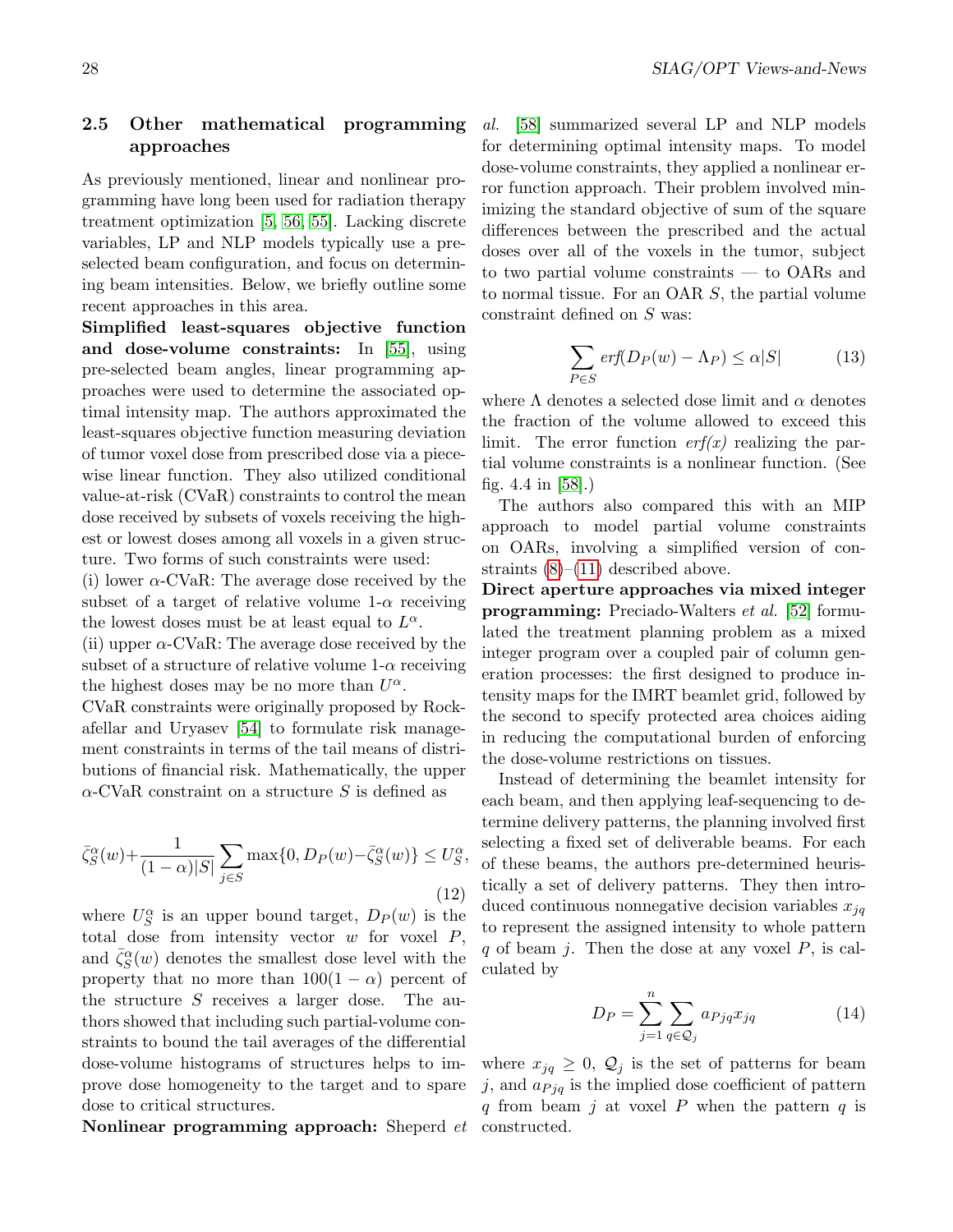### 2.5 Other mathematical programming approaches

As previously mentioned, linear and nonlinear programming have long been used for radiation therapy treatment optimization [5, 56, 55]. Lacking discrete variables, LP and NLP models typically use a preselected beam configuration, and focus on determining beam intensities. Below, we briefly outline some recent approaches in this area.

**Simplified least-squares objective function and dose-volume constraints:** In [55], using pre-selected beam angles, linear programming approaches were used to determine the associated optimal intensity map. The authors approximated the least-squares objective function measuring deviation of tumor voxel dose from prescribed dose via a piecewise linear function. They also utilized conditional value-at-risk (CVaR) constraints to control the mean dose received by subsets of voxels receiving the highest or lowest doses among all voxels in a given structure. Two forms of such constraints were used:

(i) lower $\alpha$-CVaR: The average dose received by the subset of a target of relative volume 1-$\alpha$ receiving the lowest doses must be at least equal to $L^{\alpha}$.

(ii) upper $\alpha$-CVaR: The average dose received by the subset of a structure of relative volume 1-$\alpha$ receiving the highest doses may be no more than $U^{\alpha}$.

CVaR constraints were originally proposed by Rockafellar and Uryasev [54] to formulate risk management constraints in terms of the tail means of distributions of financial risk. Mathematically, the upper $\alpha$-CVaR constraint on a structure $S$ is defined as

$$\bar{\zeta}_S^{\alpha}(w)+\frac{1}{(1-\alpha)|S|}\sum_{j\in S}\max\{0, D_P(w)-\bar{\zeta}_S^{\alpha}(w)\} \leq U_S^{\alpha}, \quad (12)$$

where $U_S^{\alpha}$ is an upper bound target, $D_P(w)$ is the total dose from intensity vector $w$ for voxel $P$, and $\bar{\zeta}_S^{\alpha}(w)$ denotes the smallest dose level with the property that no more than $100(1-\alpha)$ percent of the structure $S$ receives a larger dose. The authors showed that including such partial-volume constraints to bound the tail averages of the differential dose-volume histograms of structures helps to improve dose homogeneity to the target and to spare dose to critical structures.

**Nonlinear programming approach:** Sheperd *et al.* [58] summarized several LP and NLP models for determining optimal intensity maps. To model dose-volume constraints, they applied a nonlinear error function approach. Their problem involved minimizing the standard objective of sum of the square differences between the prescribed and the actual doses over all of the voxels in the tumor, subject to two partial volume constraints — to OARs and to normal tissue. For an OAR $S$, the partial volume constraint defined on $S$ was:

$$\sum_{P\in S} erf(D_P(w)-\Lambda_P) \leq \alpha|S| \quad (13)$$

where $\Lambda$ denotes a selected dose limit and $\alpha$ denotes the fraction of the volume allowed to exceed this limit. The error function *erf(x)* realizing the partial volume constraints is a nonlinear function. (See fig. 4.4 in [58].)

The authors also compared this with an MIP approach to model partial volume constraints on OARs, involving a simplified version of constraints (8)–(11) described above.

**Direct aperture approaches via mixed integer programming:** Preciado-Walters *et al.* [52] formulated the treatment planning problem as a mixed integer program over a coupled pair of column generation processes: the first designed to produce intensity maps for the IMRT beamlet grid, followed by the second to specify protected area choices aiding in reducing the computational burden of enforcing the dose-volume restrictions on tissues.

Instead of determining the beamlet intensity for each beam, and then applying leaf-sequencing to determine delivery patterns, the planning involved first selecting a fixed set of deliverable beams. For each of these beams, the authors pre-determined heuristically a set of delivery patterns. They then introduced continuous nonnegative decision variables $x_{jq}$ to represent the assigned intensity to whole pattern $q$ of beam $j$. Then the dose at any voxel $P$, is calculated by

$$D_P = \sum_{j=1}^{n}\sum_{q\in\mathcal{Q}_j} a_{Pjq}x_{jq} \quad (14)$$

where $x_{jq} \geq 0$, $\mathcal{Q}_j$ is the set of patterns for beam $j$, and $a_{Pjq}$ is the implied dose coefficient of pattern $q$ from beam $j$ at voxel $P$ when the pattern $q$ is constructed.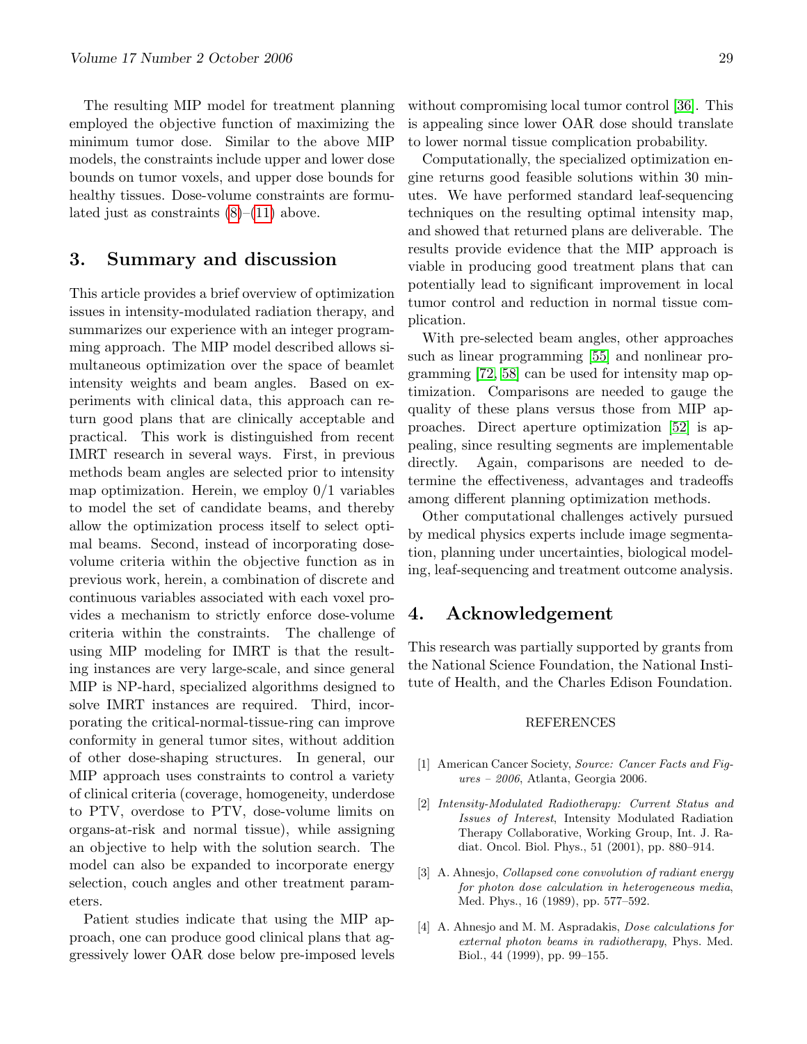The resulting MIP model for treatment planning employed the objective function of maximizing the minimum tumor dose. Similar to the above MIP models, the constraints include upper and lower dose bounds on tumor voxels, and upper dose bounds for healthy tissues. Dose-volume constraints are formulated just as constraints (8)–(11) above.

## 3. Summary and discussion

This article provides a brief overview of optimization issues in intensity-modulated radiation therapy, and summarizes our experience with an integer programming approach. The MIP model described allows simultaneous optimization over the space of beamlet intensity weights and beam angles. Based on experiments with clinical data, this approach can return good plans that are clinically acceptable and practical. This work is distinguished from recent IMRT research in several ways. First, in previous methods beam angles are selected prior to intensity map optimization. Herein, we employ 0/1 variables to model the set of candidate beams, and thereby allow the optimization process itself to select optimal beams. Second, instead of incorporating dose-volume criteria within the objective function as in previous work, herein, a combination of discrete and continuous variables associated with each voxel provides a mechanism to strictly enforce dose-volume criteria within the constraints. The challenge of using MIP modeling for IMRT is that the resulting instances are very large-scale, and since general MIP is NP-hard, specialized algorithms designed to solve IMRT instances are required. Third, incorporating the critical-normal-tissue-ring can improve conformity in general tumor sites, without addition of other dose-shaping structures. In general, our MIP approach uses constraints to control a variety of clinical criteria (coverage, homogeneity, underdose to PTV, overdose to PTV, dose-volume limits on organs-at-risk and normal tissue), while assigning an objective to help with the solution search. The model can also be expanded to incorporate energy selection, couch angles and other treatment parameters.

Patient studies indicate that using the MIP approach, one can produce good clinical plans that aggressively lower OAR dose below pre-imposed levels without compromising local tumor control [36]. This is appealing since lower OAR dose should translate to lower normal tissue complication probability.

Computationally, the specialized optimization engine returns good feasible solutions within 30 minutes. We have performed standard leaf-sequencing techniques on the resulting optimal intensity map, and showed that returned plans are deliverable. The results provide evidence that the MIP approach is viable in producing good treatment plans that can potentially lead to significant improvement in local tumor control and reduction in normal tissue complication.

With pre-selected beam angles, other approaches such as linear programming [55] and nonlinear programming [72, 58] can be used for intensity map optimization. Comparisons are needed to gauge the quality of these plans versus those from MIP approaches. Direct aperture optimization [52] is appealing, since resulting segments are implementable directly. Again, comparisons are needed to determine the effectiveness, advantages and tradeoffs among different planning optimization methods.

Other computational challenges actively pursued by medical physics experts include image segmentation, planning under uncertainties, biological modeling, leaf-sequencing and treatment outcome analysis.

## 4. Acknowledgement

This research was partially supported by grants from the National Science Foundation, the National Institute of Health, and the Charles Edison Foundation.

### REFERENCES

[1] American Cancer Society, *Source: Cancer Facts and Figures – 2006*, Atlanta, Georgia 2006.

[2] *Intensity-Modulated Radiotherapy: Current Status and Issues of Interest*, Intensity Modulated Radiation Therapy Collaborative, Working Group, Int. J. Radiat. Oncol. Biol. Phys., 51 (2001), pp. 880–914.

[3] A. Ahnesjo, *Collapsed cone convolution of radiant energy for photon dose calculation in heterogeneous media*, Med. Phys., 16 (1989), pp. 577–592.

[4] A. Ahnesjo and M. M. Aspradakis, *Dose calculations for external photon beams in radiotherapy*, Phys. Med. Biol., 44 (1999), pp. 99–155.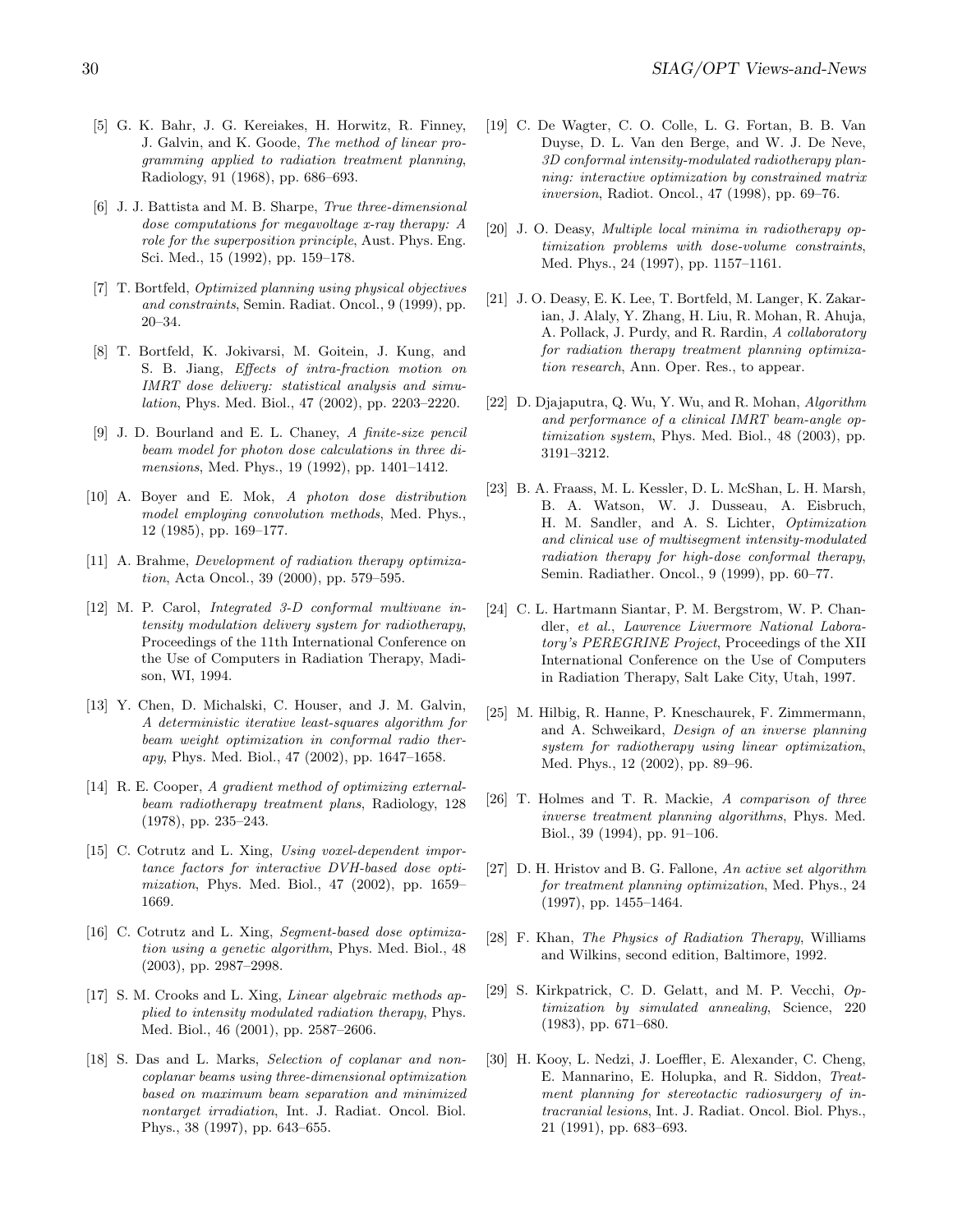[5] G. K. Bahr, J. G. Kereiakes, H. Horwitz, R. Finney, J. Galvin, and K. Goode, *The method of linear programming applied to radiation treatment planning*, Radiology, 91 (1968), pp. 686–693.

[6] J. J. Battista and M. B. Sharpe, *True three-dimensional dose computations for megavoltage x-ray therapy: A role for the superposition principle*, Aust. Phys. Eng. Sci. Med., 15 (1992), pp. 159–178.

[7] T. Bortfeld, *Optimized planning using physical objectives and constraints*, Semin. Radiat. Oncol., 9 (1999), pp. 20–34.

[8] T. Bortfeld, K. Jokivarsi, M. Goitein, J. Kung, and S. B. Jiang, *Effects of intra-fraction motion on IMRT dose delivery: statistical analysis and simulation*, Phys. Med. Biol., 47 (2002), pp. 2203–2220.

[9] J. D. Bourland and E. L. Chaney, *A finite-size pencil beam model for photon dose calculations in three dimensions*, Med. Phys., 19 (1992), pp. 1401–1412.

[10] A. Boyer and E. Mok, *A photon dose distribution model employing convolution methods*, Med. Phys., 12 (1985), pp. 169–177.

[11] A. Brahme, *Development of radiation therapy optimization*, Acta Oncol., 39 (2000), pp. 579–595.

[12] M. P. Carol, *Integrated 3-D conformal multivane intensity modulation delivery system for radiotherapy*, Proceedings of the 11th International Conference on the Use of Computers in Radiation Therapy, Madison, WI, 1994.

[13] Y. Chen, D. Michalski, C. Houser, and J. M. Galvin, *A deterministic iterative least-squares algorithm for beam weight optimization in conformal radio therapy*, Phys. Med. Biol., 47 (2002), pp. 1647–1658.

[14] R. E. Cooper, *A gradient method of optimizing external-beam radiotherapy treatment plans*, Radiology, 128 (1978), pp. 235–243.

[15] C. Cotrutz and L. Xing, *Using voxel-dependent importance factors for interactive DVH-based dose optimization*, Phys. Med. Biol., 47 (2002), pp. 1659–1669.

[16] C. Cotrutz and L. Xing, *Segment-based dose optimization using a genetic algorithm*, Phys. Med. Biol., 48 (2003), pp. 2987–2998.

[17] S. M. Crooks and L. Xing, *Linear algebraic methods applied to intensity modulated radiation therapy*, Phys. Med. Biol., 46 (2001), pp. 2587–2606.

[18] S. Das and L. Marks, *Selection of coplanar and non-coplanar beams using three-dimensional optimization based on maximum beam separation and minimized nontarget irradiation*, Int. J. Radiat. Oncol. Biol. Phys., 38 (1997), pp. 643–655.

[19] C. De Wagter, C. O. Colle, L. G. Fortan, B. B. Van Duyse, D. L. Van den Berge, and W. J. De Neve, *3D conformal intensity-modulated radiotherapy planning: interactive optimization by constrained matrix inversion*, Radiot. Oncol., 47 (1998), pp. 69–76.

[20] J. O. Deasy, *Multiple local minima in radiotherapy optimization problems with dose-volume constraints*, Med. Phys., 24 (1997), pp. 1157–1161.

[21] J. O. Deasy, E. K. Lee, T. Bortfeld, M. Langer, K. Zakarian, J. Alaly, Y. Zhang, H. Liu, R. Mohan, R. Ahuja, A. Pollack, J. Purdy, and R. Rardin, *A collaboratory for radiation therapy treatment planning optimization research*, Ann. Oper. Res., to appear.

[22] D. Djajaputra, Q. Wu, Y. Wu, and R. Mohan, *Algorithm and performance of a clinical IMRT beam-angle optimization system*, Phys. Med. Biol., 48 (2003), pp. 3191–3212.

[23] B. A. Fraass, M. L. Kessler, D. L. McShan, L. H. Marsh, B. A. Watson, W. J. Dusseau, A. Eisbruch, H. M. Sandler, and A. S. Lichter, *Optimization and clinical use of multisegment intensity-modulated radiation therapy for high-dose conformal therapy*, Semin. Radiather. Oncol., 9 (1999), pp. 60–77.

[24] C. L. Hartmann Siantar, P. M. Bergstrom, W. P. Chandler, *et al.*, *Lawrence Livermore National Laboratory's PEREGRINE Project*, Proceedings of the XII International Conference on the Use of Computers in Radiation Therapy, Salt Lake City, Utah, 1997.

[25] M. Hilbig, R. Hanne, P. Kneschaurek, F. Zimmermann, and A. Schweikard, *Design of an inverse planning system for radiotherapy using linear optimization*, Med. Phys., 12 (2002), pp. 89–96.

[26] T. Holmes and T. R. Mackie, *A comparison of three inverse treatment planning algorithms*, Phys. Med. Biol., 39 (1994), pp. 91–106.

[27] D. H. Hristov and B. G. Fallone, *An active set algorithm for treatment planning optimization*, Med. Phys., 24 (1997), pp. 1455–1464.

[28] F. Khan, *The Physics of Radiation Therapy*, Williams and Wilkins, second edition, Baltimore, 1992.

[29] S. Kirkpatrick, C. D. Gelatt, and M. P. Vecchi, *Optimization by simulated annealing*, Science, 220 (1983), pp. 671–680.

[30] H. Kooy, L. Nedzi, J. Loeffler, E. Alexander, C. Cheng, E. Mannarino, E. Holupka, and R. Siddon, *Treatment planning for stereotactic radiosurgery of intracranial lesions*, Int. J. Radiat. Oncol. Biol. Phys., 21 (1991), pp. 683–693.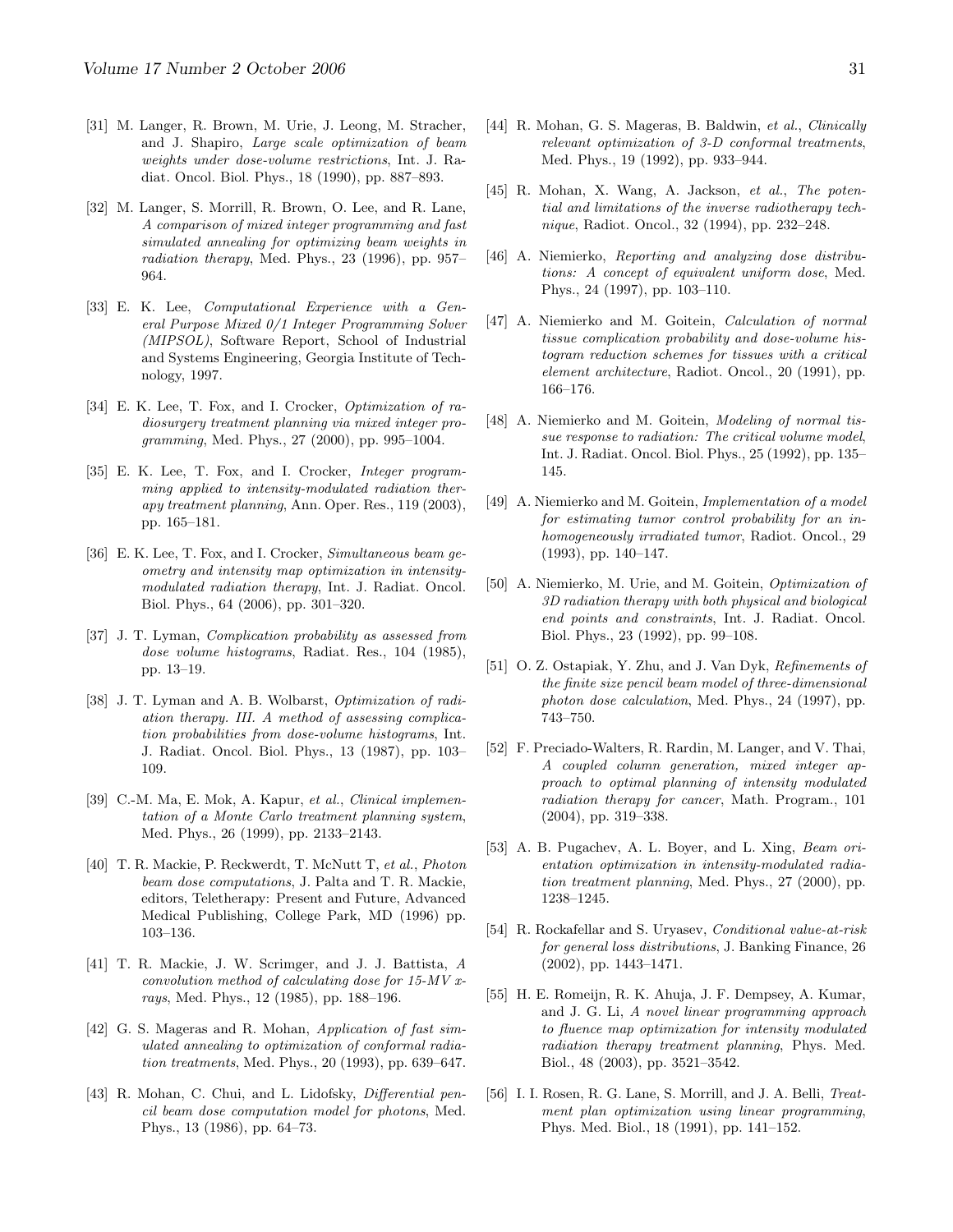[31] M. Langer, R. Brown, M. Urie, J. Leong, M. Stracher, and J. Shapiro, *Large scale optimization of beam weights under dose-volume restrictions*, Int. J. Radiat. Oncol. Biol. Phys., 18 (1990), pp. 887–893.

[32] M. Langer, S. Morrill, R. Brown, O. Lee, and R. Lane, *A comparison of mixed integer programming and fast simulated annealing for optimizing beam weights in radiation therapy*, Med. Phys., 23 (1996), pp. 957–964.

[33] E. K. Lee, *Computational Experience with a General Purpose Mixed 0/1 Integer Programming Solver (MIPSOL)*, Software Report, School of Industrial and Systems Engineering, Georgia Institute of Technology, 1997.

[34] E. K. Lee, T. Fox, and I. Crocker, *Optimization of radiosurgery treatment planning via mixed integer programming*, Med. Phys., 27 (2000), pp. 995–1004.

[35] E. K. Lee, T. Fox, and I. Crocker, *Integer programming applied to intensity-modulated radiation therapy treatment planning*, Ann. Oper. Res., 119 (2003), pp. 165–181.

[36] E. K. Lee, T. Fox, and I. Crocker, *Simultaneous beam geometry and intensity map optimization in intensity-modulated radiation therapy*, Int. J. Radiat. Oncol. Biol. Phys., 64 (2006), pp. 301–320.

[37] J. T. Lyman, *Complication probability as assessed from dose volume histograms*, Radiat. Res., 104 (1985), pp. 13–19.

[38] J. T. Lyman and A. B. Wolbarst, *Optimization of radiation therapy. III. A method of assessing complication probabilities from dose-volume histograms*, Int. J. Radiat. Oncol. Biol. Phys., 13 (1987), pp. 103–109.

[39] C.-M. Ma, E. Mok, A. Kapur, *et al.*, *Clinical implementation of a Monte Carlo treatment planning system*, Med. Phys., 26 (1999), pp. 2133–2143.

[40] T. R. Mackie, P. Reckwerdt, T. McNutt T, *et al.*, *Photon beam dose computations*, J. Palta and T. R. Mackie, editors, Teletherapy: Present and Future, Advanced Medical Publishing, College Park, MD (1996) pp. 103–136.

[41] T. R. Mackie, J. W. Scrimger, and J. J. Battista, *A convolution method of calculating dose for 15-MV x-rays*, Med. Phys., 12 (1985), pp. 188–196.

[42] G. S. Mageras and R. Mohan, *Application of fast simulated annealing to optimization of conformal radiation treatments*, Med. Phys., 20 (1993), pp. 639–647.

[43] R. Mohan, C. Chui, and L. Lidofsky, *Differential pencil beam dose computation model for photons*, Med. Phys., 13 (1986), pp. 64–73.

[44] R. Mohan, G. S. Mageras, B. Baldwin, *et al.*, *Clinically relevant optimization of 3-D conformal treatments*, Med. Phys., 19 (1992), pp. 933–944.

[45] R. Mohan, X. Wang, A. Jackson, *et al.*, *The potential and limitations of the inverse radiotherapy technique*, Radiot. Oncol., 32 (1994), pp. 232–248.

[46] A. Niemierko, *Reporting and analyzing dose distributions: A concept of equivalent uniform dose*, Med. Phys., 24 (1997), pp. 103–110.

[47] A. Niemierko and M. Goitein, *Calculation of normal tissue complication probability and dose-volume histogram reduction schemes for tissues with a critical element architecture*, Radiot. Oncol., 20 (1991), pp. 166–176.

[48] A. Niemierko and M. Goitein, *Modeling of normal tissue response to radiation: The critical volume model*, Int. J. Radiat. Oncol. Biol. Phys., 25 (1992), pp. 135–145.

[49] A. Niemierko and M. Goitein, *Implementation of a model for estimating tumor control probability for an inhomogeneously irradiated tumor*, Radiot. Oncol., 29 (1993), pp. 140–147.

[50] A. Niemierko, M. Urie, and M. Goitein, *Optimization of 3D radiation therapy with both physical and biological end points and constraints*, Int. J. Radiat. Oncol. Biol. Phys., 23 (1992), pp. 99–108.

[51] O. Z. Ostapiak, Y. Zhu, and J. Van Dyk, *Refinements of the finite size pencil beam model of three-dimensional photon dose calculation*, Med. Phys., 24 (1997), pp. 743–750.

[52] F. Preciado-Walters, R. Rardin, M. Langer, and V. Thai, *A coupled column generation, mixed integer approach to optimal planning of intensity modulated radiation therapy for cancer*, Math. Program., 101 (2004), pp. 319–338.

[53] A. B. Pugachev, A. L. Boyer, and L. Xing, *Beam orientation optimization in intensity-modulated radiation treatment planning*, Med. Phys., 27 (2000), pp. 1238–1245.

[54] R. Rockafellar and S. Uryasev, *Conditional value-at-risk for general loss distributions*, J. Banking Finance, 26 (2002), pp. 1443–1471.

[55] H. E. Romeijn, R. K. Ahuja, J. F. Dempsey, A. Kumar, and J. G. Li, *A novel linear programming approach to fluence map optimization for intensity modulated radiation therapy treatment planning*, Phys. Med. Biol., 48 (2003), pp. 3521–3542.

[56] I. I. Rosen, R. G. Lane, S. Morrill, and J. A. Belli, *Treatment plan optimization using linear programming*, Phys. Med. Biol., 18 (1991), pp. 141–152.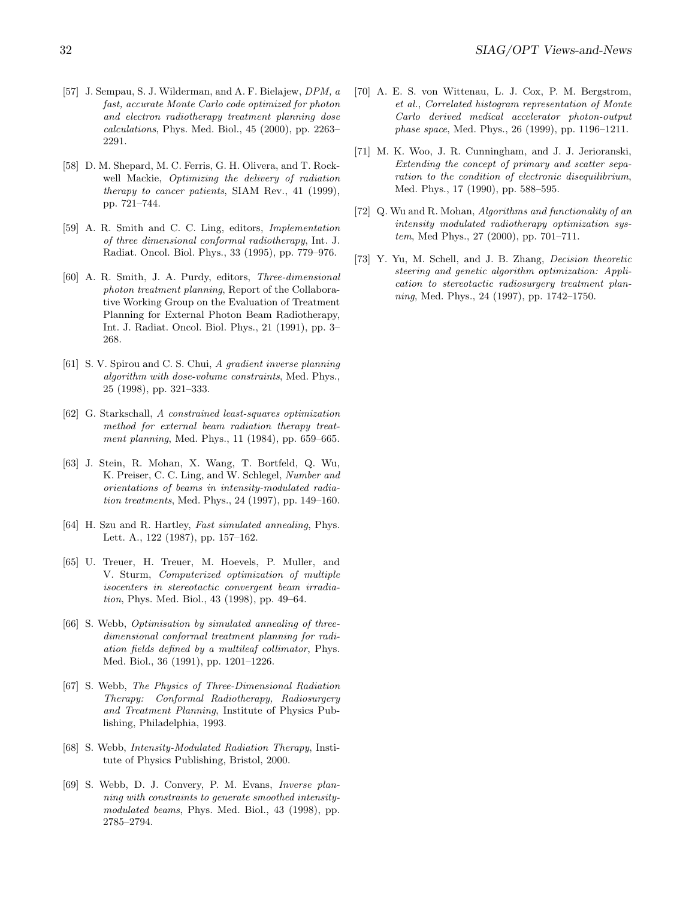[57] J. Sempau, S. J. Wilderman, and A. F. Bielajew, *DPM, a fast, accurate Monte Carlo code optimized for photon and electron radiotherapy treatment planning dose calculations*, Phys. Med. Biol., 45 (2000), pp. 2263–2291.

[58] D. M. Shepard, M. C. Ferris, G. H. Olivera, and T. Rockwell Mackie, *Optimizing the delivery of radiation therapy to cancer patients*, SIAM Rev., 41 (1999), pp. 721–744.

[59] A. R. Smith and C. C. Ling, editors, *Implementation of three dimensional conformal radiotherapy*, Int. J. Radiat. Oncol. Biol. Phys., 33 (1995), pp. 779–976.

[60] A. R. Smith, J. A. Purdy, editors, *Three-dimensional photon treatment planning*, Report of the Collaborative Working Group on the Evaluation of Treatment Planning for External Photon Beam Radiotherapy, Int. J. Radiat. Oncol. Biol. Phys., 21 (1991), pp. 3–268.

[61] S. V. Spirou and C. S. Chui, *A gradient inverse planning algorithm with dose-volume constraints*, Med. Phys., 25 (1998), pp. 321–333.

[62] G. Starkschall, *A constrained least-squares optimization method for external beam radiation therapy treatment planning*, Med. Phys., 11 (1984), pp. 659–665.

[63] J. Stein, R. Mohan, X. Wang, T. Bortfeld, Q. Wu, K. Preiser, C. C. Ling, and W. Schlegel, *Number and orientations of beams in intensity-modulated radiation treatments*, Med. Phys., 24 (1997), pp. 149–160.

[64] H. Szu and R. Hartley, *Fast simulated annealing*, Phys. Lett. A., 122 (1987), pp. 157–162.

[65] U. Treuer, H. Treuer, M. Hoevels, P. Muller, and V. Sturm, *Computerized optimization of multiple isocenters in stereotactic convergent beam irradiation*, Phys. Med. Biol., 43 (1998), pp. 49–64.

[66] S. Webb, *Optimisation by simulated annealing of three-dimensional conformal treatment planning for radiation fields defined by a multileaf collimator*, Phys. Med. Biol., 36 (1991), pp. 1201–1226.

[67] S. Webb, *The Physics of Three-Dimensional Radiation Therapy: Conformal Radiotherapy, Radiosurgery and Treatment Planning*, Institute of Physics Publishing, Philadelphia, 1993.

[68] S. Webb, *Intensity-Modulated Radiation Therapy*, Institute of Physics Publishing, Bristol, 2000.

[69] S. Webb, D. J. Convery, P. M. Evans, *Inverse planning with constraints to generate smoothed intensity-modulated beams*, Phys. Med. Biol., 43 (1998), pp. 2785–2794.

[70] A. E. S. von Wittenau, L. J. Cox, P. M. Bergstrom, *et al.*, *Correlated histogram representation of Monte Carlo derived medical accelerator photon-output phase space*, Med. Phys., 26 (1999), pp. 1196–1211.

[71] M. K. Woo, J. R. Cunningham, and J. J. Jerioranski, *Extending the concept of primary and scatter separation to the condition of electronic disequilibrium*, Med. Phys., 17 (1990), pp. 588–595.

[72] Q. Wu and R. Mohan, *Algorithms and functionality of an intensity modulated radiotherapy optimization system*, Med Phys., 27 (2000), pp. 701–711.

[73] Y. Yu, M. Schell, and J. B. Zhang, *Decision theoretic steering and genetic algorithm optimization: Application to stereotactic radiosurgery treatment planning*, Med. Phys., 24 (1997), pp. 1742–1750.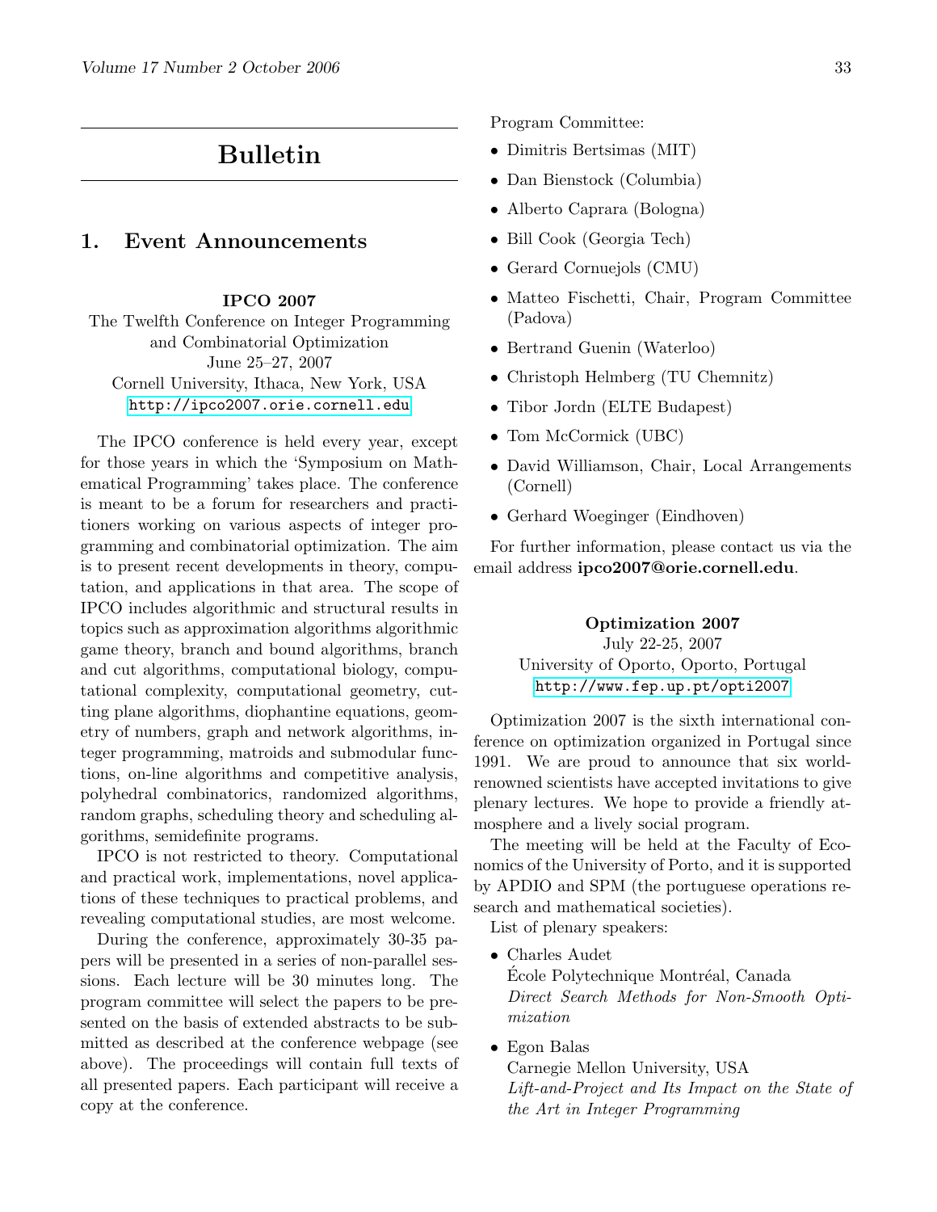# Bulletin

## 1. Event Announcements

**IPCO 2007**

The Twelfth Conference on Integer Programming and Combinatorial Optimization
June 25–27, 2007
Cornell University, Ithaca, New York, USA
http://ipco2007.orie.cornell.edu

The IPCO conference is held every year, except for those years in which the 'Symposium on Mathematical Programming' takes place. The conference is meant to be a forum for researchers and practitioners working on various aspects of integer programming and combinatorial optimization. The aim is to present recent developments in theory, computation, and applications in that area. The scope of IPCO includes algorithmic and structural results in topics such as approximation algorithms algorithmic game theory, branch and bound algorithms, branch and cut algorithms, computational biology, computational complexity, computational geometry, cutting plane algorithms, diophantine equations, geometry of numbers, graph and network algorithms, integer programming, matroids and submodular functions, on-line algorithms and competitive analysis, polyhedral combinatorics, randomized algorithms, random graphs, scheduling theory and scheduling algorithms, semidefinite programs.

IPCO is not restricted to theory. Computational and practical work, implementations, novel applications of these techniques to practical problems, and revealing computational studies, are most welcome.

During the conference, approximately 30-35 papers will be presented in a series of non-parallel sessions. Each lecture will be 30 minutes long. The program committee will select the papers to be presented on the basis of extended abstracts to be submitted as described at the conference webpage (see above). The proceedings will contain full texts of all presented papers. Each participant will receive a copy at the conference.

Program Committee:

- Dimitris Bertsimas (MIT)
- Dan Bienstock (Columbia)
- Alberto Caprara (Bologna)
- Bill Cook (Georgia Tech)
- Gerard Cornuejols (CMU)
- Matteo Fischetti, Chair, Program Committee (Padova)
- Bertrand Guenin (Waterloo)
- Christoph Helmberg (TU Chemnitz)
- Tibor Jordn (ELTE Budapest)
- Tom McCormick (UBC)
- David Williamson, Chair, Local Arrangements (Cornell)
- Gerhard Woeginger (Eindhoven)

For further information, please contact us via the email address **ipco2007@orie.cornell.edu**.

**Optimization 2007**

July 22-25, 2007
University of Oporto, Oporto, Portugal
http://www.fep.up.pt/opti2007

Optimization 2007 is the sixth international conference on optimization organized in Portugal since 1991. We are proud to announce that six world-renowned scientists have accepted invitations to give plenary lectures. We hope to provide a friendly atmosphere and a lively social program.

The meeting will be held at the Faculty of Economics of the University of Porto, and it is supported by APDIO and SPM (the portuguese operations research and mathematical societies).

List of plenary speakers:

- Charles Audet
  École Polytechnique Montréal, Canada
  *Direct Search Methods for Non-Smooth Optimization*
- Egon Balas
  Carnegie Mellon University, USA
  *Lift-and-Project and Its Impact on the State of the Art in Integer Programming*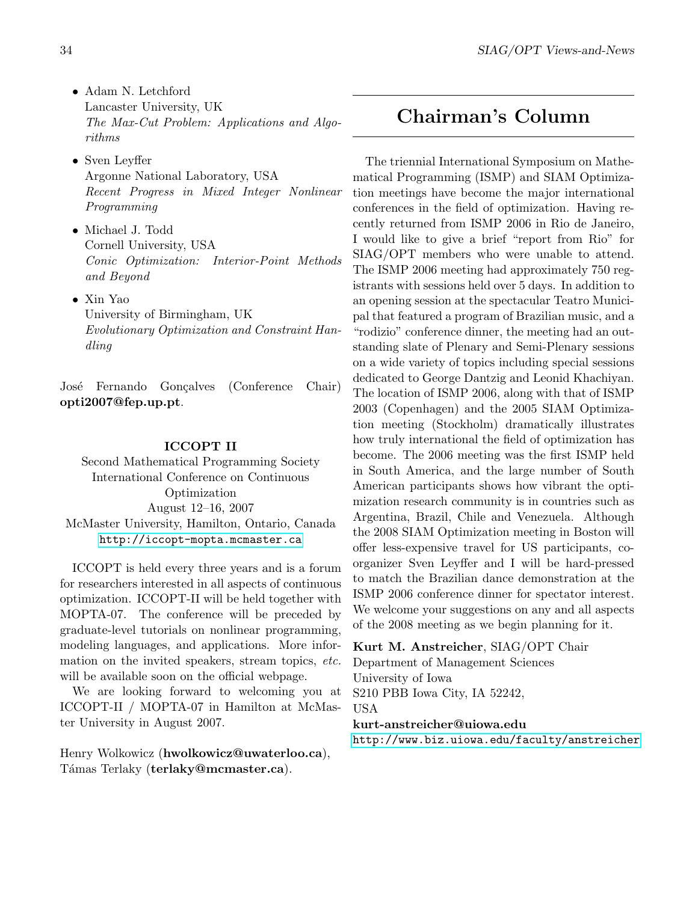- Adam N. Letchford
  Lancaster University, UK
  *The Max-Cut Problem: Applications and Algorithms*

- Sven Leyffer
  Argonne National Laboratory, USA
  *Recent Progress in Mixed Integer Nonlinear Programming*

- Michael J. Todd
  Cornell University, USA
  *Conic Optimization: Interior-Point Methods and Beyond*

- Xin Yao
  University of Birmingham, UK
  *Evolutionary Optimization and Constraint Handling*

José Fernando Gonçalves (Conference Chair) **opti2007@fep.up.pt**.

**ICCOPT II**

Second Mathematical Programming Society International Conference on Continuous Optimization
August 12–16, 2007
McMaster University, Hamilton, Ontario, Canada
http://iccopt-mopta.mcmaster.ca

ICCOPT is held every three years and is a forum for researchers interested in all aspects of continuous optimization. ICCOPT-II will be held together with MOPTA-07. The conference will be preceded by graduate-level tutorials on nonlinear programming, modeling languages, and applications. More information on the invited speakers, stream topics, *etc.* will be available soon on the official webpage.

We are looking forward to welcoming you at ICCOPT-II / MOPTA-07 in Hamilton at McMaster University in August 2007.

Henry Wolkowicz (**hwolkowicz@uwaterloo.ca**), Támas Terlaky (**terlaky@mcmaster.ca**).

# Chairman's Column

The triennial International Symposium on Mathematical Programming (ISMP) and SIAM Optimization meetings have become the major international conferences in the field of optimization. Having recently returned from ISMP 2006 in Rio de Janeiro, I would like to give a brief "report from Rio" for SIAG/OPT members who were unable to attend. The ISMP 2006 meeting had approximately 750 registrants with sessions held over 5 days. In addition to an opening session at the spectacular Teatro Municipal that featured a program of Brazilian music, and a "rodizio" conference dinner, the meeting had an outstanding slate of Plenary and Semi-Plenary sessions on a wide variety of topics including special sessions dedicated to George Dantzig and Leonid Khachiyan. The location of ISMP 2006, along with that of ISMP 2003 (Copenhagen) and the 2005 SIAM Optimization meeting (Stockholm) dramatically illustrates how truly international the field of optimization has become. The 2006 meeting was the first ISMP held in South America, and the large number of South American participants shows how vibrant the optimization research community is in countries such as Argentina, Brazil, Chile and Venezuela. Although the 2008 SIAM Optimization meeting in Boston will offer less-expensive travel for US participants, co-organizer Sven Leyffer and I will be hard-pressed to match the Brazilian dance demonstration at the ISMP 2006 conference dinner for spectator interest. We welcome your suggestions on any and all aspects of the 2008 meeting as we begin planning for it.

**Kurt M. Anstreicher**, SIAG/OPT Chair
Department of Management Sciences
University of Iowa
S210 PBB Iowa City, IA 52242,
USA
**kurt-anstreicher@uiowa.edu**
http://www.biz.uiowa.edu/faculty/anstreicher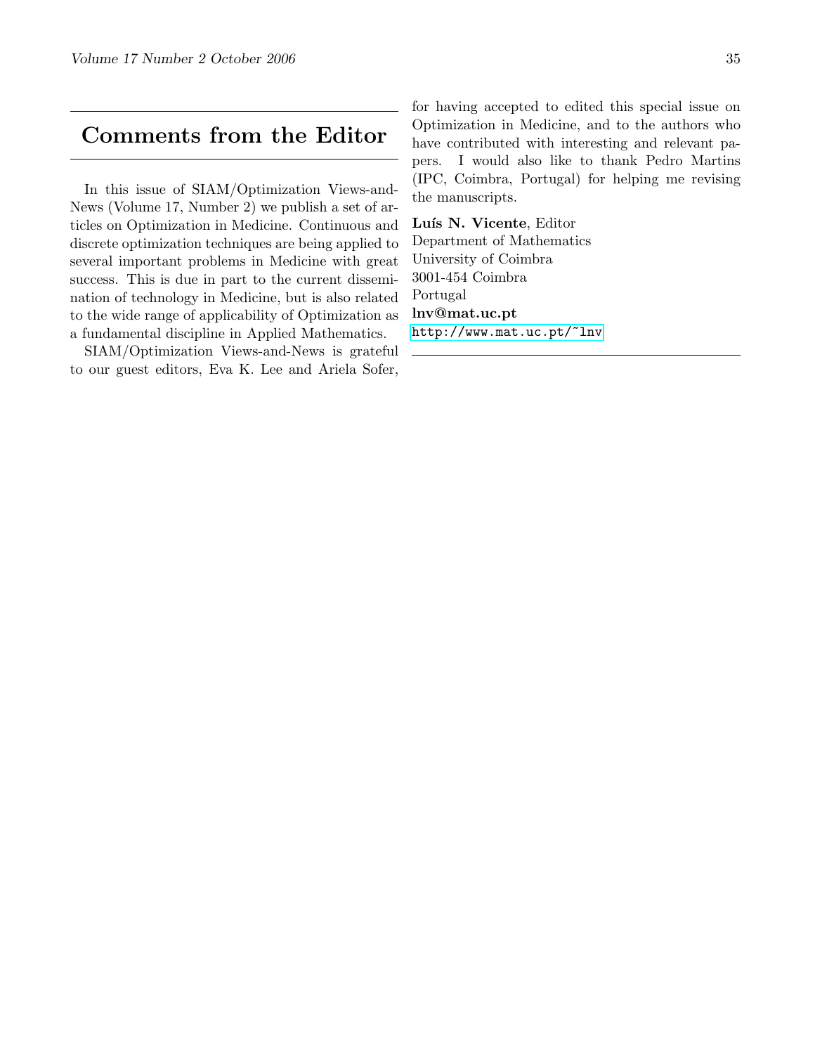## Comments from the Editor

In this issue of SIAM/Optimization Views-and-News (Volume 17, Number 2) we publish a set of articles on Optimization in Medicine. Continuous and discrete optimization techniques are being applied to several important problems in Medicine with great success. This is due in part to the current dissemination of technology in Medicine, but is also related to the wide range of applicability of Optimization as a fundamental discipline in Applied Mathematics.

SIAM/Optimization Views-and-News is grateful to our guest editors, Eva K. Lee and Ariela Sofer, for having accepted to edited this special issue on Optimization in Medicine, and to the authors who have contributed with interesting and relevant papers. I would also like to thank Pedro Martins (IPC, Coimbra, Portugal) for helping me revising the manuscripts.

**Luís N. Vicente**, Editor
Department of Mathematics
University of Coimbra
3001-454 Coimbra
Portugal
**lnv@mat.uc.pt**
http://www.mat.uc.pt/~lnv